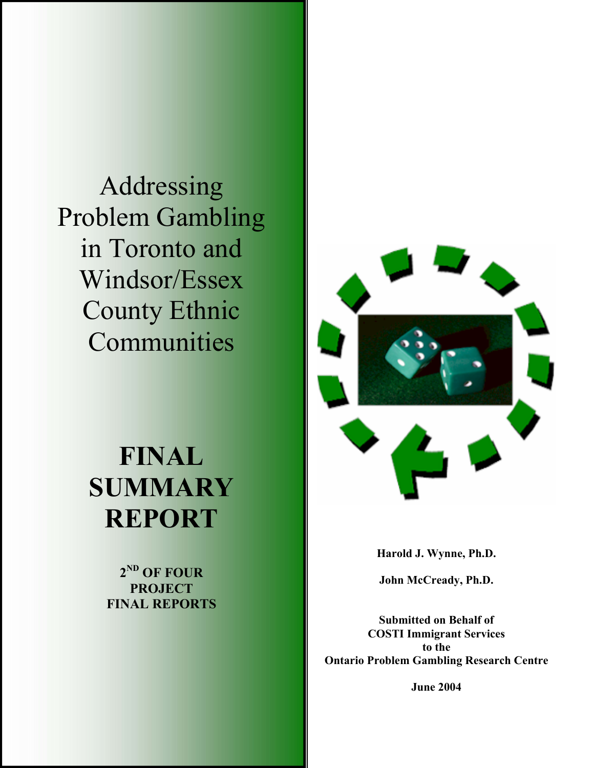# Addressing Problem Gambling in Toronto and Windsor/Essex County Ethnic Communities

# FINAL SUMMARY REPORT

**2ND OF FOUR PROJECT FINAL REPORTS**

**Harold J. Wynne, Ph.D.**

**John McCready, Ph.D.**

**Submitted on Behalf of COSTI Immigrant Services to the Ontario Problem Gambling Research Centre**

**June 2004**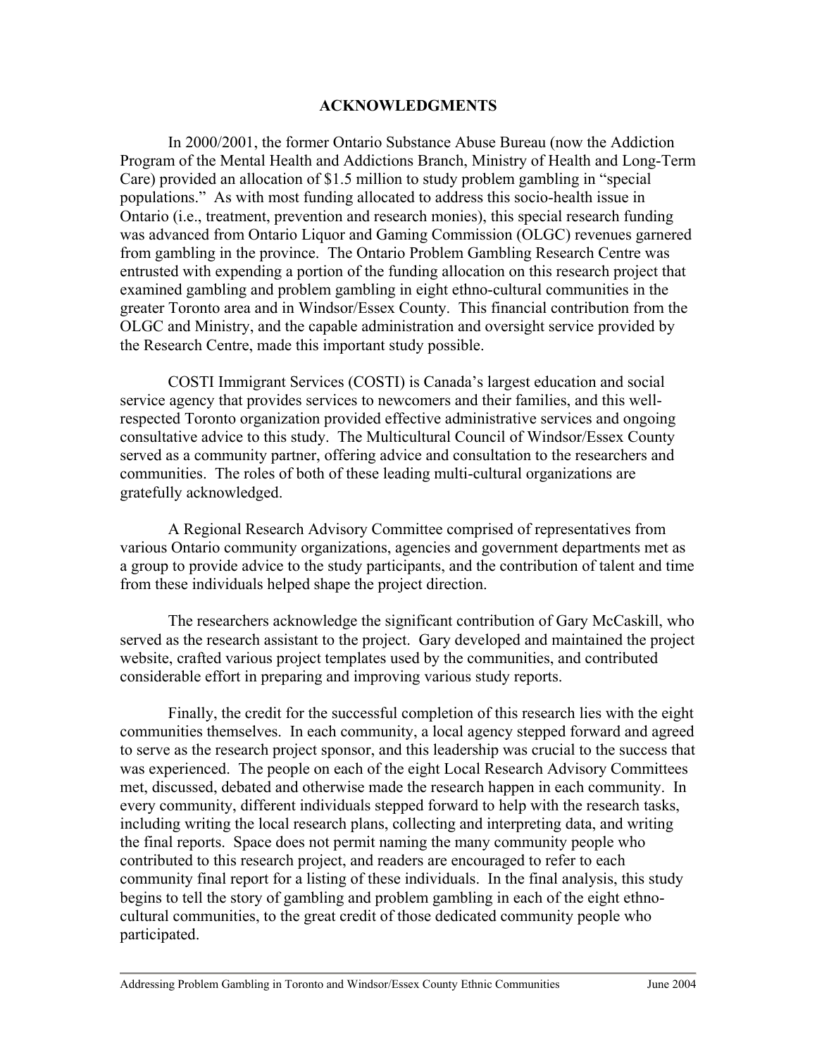# ACKNOWLEDGMENTS

In 2000/2001, the former Ontario Substance Abuse Bureau (now the Addiction Program of the Mental Health and Addictions Branch, Ministry of Health and Long-Term Care) provided an allocation of $1.5 million to study problem gambling in "special populations." As with most funding allocated to address this socio-health issue in Ontario (i.e., treatment, prevention and research monies), this special research funding was advanced from Ontario Liquor and Gaming Commission (OLGC) revenues garnered from gambling in the province. The Ontario Problem Gambling Research Centre was entrusted with expending a portion of the funding allocation on this research project that examined gambling and problem gambling in eight ethno-cultural communities in the greater Toronto area and in Windsor/Essex County. This financial contribution from the OLGC and Ministry, and the capable administration and oversight service provided by the Research Centre, made this important study possible.

COSTI Immigrant Services (COSTI) is Canada's largest education and social service agency that provides services to newcomers and their families, and this well-respected Toronto organization provided effective administrative services and ongoing consultative advice to this study. The Multicultural Council of Windsor/Essex County served as a community partner, offering advice and consultation to the researchers and communities. The roles of both of these leading multi-cultural organizations are gratefully acknowledged.

A Regional Research Advisory Committee comprised of representatives from various Ontario community organizations, agencies and government departments met as a group to provide advice to the study participants, and the contribution of talent and time from these individuals helped shape the project direction.

The researchers acknowledge the significant contribution of Gary McCaskill, who served as the research assistant to the project. Gary developed and maintained the project website, crafted various project templates used by the communities, and contributed considerable effort in preparing and improving various study reports.

Finally, the credit for the successful completion of this research lies with the eight communities themselves. In each community, a local agency stepped forward and agreed to serve as the research project sponsor, and this leadership was crucial to the success that was experienced. The people on each of the eight Local Research Advisory Committees met, discussed, debated and otherwise made the research happen in each community. In every community, different individuals stepped forward to help with the research tasks, including writing the local research plans, collecting and interpreting data, and writing the final reports. Space does not permit naming the many community people who contributed to this research project, and readers are encouraged to refer to each community final report for a listing of these individuals. In the final analysis, this study begins to tell the story of gambling and problem gambling in each of the eight ethno-cultural communities, to the great credit of those dedicated community people who participated.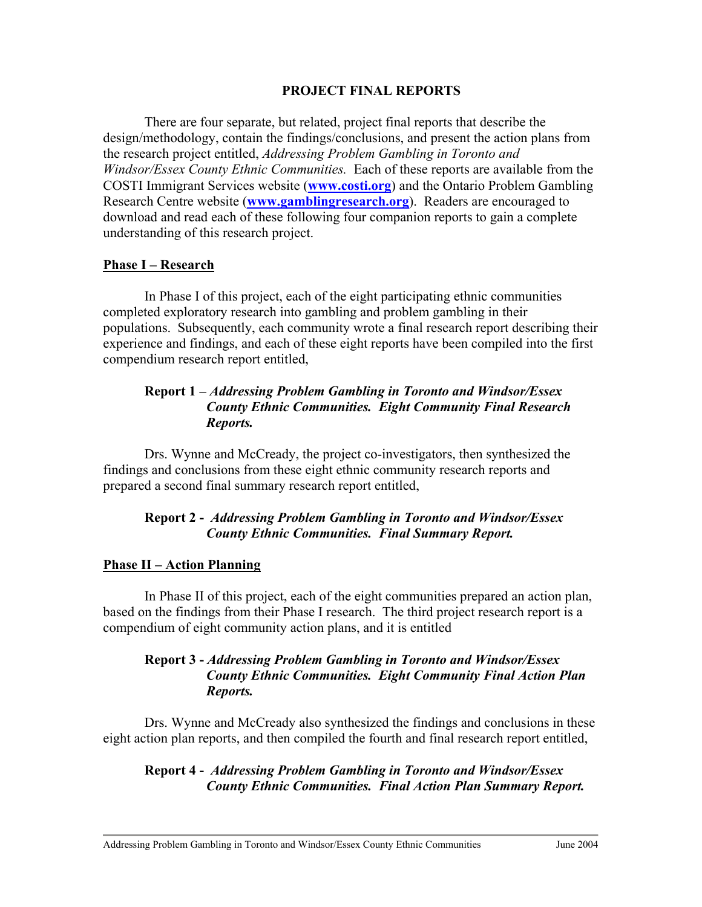# PROJECT FINAL REPORTS

There are four separate, but related, project final reports that describe the design/methodology, contain the findings/conclusions, and present the action plans from the research project entitled, *Addressing Problem Gambling in Toronto and Windsor/Essex County Ethnic Communities.* Each of these reports are available from the COSTI Immigrant Services website (**www.costi.org**) and the Ontario Problem Gambling Research Centre website (**www.gamblingresearch.org**). Readers are encouraged to download and read each of these following four companion reports to gain a complete understanding of this research project.

## Phase I – Research

In Phase I of this project, each of the eight participating ethnic communities completed exploratory research into gambling and problem gambling in their populations. Subsequently, each community wrote a final research report describing their experience and findings, and each of these eight reports have been compiled into the first compendium research report entitled,

> **Report 1 –** ***Addressing Problem Gambling in Toronto and Windsor/Essex County Ethnic Communities. Eight Community Final Research Reports.***

Drs. Wynne and McCready, the project co-investigators, then synthesized the findings and conclusions from these eight ethnic community research reports and prepared a second final summary research report entitled,

> **Report 2 -** ***Addressing Problem Gambling in Toronto and Windsor/Essex County Ethnic Communities. Final Summary Report.***

## Phase II – Action Planning

In Phase II of this project, each of the eight communities prepared an action plan, based on the findings from their Phase I research. The third project research report is a compendium of eight community action plans, and it is entitled

> **Report 3 -** ***Addressing Problem Gambling in Toronto and Windsor/Essex County Ethnic Communities. Eight Community Final Action Plan Reports.***

Drs. Wynne and McCready also synthesized the findings and conclusions in these eight action plan reports, and then compiled the fourth and final research report entitled,

> **Report 4 -** ***Addressing Problem Gambling in Toronto and Windsor/Essex County Ethnic Communities. Final Action Plan Summary Report.***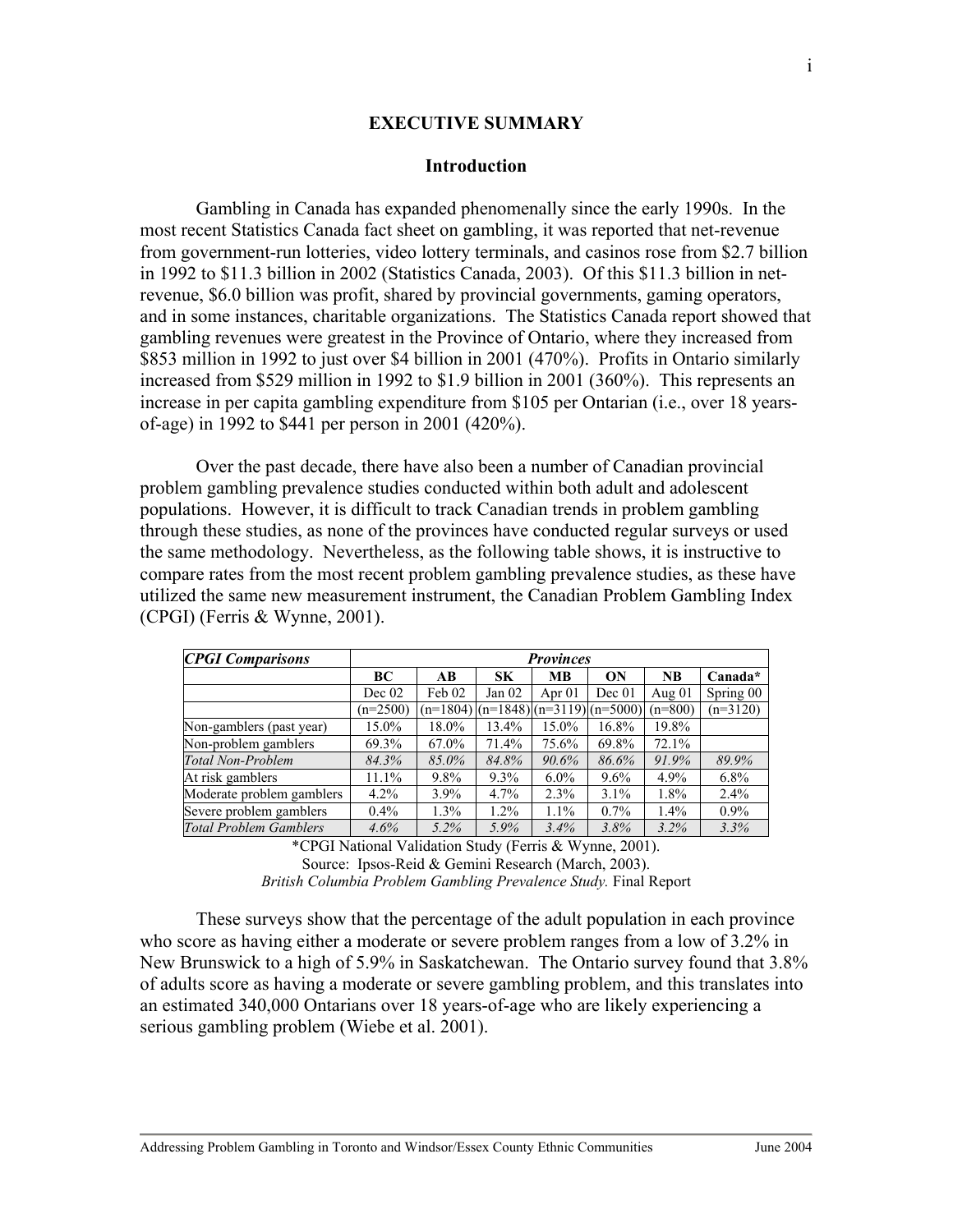# EXECUTIVE SUMMARY

## Introduction

Gambling in Canada has expanded phenomenally since the early 1990s. In the most recent Statistics Canada fact sheet on gambling, it was reported that net-revenue from government-run lotteries, video lottery terminals, and casinos rose from $2.7 billion in 1992 to $11.3 billion in 2002 (Statistics Canada, 2003). Of this $11.3 billion in net-revenue, $6.0 billion was profit, shared by provincial governments, gaming operators, and in some instances, charitable organizations. The Statistics Canada report showed that gambling revenues were greatest in the Province of Ontario, where they increased from $853 million in 1992 to just over $4 billion in 2001 (470%). Profits in Ontario similarly increased from $529 million in 1992 to $1.9 billion in 2001 (360%). This represents an increase in per capita gambling expenditure from $105 per Ontarian (i.e., over 18 years-of-age) in 1992 to $441 per person in 2001 (420%).

Over the past decade, there have also been a number of Canadian provincial problem gambling prevalence studies conducted within both adult and adolescent populations. However, it is difficult to track Canadian trends in problem gambling through these studies, as none of the provinces have conducted regular surveys or used the same methodology. Nevertheless, as the following table shows, it is instructive to compare rates from the most recent problem gambling prevalence studies, as these have utilized the same new measurement instrument, the Canadian Problem Gambling Index (CPGI) (Ferris & Wynne, 2001).

| ***CPGI Comparisons*** | ***Provinces*** | | | | | | |
|---|---|---|---|---|---|---|---|
| | **BC** | **AB** | **SK** | **MB** | **ON** | **NB** | **Canada\*** |
| | Dec 02 | Feb 02 | Jan 02 | Apr 01 | Dec 01 | Aug 01 | Spring 00 |
| | (n=2500) | (n=1804) | (n=1848) | (n=3119) | (n=5000) | (n=800) | (n=3120) |
| Non-gamblers (past year) | 15.0% | 18.0% | 13.4% | 15.0% | 16.8% | 19.8% | |
| Non-problem gamblers | 69.3% | 67.0% | 71.4% | 75.6% | 69.8% | 72.1% | |
| *Total Non-Problem* | *84.3%* | *85.0%* | *84.8%* | *90.6%* | *86.6%* | *91.9%* | *89.9%* |
| At risk gamblers | 11.1% | 9.8% | 9.3% | 6.0% | 9.6% | 4.9% | 6.8% |
| Moderate problem gamblers | 4.2% | 3.9% | 4.7% | 2.3% | 3.1% | 1.8% | 2.4% |
| Severe problem gamblers | 0.4% | 1.3% | 1.2% | 1.1% | 0.7% | 1.4% | 0.9% |
| *Total Problem Gamblers* | *4.6%* | *5.2%* | *5.9%* | *3.4%* | *3.8%* | *3.2%* | *3.3%* |

\*CPGI National Validation Study (Ferris & Wynne, 2001).
Source: Ipsos-Reid & Gemini Research (March, 2003).
*British Columbia Problem Gambling Prevalence Study.* Final Report

These surveys show that the percentage of the adult population in each province who score as having either a moderate or severe problem ranges from a low of 3.2% in New Brunswick to a high of 5.9% in Saskatchewan. The Ontario survey found that 3.8% of adults score as having a moderate or severe gambling problem, and this translates into an estimated 340,000 Ontarians over 18 years-of-age who are likely experiencing a serious gambling problem (Wiebe et al. 2001).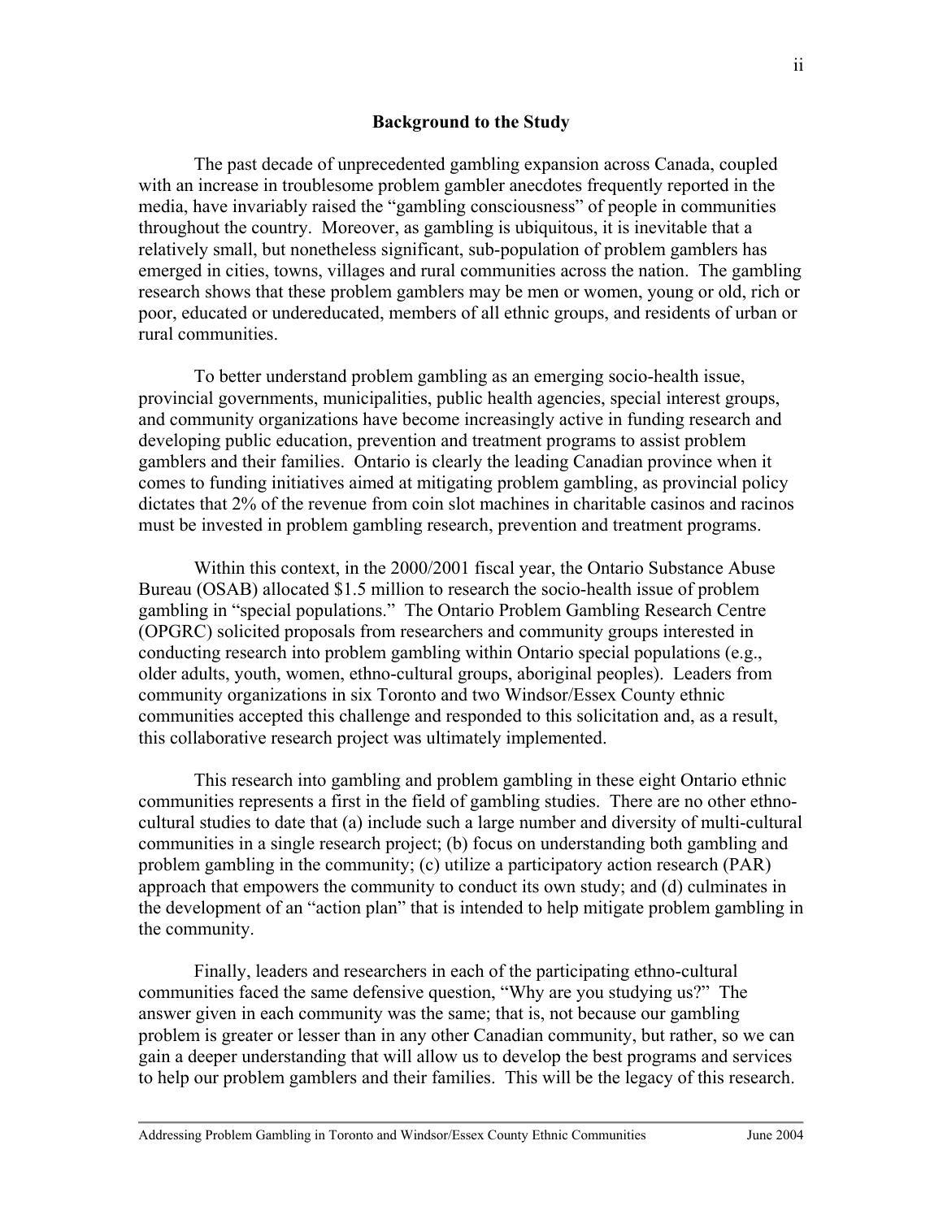## Background to the Study

The past decade of unprecedented gambling expansion across Canada, coupled with an increase in troublesome problem gambler anecdotes frequently reported in the media, have invariably raised the "gambling consciousness" of people in communities throughout the country. Moreover, as gambling is ubiquitous, it is inevitable that a relatively small, but nonetheless significant, sub-population of problem gamblers has emerged in cities, towns, villages and rural communities across the nation. The gambling research shows that these problem gamblers may be men or women, young or old, rich or poor, educated or undereducated, members of all ethnic groups, and residents of urban or rural communities.

To better understand problem gambling as an emerging socio-health issue, provincial governments, municipalities, public health agencies, special interest groups, and community organizations have become increasingly active in funding research and developing public education, prevention and treatment programs to assist problem gamblers and their families. Ontario is clearly the leading Canadian province when it comes to funding initiatives aimed at mitigating problem gambling, as provincial policy dictates that 2% of the revenue from coin slot machines in charitable casinos and racinos must be invested in problem gambling research, prevention and treatment programs.

Within this context, in the 2000/2001 fiscal year, the Ontario Substance Abuse Bureau (OSAB) allocated $1.5 million to research the socio-health issue of problem gambling in "special populations." The Ontario Problem Gambling Research Centre (OPGRC) solicited proposals from researchers and community groups interested in conducting research into problem gambling within Ontario special populations (e.g., older adults, youth, women, ethno-cultural groups, aboriginal peoples). Leaders from community organizations in six Toronto and two Windsor/Essex County ethnic communities accepted this challenge and responded to this solicitation and, as a result, this collaborative research project was ultimately implemented.

This research into gambling and problem gambling in these eight Ontario ethnic communities represents a first in the field of gambling studies. There are no other ethno-cultural studies to date that (a) include such a large number and diversity of multi-cultural communities in a single research project; (b) focus on understanding both gambling and problem gambling in the community; (c) utilize a participatory action research (PAR) approach that empowers the community to conduct its own study; and (d) culminates in the development of an "action plan" that is intended to help mitigate problem gambling in the community.

Finally, leaders and researchers in each of the participating ethno-cultural communities faced the same defensive question, "Why are you studying us?" The answer given in each community was the same; that is, not because our gambling problem is greater or lesser than in any other Canadian community, but rather, so we can gain a deeper understanding that will allow us to develop the best programs and services to help our problem gamblers and their families. This will be the legacy of this research.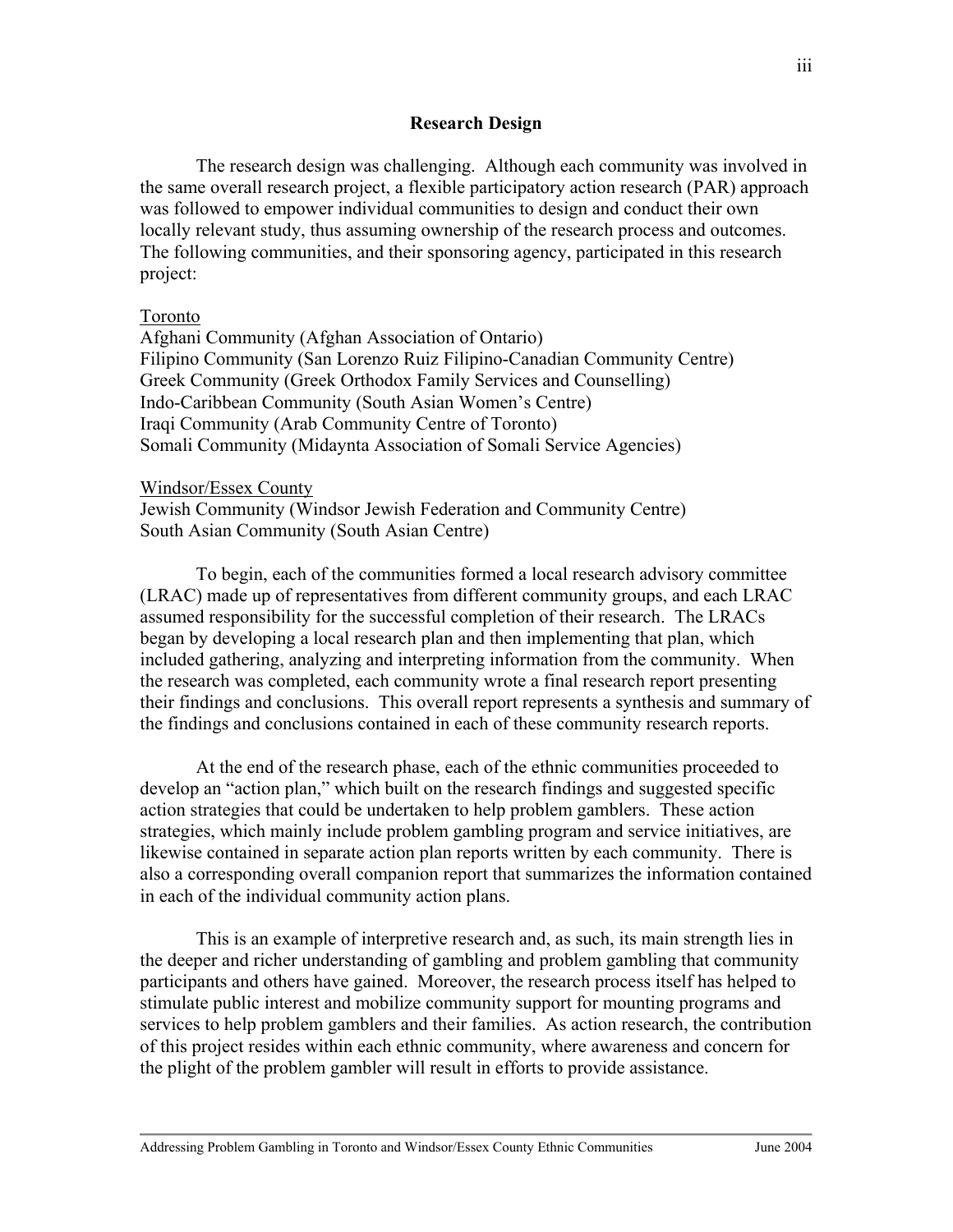## Research Design

The research design was challenging. Although each community was involved in the same overall research project, a flexible participatory action research (PAR) approach was followed to empower individual communities to design and conduct their own locally relevant study, thus assuming ownership of the research process and outcomes. The following communities, and their sponsoring agency, participated in this research project:

Toronto

Afghani Community (Afghan Association of Ontario)
Filipino Community (San Lorenzo Ruiz Filipino-Canadian Community Centre)
Greek Community (Greek Orthodox Family Services and Counselling)
Indo-Caribbean Community (South Asian Women's Centre)
Iraqi Community (Arab Community Centre of Toronto)
Somali Community (Midaynta Association of Somali Service Agencies)

Windsor/Essex County

Jewish Community (Windsor Jewish Federation and Community Centre)
South Asian Community (South Asian Centre)

To begin, each of the communities formed a local research advisory committee (LRAC) made up of representatives from different community groups, and each LRAC assumed responsibility for the successful completion of their research. The LRACs began by developing a local research plan and then implementing that plan, which included gathering, analyzing and interpreting information from the community. When the research was completed, each community wrote a final research report presenting their findings and conclusions. This overall report represents a synthesis and summary of the findings and conclusions contained in each of these community research reports.

At the end of the research phase, each of the ethnic communities proceeded to develop an "action plan," which built on the research findings and suggested specific action strategies that could be undertaken to help problem gamblers. These action strategies, which mainly include problem gambling program and service initiatives, are likewise contained in separate action plan reports written by each community. There is also a corresponding overall companion report that summarizes the information contained in each of the individual community action plans.

This is an example of interpretive research and, as such, its main strength lies in the deeper and richer understanding of gambling and problem gambling that community participants and others have gained. Moreover, the research process itself has helped to stimulate public interest and mobilize community support for mounting programs and services to help problem gamblers and their families. As action research, the contribution of this project resides within each ethnic community, where awareness and concern for the plight of the problem gambler will result in efforts to provide assistance.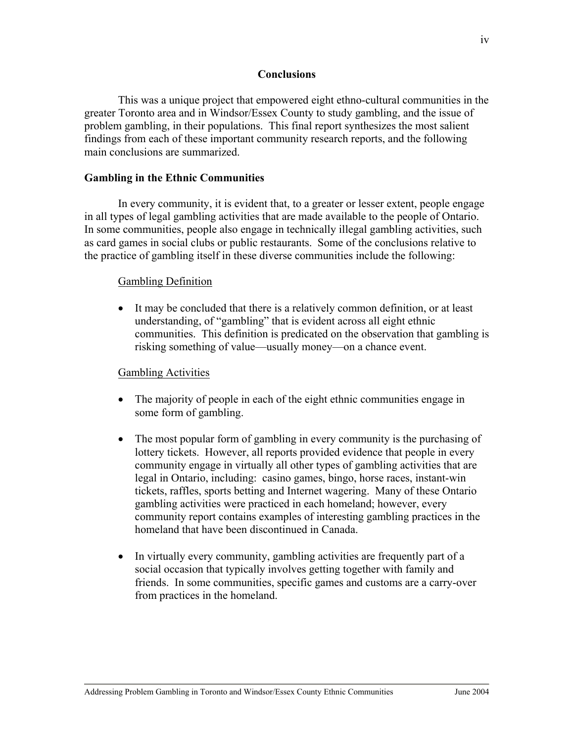## Conclusions

This was a unique project that empowered eight ethno-cultural communities in the greater Toronto area and in Windsor/Essex County to study gambling, and the issue of problem gambling, in their populations. This final report synthesizes the most salient findings from each of these important community research reports, and the following main conclusions are summarized.

### Gambling in the Ethnic Communities

In every community, it is evident that, to a greater or lesser extent, people engage in all types of legal gambling activities that are made available to the people of Ontario. In some communities, people also engage in technically illegal gambling activities, such as card games in social clubs or public restaurants. Some of the conclusions relative to the practice of gambling itself in these diverse communities include the following:

<u>Gambling Definition</u>

- It may be concluded that there is a relatively common definition, or at least understanding, of "gambling" that is evident across all eight ethnic communities. This definition is predicated on the observation that gambling is risking something of value—usually money—on a chance event.

<u>Gambling Activities</u>

- The majority of people in each of the eight ethnic communities engage in some form of gambling.
- The most popular form of gambling in every community is the purchasing of lottery tickets. However, all reports provided evidence that people in every community engage in virtually all other types of gambling activities that are legal in Ontario, including: casino games, bingo, horse races, instant-win tickets, raffles, sports betting and Internet wagering. Many of these Ontario gambling activities were practiced in each homeland; however, every community report contains examples of interesting gambling practices in the homeland that have been discontinued in Canada.
- In virtually every community, gambling activities are frequently part of a social occasion that typically involves getting together with family and friends. In some communities, specific games and customs are a carry-over from practices in the homeland.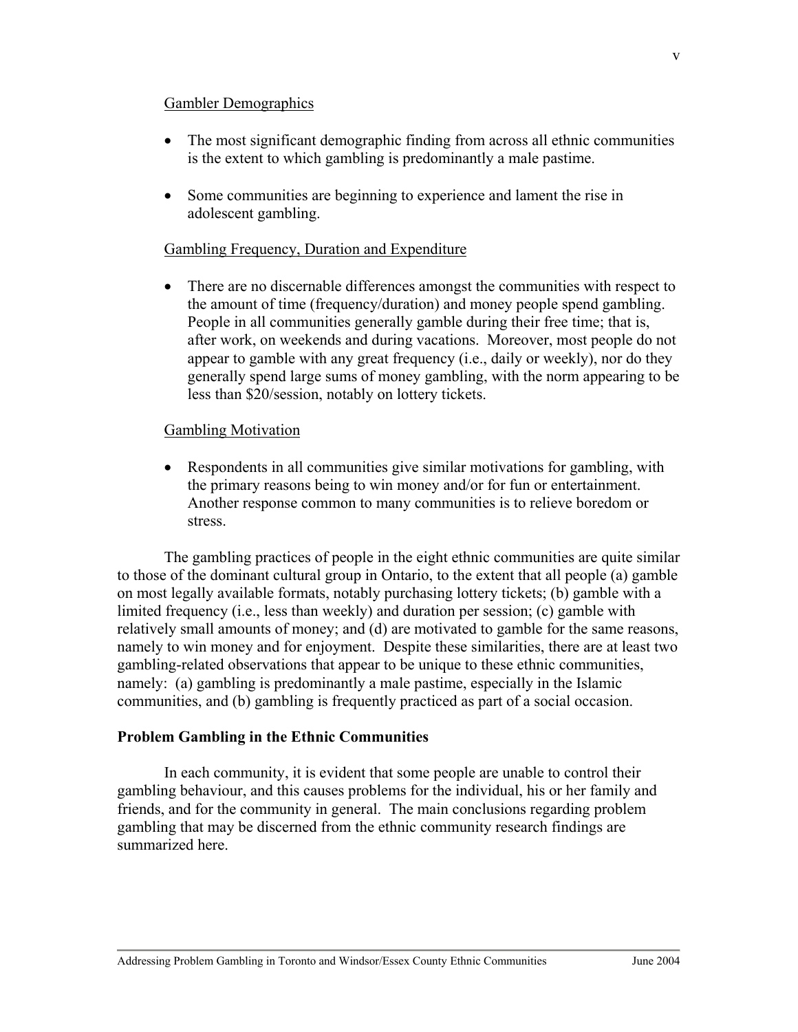Gambler Demographics

- The most significant demographic finding from across all ethnic communities is the extent to which gambling is predominantly a male pastime.

- Some communities are beginning to experience and lament the rise in adolescent gambling.

Gambling Frequency, Duration and Expenditure

- There are no discernable differences amongst the communities with respect to the amount of time (frequency/duration) and money people spend gambling. People in all communities generally gamble during their free time; that is, after work, on weekends and during vacations. Moreover, most people do not appear to gamble with any great frequency (i.e., daily or weekly), nor do they generally spend large sums of money gambling, with the norm appearing to be less than $20/session, notably on lottery tickets.

Gambling Motivation

- Respondents in all communities give similar motivations for gambling, with the primary reasons being to win money and/or for fun or entertainment. Another response common to many communities is to relieve boredom or stress.

The gambling practices of people in the eight ethnic communities are quite similar to those of the dominant cultural group in Ontario, to the extent that all people (a) gamble on most legally available formats, notably purchasing lottery tickets; (b) gamble with a limited frequency (i.e., less than weekly) and duration per session; (c) gamble with relatively small amounts of money; and (d) are motivated to gamble for the same reasons, namely to win money and for enjoyment. Despite these similarities, there are at least two gambling-related observations that appear to be unique to these ethnic communities, namely: (a) gambling is predominantly a male pastime, especially in the Islamic communities, and (b) gambling is frequently practiced as part of a social occasion.

## Problem Gambling in the Ethnic Communities

In each community, it is evident that some people are unable to control their gambling behaviour, and this causes problems for the individual, his or her family and friends, and for the community in general. The main conclusions regarding problem gambling that may be discerned from the ethnic community research findings are summarized here.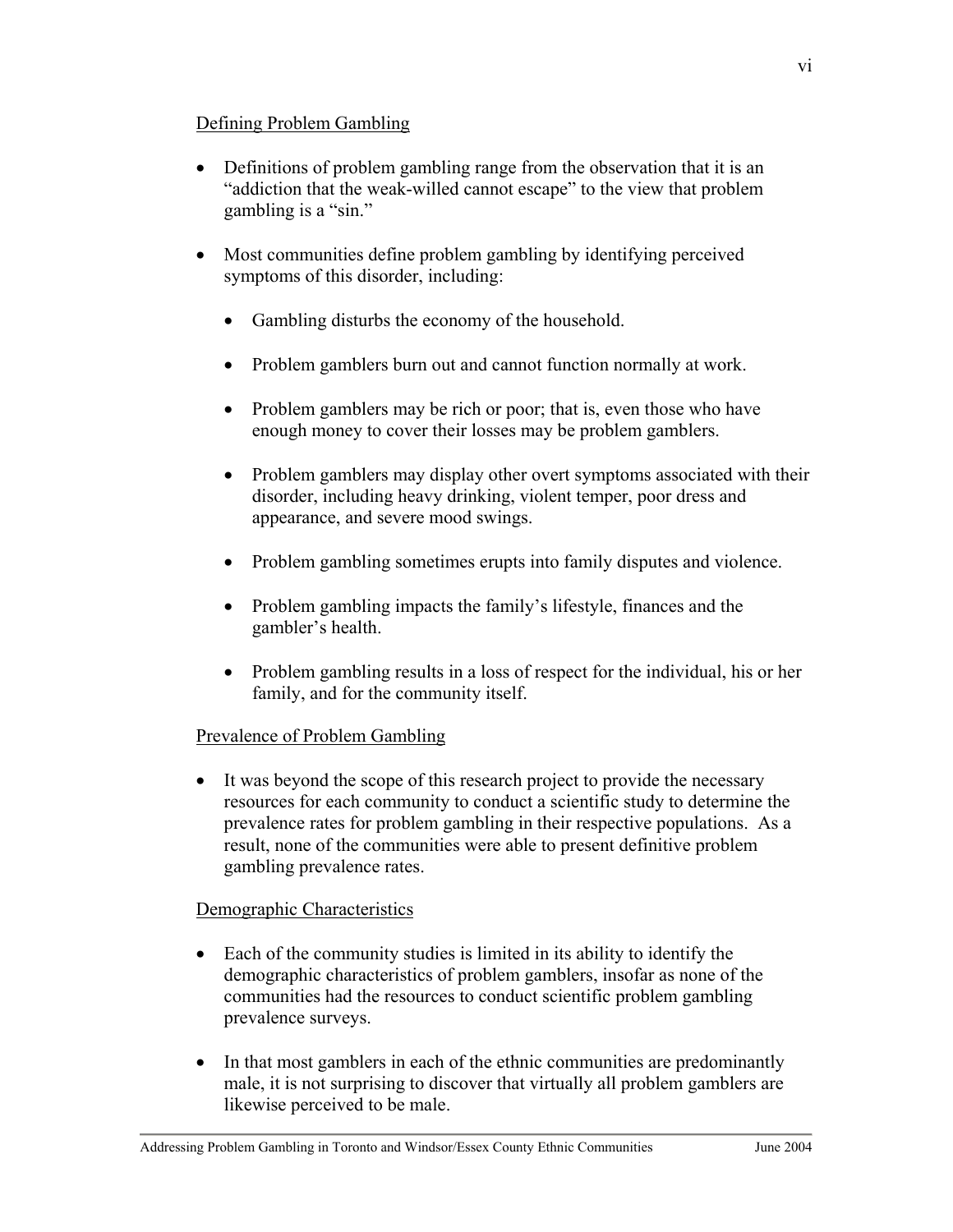Defining Problem Gambling

- Definitions of problem gambling range from the observation that it is an "addiction that the weak-willed cannot escape" to the view that problem gambling is a "sin."

- Most communities define problem gambling by identifying perceived symptoms of this disorder, including:

    - Gambling disturbs the economy of the household.

    - Problem gamblers burn out and cannot function normally at work.

    - Problem gamblers may be rich or poor; that is, even those who have enough money to cover their losses may be problem gamblers.

    - Problem gamblers may display other overt symptoms associated with their disorder, including heavy drinking, violent temper, poor dress and appearance, and severe mood swings.

    - Problem gambling sometimes erupts into family disputes and violence.

    - Problem gambling impacts the family's lifestyle, finances and the gambler's health.

    - Problem gambling results in a loss of respect for the individual, his or her family, and for the community itself.

Prevalence of Problem Gambling

- It was beyond the scope of this research project to provide the necessary resources for each community to conduct a scientific study to determine the prevalence rates for problem gambling in their respective populations. As a result, none of the communities were able to present definitive problem gambling prevalence rates.

Demographic Characteristics

- Each of the community studies is limited in its ability to identify the demographic characteristics of problem gamblers, insofar as none of the communities had the resources to conduct scientific problem gambling prevalence surveys.

- In that most gamblers in each of the ethnic communities are predominantly male, it is not surprising to discover that virtually all problem gamblers are likewise perceived to be male.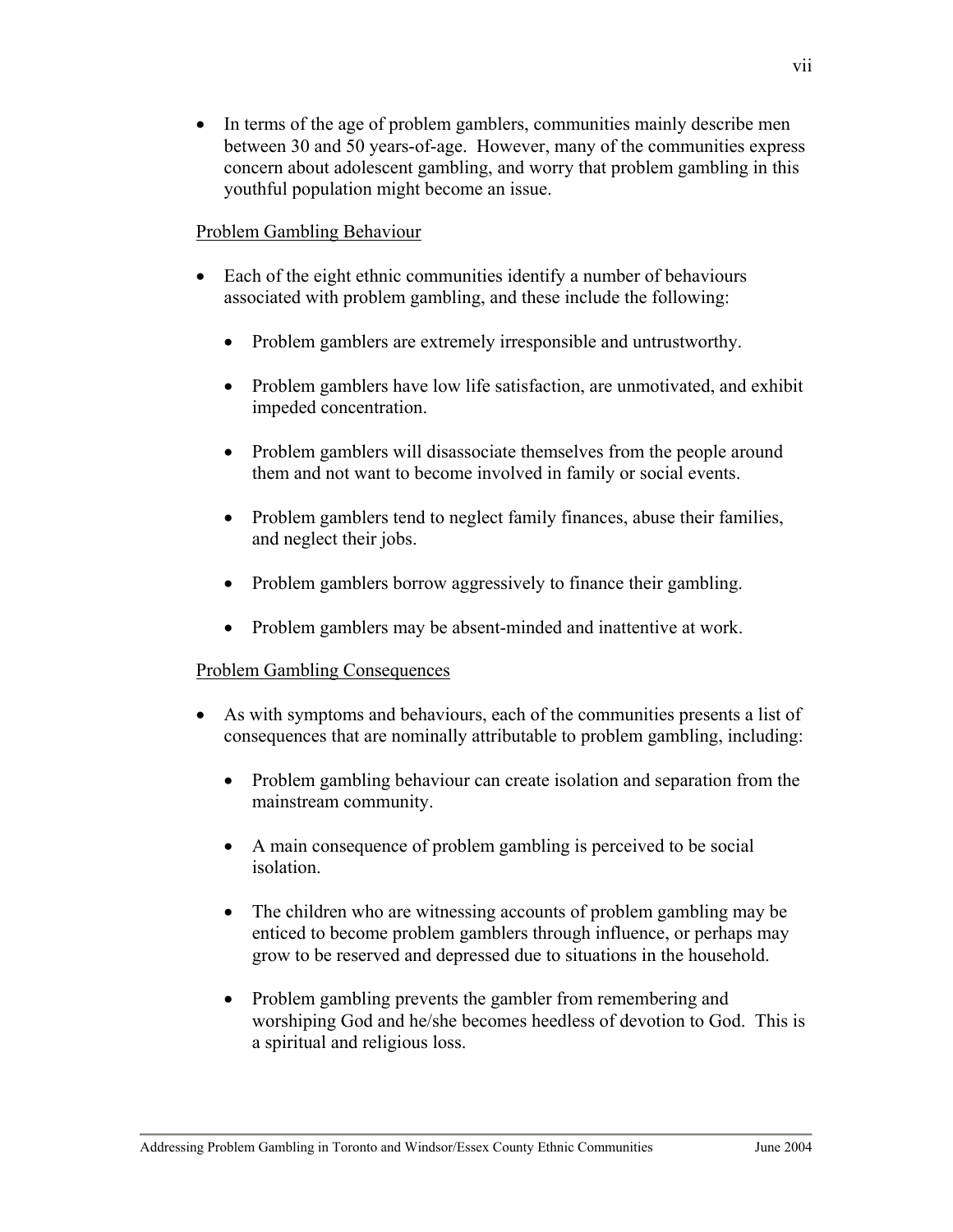- In terms of the age of problem gamblers, communities mainly describe men between 30 and 50 years-of-age. However, many of the communities express concern about adolescent gambling, and worry that problem gambling in this youthful population might become an issue.

Problem Gambling Behaviour

- Each of the eight ethnic communities identify a number of behaviours associated with problem gambling, and these include the following:
  - Problem gamblers are extremely irresponsible and untrustworthy.
  - Problem gamblers have low life satisfaction, are unmotivated, and exhibit impeded concentration.
  - Problem gamblers will disassociate themselves from the people around them and not want to become involved in family or social events.
  - Problem gamblers tend to neglect family finances, abuse their families, and neglect their jobs.
  - Problem gamblers borrow aggressively to finance their gambling.
  - Problem gamblers may be absent-minded and inattentive at work.

Problem Gambling Consequences

- As with symptoms and behaviours, each of the communities presents a list of consequences that are nominally attributable to problem gambling, including:
  - Problem gambling behaviour can create isolation and separation from the mainstream community.
  - A main consequence of problem gambling is perceived to be social isolation.
  - The children who are witnessing accounts of problem gambling may be enticed to become problem gamblers through influence, or perhaps may grow to be reserved and depressed due to situations in the household.
  - Problem gambling prevents the gambler from remembering and worshiping God and he/she becomes heedless of devotion to God. This is a spiritual and religious loss.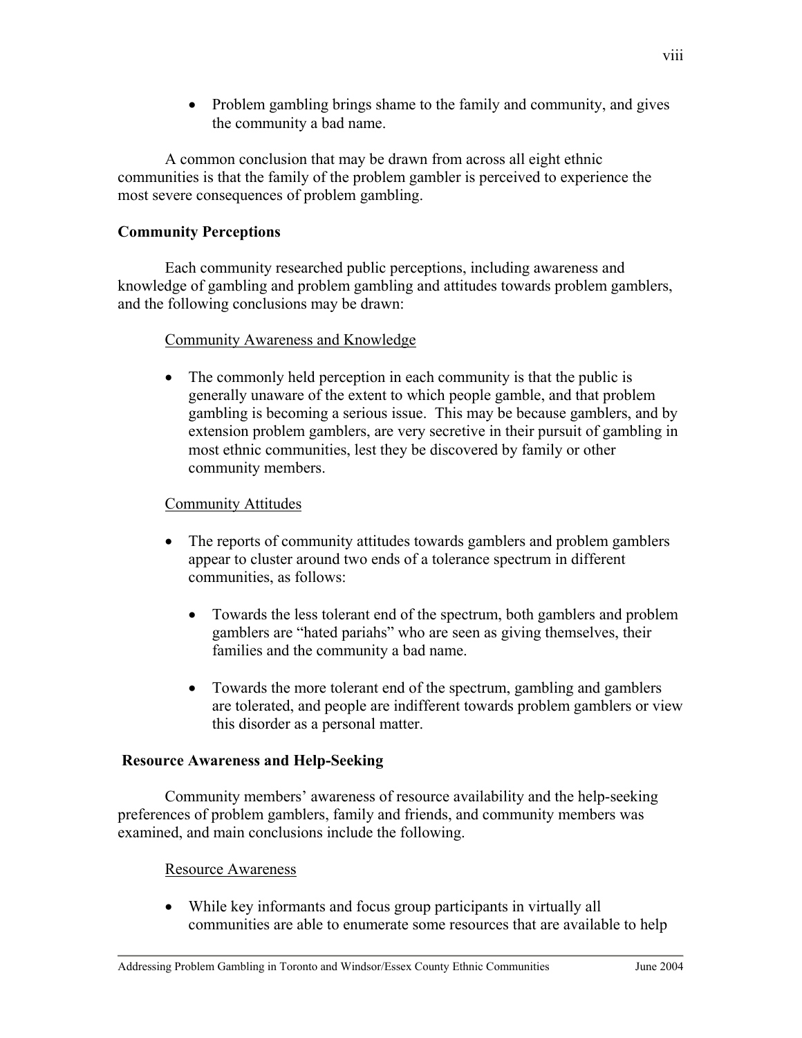- Problem gambling brings shame to the family and community, and gives the community a bad name.

A common conclusion that may be drawn from across all eight ethnic communities is that the family of the problem gambler is perceived to experience the most severe consequences of problem gambling.

**Community Perceptions**

Each community researched public perceptions, including awareness and knowledge of gambling and problem gambling and attitudes towards problem gamblers, and the following conclusions may be drawn:

Community Awareness and Knowledge

- The commonly held perception in each community is that the public is generally unaware of the extent to which people gamble, and that problem gambling is becoming a serious issue. This may be because gamblers, and by extension problem gamblers, are very secretive in their pursuit of gambling in most ethnic communities, lest they be discovered by family or other community members.

Community Attitudes

- The reports of community attitudes towards gamblers and problem gamblers appear to cluster around two ends of a tolerance spectrum in different communities, as follows:
    - Towards the less tolerant end of the spectrum, both gamblers and problem gamblers are "hated pariahs" who are seen as giving themselves, their families and the community a bad name.
    - Towards the more tolerant end of the spectrum, gambling and gamblers are tolerated, and people are indifferent towards problem gamblers or view this disorder as a personal matter.

**Resource Awareness and Help-Seeking**

Community members' awareness of resource availability and the help-seeking preferences of problem gamblers, family and friends, and community members was examined, and main conclusions include the following.

Resource Awareness

- While key informants and focus group participants in virtually all communities are able to enumerate some resources that are available to help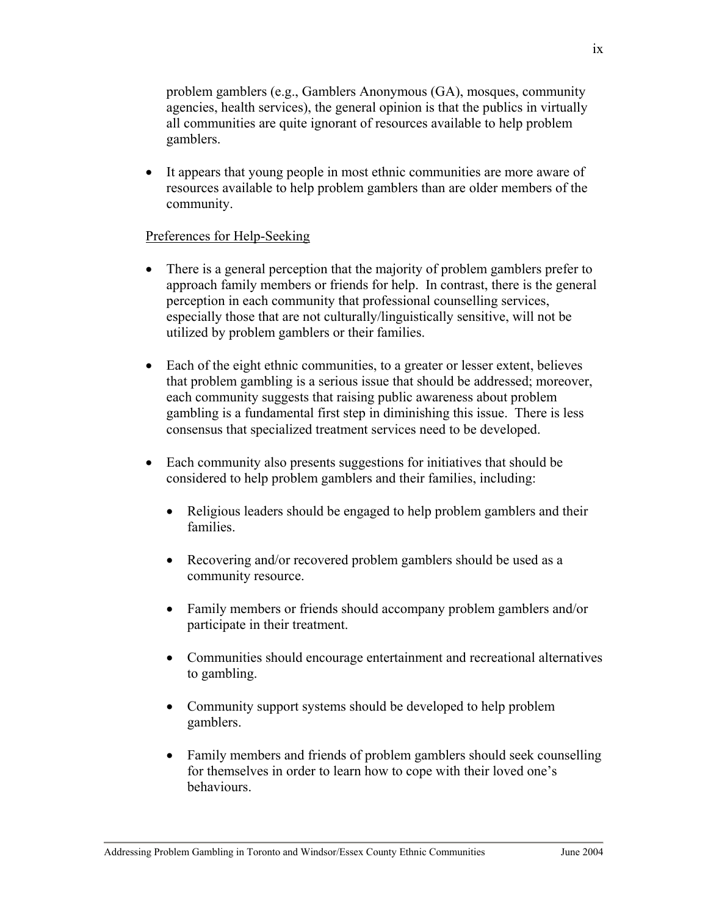problem gamblers (e.g., Gamblers Anonymous (GA), mosques, community agencies, health services), the general opinion is that the publics in virtually all communities are quite ignorant of resources available to help problem gamblers.

- It appears that young people in most ethnic communities are more aware of resources available to help problem gamblers than are older members of the community.

Preferences for Help-Seeking

- There is a general perception that the majority of problem gamblers prefer to approach family members or friends for help. In contrast, there is the general perception in each community that professional counselling services, especially those that are not culturally/linguistically sensitive, will not be utilized by problem gamblers or their families.

- Each of the eight ethnic communities, to a greater or lesser extent, believes that problem gambling is a serious issue that should be addressed; moreover, each community suggests that raising public awareness about problem gambling is a fundamental first step in diminishing this issue. There is less consensus that specialized treatment services need to be developed.

- Each community also presents suggestions for initiatives that should be considered to help problem gamblers and their families, including:

  - Religious leaders should be engaged to help problem gamblers and their families.

  - Recovering and/or recovered problem gamblers should be used as a community resource.

  - Family members or friends should accompany problem gamblers and/or participate in their treatment.

  - Communities should encourage entertainment and recreational alternatives to gambling.

  - Community support systems should be developed to help problem gamblers.

  - Family members and friends of problem gamblers should seek counselling for themselves in order to learn how to cope with their loved one's behaviours.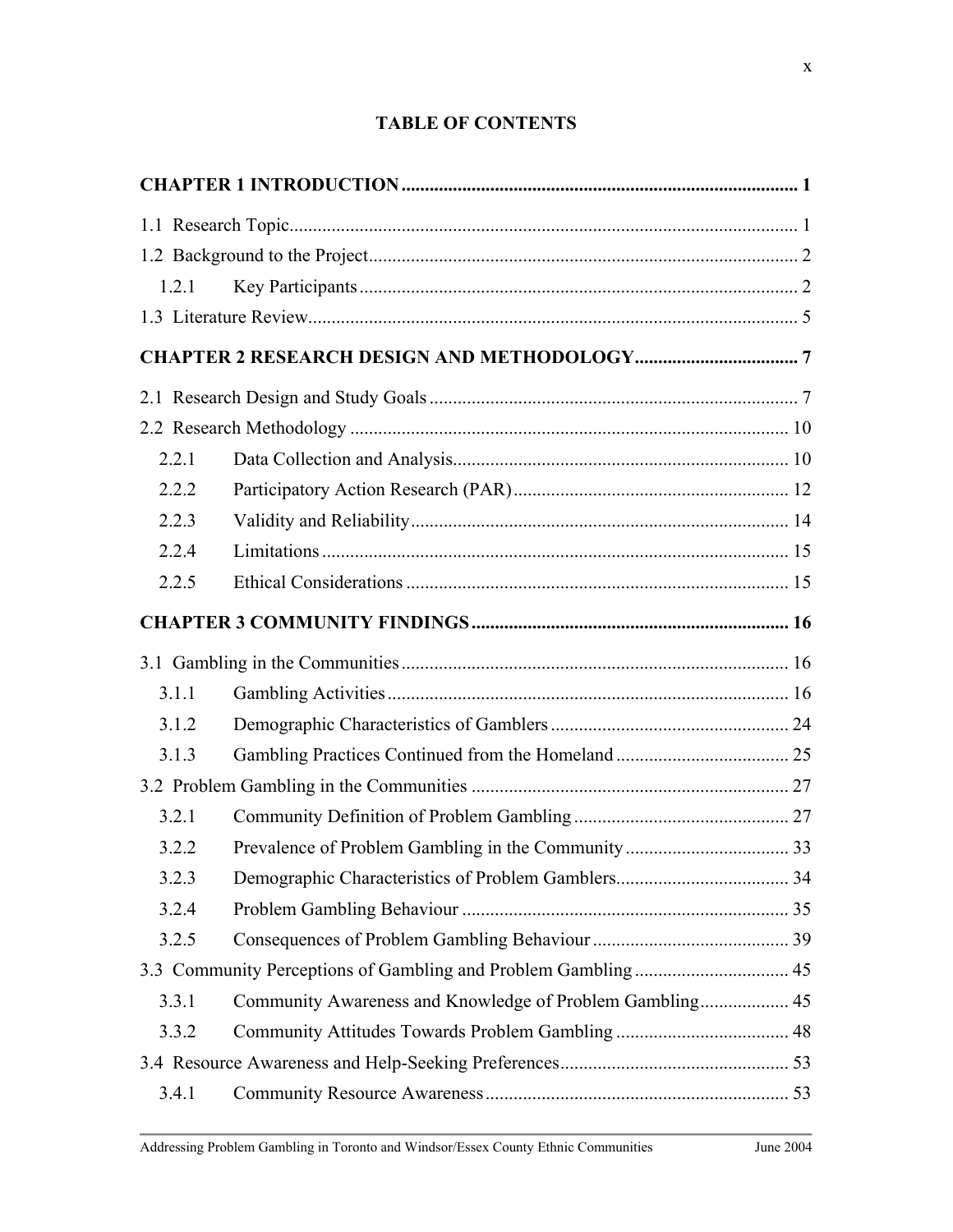## TABLE OF CONTENTS

**CHAPTER 1 INTRODUCTION ........................................................................................ 1**

1.1 Research Topic.............................................................................................................. 1

1.2 Background to the Project............................................................................................ 2

- 1.2.1 Key Participants ............................................................................................. 2

1.3 Literature Review.......................................................................................................... 5

**CHAPTER 2 RESEARCH DESIGN AND METHODOLOGY.................................... 7**

2.1 Research Design and Study Goals ................................................................................ 7

2.2 Research Methodology ................................................................................................ 10

- 2.2.1 Data Collection and Analysis.......................................................................... 10
- 2.2.2 Participatory Action Research (PAR) ............................................................ 12
- 2.2.3 Validity and Reliability................................................................................... 14
- 2.2.4 Limitations ...................................................................................................... 15
- 2.2.5 Ethical Considerations .................................................................................... 15

**CHAPTER 3 COMMUNITY FINDINGS ..................................................................... 16**

3.1 Gambling in the Communities .................................................................................... 16

- 3.1.1 Gambling Activities ........................................................................................ 16
- 3.1.2 Demographic Characteristics of Gamblers ..................................................... 24
- 3.1.3 Gambling Practices Continued from the Homeland ....................................... 25

3.2 Problem Gambling in the Communities ...................................................................... 27

- 3.2.1 Community Definition of Problem Gambling ................................................ 27
- 3.2.2 Prevalence of Problem Gambling in the Community ..................................... 33
- 3.2.3 Demographic Characteristics of Problem Gamblers....................................... 34
- 3.2.4 Problem Gambling Behaviour ........................................................................ 35
- 3.2.5 Consequences of Problem Gambling Behaviour ............................................ 39

3.3 Community Perceptions of Gambling and Problem Gambling ................................... 45

- 3.3.1 Community Awareness and Knowledge of Problem Gambling..................... 45
- 3.3.2 Community Attitudes Towards Problem Gambling ....................................... 48

3.4 Resource Awareness and Help-Seeking Preferences................................................... 53

- 3.4.1 Community Resource Awareness ................................................................... 53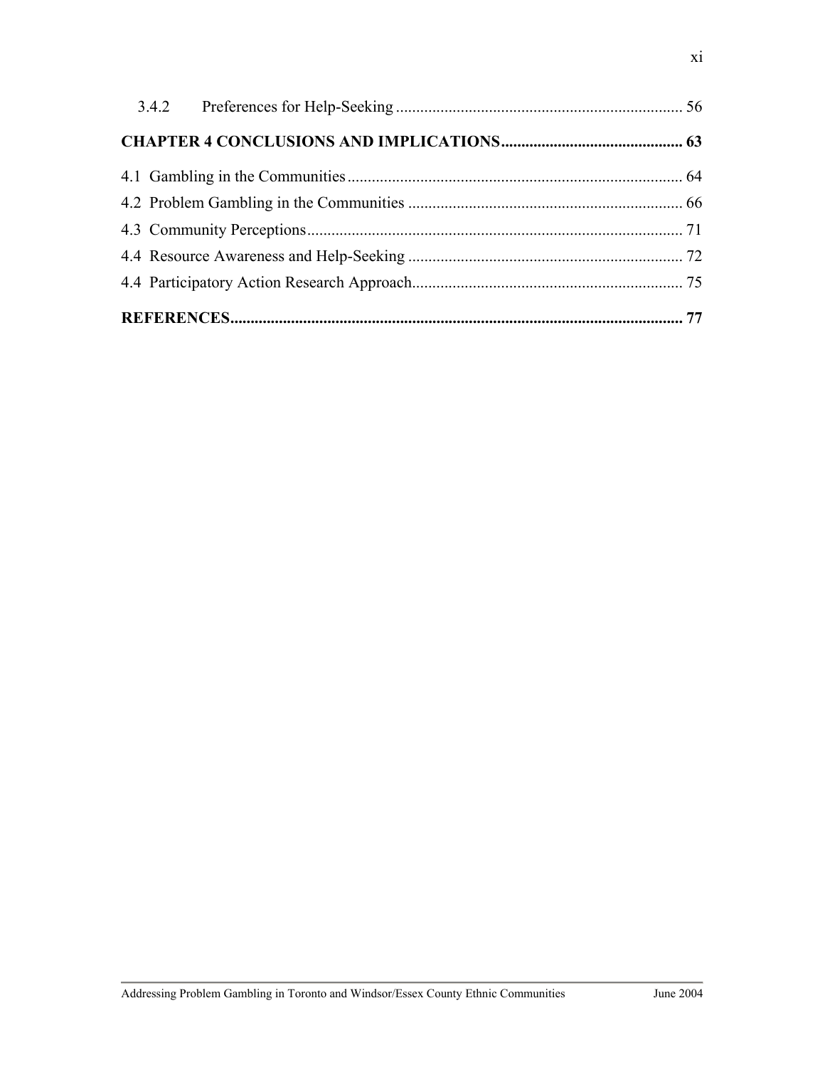3.4.2 Preferences for Help-Seeking ...................................................................... 56

**CHAPTER 4 CONCLUSIONS AND IMPLICATIONS............................................ 63**

4.1 Gambling in the Communities.................................................................................. 64

4.2 Problem Gambling in the Communities ................................................................... 66

4.3 Community Perceptions............................................................................................ 71

4.4 Resource Awareness and Help-Seeking ................................................................... 72

4.4 Participatory Action Research Approach.................................................................. 75

**REFERENCES............................................................................................................... 77**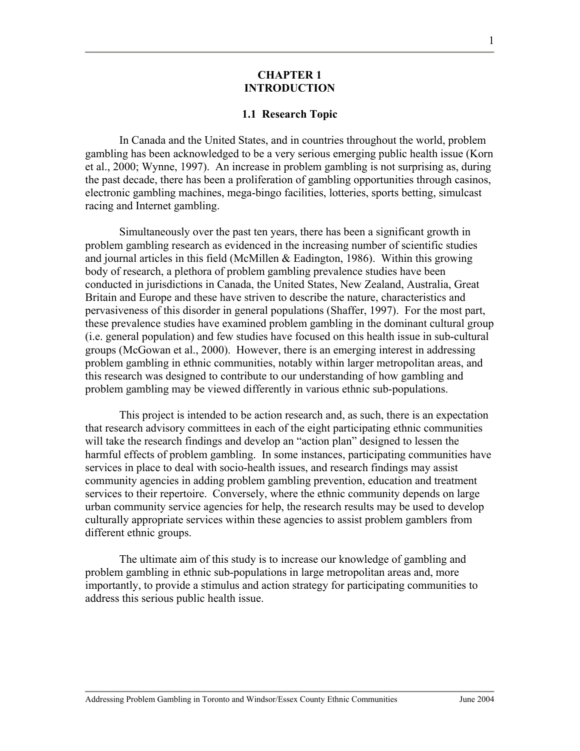# CHAPTER 1
# INTRODUCTION

## 1.1 Research Topic

In Canada and the United States, and in countries throughout the world, problem gambling has been acknowledged to be a very serious emerging public health issue (Korn et al., 2000; Wynne, 1997). An increase in problem gambling is not surprising as, during the past decade, there has been a proliferation of gambling opportunities through casinos, electronic gambling machines, mega-bingo facilities, lotteries, sports betting, simulcast racing and Internet gambling.

Simultaneously over the past ten years, there has been a significant growth in problem gambling research as evidenced in the increasing number of scientific studies and journal articles in this field (McMillen & Eadington, 1986). Within this growing body of research, a plethora of problem gambling prevalence studies have been conducted in jurisdictions in Canada, the United States, New Zealand, Australia, Great Britain and Europe and these have striven to describe the nature, characteristics and pervasiveness of this disorder in general populations (Shaffer, 1997). For the most part, these prevalence studies have examined problem gambling in the dominant cultural group (i.e. general population) and few studies have focused on this health issue in sub-cultural groups (McGowan et al., 2000). However, there is an emerging interest in addressing problem gambling in ethnic communities, notably within larger metropolitan areas, and this research was designed to contribute to our understanding of how gambling and problem gambling may be viewed differently in various ethnic sub-populations.

This project is intended to be action research and, as such, there is an expectation that research advisory committees in each of the eight participating ethnic communities will take the research findings and develop an "action plan" designed to lessen the harmful effects of problem gambling. In some instances, participating communities have services in place to deal with socio-health issues, and research findings may assist community agencies in adding problem gambling prevention, education and treatment services to their repertoire. Conversely, where the ethnic community depends on large urban community service agencies for help, the research results may be used to develop culturally appropriate services within these agencies to assist problem gamblers from different ethnic groups.

The ultimate aim of this study is to increase our knowledge of gambling and problem gambling in ethnic sub-populations in large metropolitan areas and, more importantly, to provide a stimulus and action strategy for participating communities to address this serious public health issue.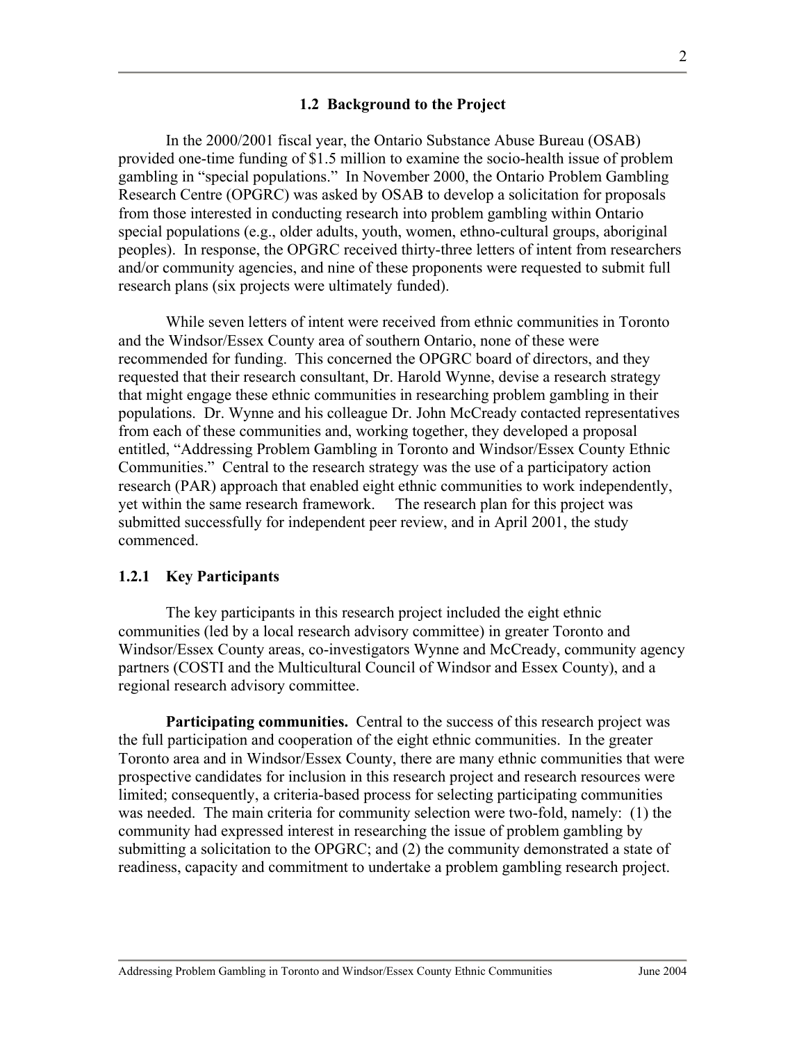## 1.2 Background to the Project

In the 2000/2001 fiscal year, the Ontario Substance Abuse Bureau (OSAB) provided one-time funding of $1.5 million to examine the socio-health issue of problem gambling in "special populations." In November 2000, the Ontario Problem Gambling Research Centre (OPGRC) was asked by OSAB to develop a solicitation for proposals from those interested in conducting research into problem gambling within Ontario special populations (e.g., older adults, youth, women, ethno-cultural groups, aboriginal peoples). In response, the OPGRC received thirty-three letters of intent from researchers and/or community agencies, and nine of these proponents were requested to submit full research plans (six projects were ultimately funded).

While seven letters of intent were received from ethnic communities in Toronto and the Windsor/Essex County area of southern Ontario, none of these were recommended for funding. This concerned the OPGRC board of directors, and they requested that their research consultant, Dr. Harold Wynne, devise a research strategy that might engage these ethnic communities in researching problem gambling in their populations. Dr. Wynne and his colleague Dr. John McCready contacted representatives from each of these communities and, working together, they developed a proposal entitled, "Addressing Problem Gambling in Toronto and Windsor/Essex County Ethnic Communities." Central to the research strategy was the use of a participatory action research (PAR) approach that enabled eight ethnic communities to work independently, yet within the same research framework. The research plan for this project was submitted successfully for independent peer review, and in April 2001, the study commenced.

### 1.2.1 Key Participants

The key participants in this research project included the eight ethnic communities (led by a local research advisory committee) in greater Toronto and Windsor/Essex County areas, co-investigators Wynne and McCready, community agency partners (COSTI and the Multicultural Council of Windsor and Essex County), and a regional research advisory committee.

**Participating communities.** Central to the success of this research project was the full participation and cooperation of the eight ethnic communities. In the greater Toronto area and in Windsor/Essex County, there are many ethnic communities that were prospective candidates for inclusion in this research project and research resources were limited; consequently, a criteria-based process for selecting participating communities was needed. The main criteria for community selection were two-fold, namely: (1) the community had expressed interest in researching the issue of problem gambling by submitting a solicitation to the OPGRC; and (2) the community demonstrated a state of readiness, capacity and commitment to undertake a problem gambling research project.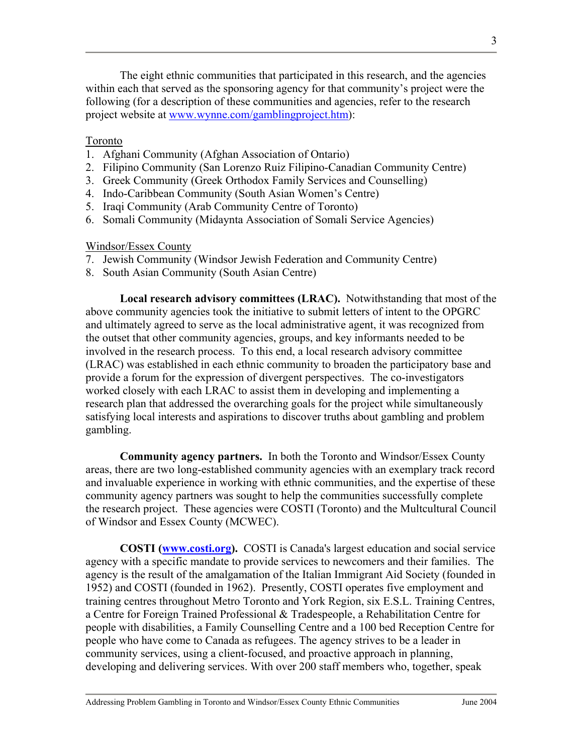The eight ethnic communities that participated in this research, and the agencies within each that served as the sponsoring agency for that community's project were the following (for a description of these communities and agencies, refer to the research project website at [www.wynne.com/gamblingproject.htm](www.wynne.com/gamblingproject.htm)):

Toronto

1. Afghani Community (Afghan Association of Ontario)
2. Filipino Community (San Lorenzo Ruiz Filipino-Canadian Community Centre)
3. Greek Community (Greek Orthodox Family Services and Counselling)
4. Indo-Caribbean Community (South Asian Women's Centre)
5. Iraqi Community (Arab Community Centre of Toronto)
6. Somali Community (Midaynta Association of Somali Service Agencies)

Windsor/Essex County

7. Jewish Community (Windsor Jewish Federation and Community Centre)
8. South Asian Community (South Asian Centre)

**Local research advisory committees (LRAC).** Notwithstanding that most of the above community agencies took the initiative to submit letters of intent to the OPGRC and ultimately agreed to serve as the local administrative agent, it was recognized from the outset that other community agencies, groups, and key informants needed to be involved in the research process. To this end, a local research advisory committee (LRAC) was established in each ethnic community to broaden the participatory base and provide a forum for the expression of divergent perspectives. The co-investigators worked closely with each LRAC to assist them in developing and implementing a research plan that addressed the overarching goals for the project while simultaneously satisfying local interests and aspirations to discover truths about gambling and problem gambling.

**Community agency partners.** In both the Toronto and Windsor/Essex County areas, there are two long-established community agencies with an exemplary track record and invaluable experience in working with ethnic communities, and the expertise of these community agency partners was sought to help the communities successfully complete the research project. These agencies were COSTI (Toronto) and the Multcultural Council of Windsor and Essex County (MCWEC).

**COSTI ([www.costi.org](www.costi.org)).** COSTI is Canada's largest education and social service agency with a specific mandate to provide services to newcomers and their families. The agency is the result of the amalgamation of the Italian Immigrant Aid Society (founded in 1952) and COSTI (founded in 1962). Presently, COSTI operates five employment and training centres throughout Metro Toronto and York Region, six E.S.L. Training Centres, a Centre for Foreign Trained Professional & Tradespeople, a Rehabilitation Centre for people with disabilities, a Family Counselling Centre and a 100 bed Reception Centre for people who have come to Canada as refugees. The agency strives to be a leader in community services, using a client-focused, and proactive approach in planning, developing and delivering services. With over 200 staff members who, together, speak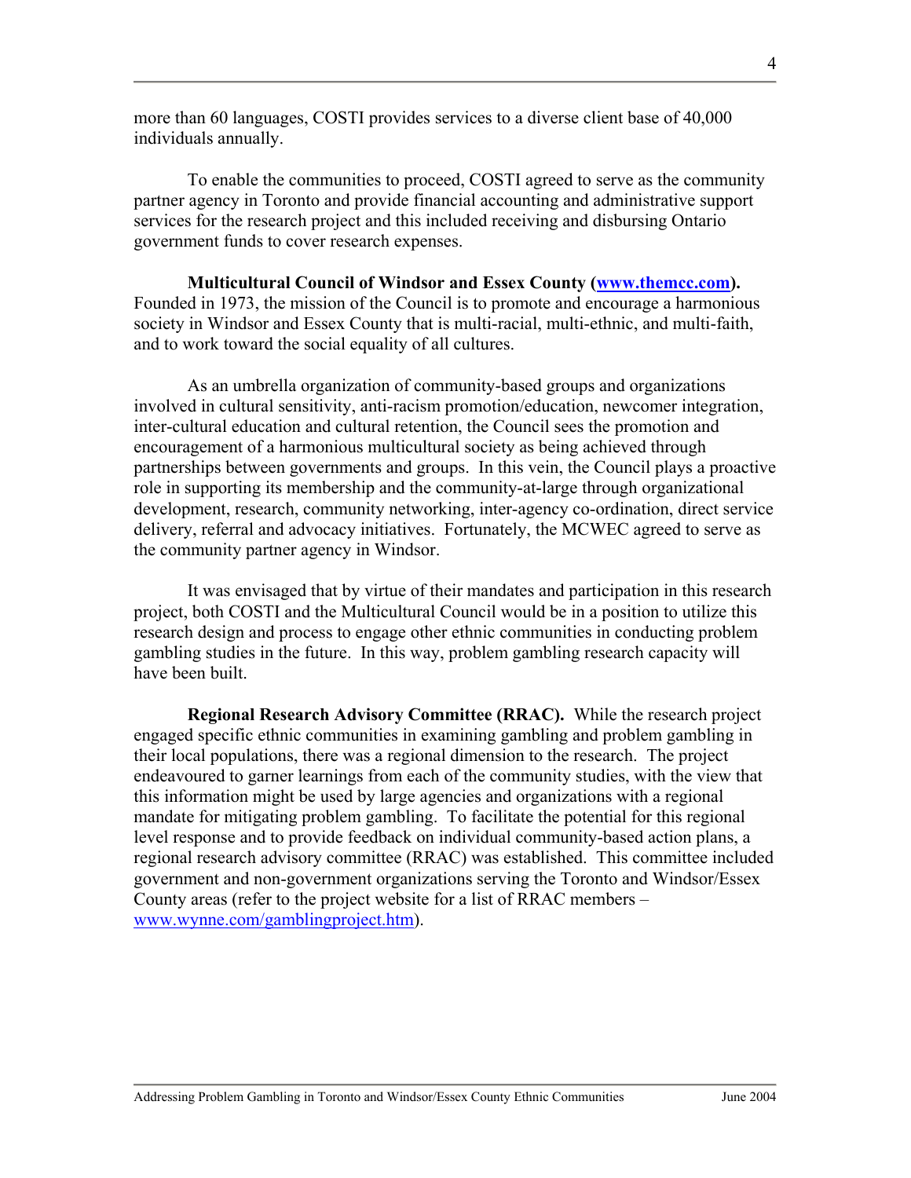more than 60 languages, COSTI provides services to a diverse client base of 40,000 individuals annually.

To enable the communities to proceed, COSTI agreed to serve as the community partner agency in Toronto and provide financial accounting and administrative support services for the research project and this included receiving and disbursing Ontario government funds to cover research expenses.

**Multicultural Council of Windsor and Essex County ([www.themcc.com](www.themcc.com)).** Founded in 1973, the mission of the Council is to promote and encourage a harmonious society in Windsor and Essex County that is multi-racial, multi-ethnic, and multi-faith, and to work toward the social equality of all cultures.

As an umbrella organization of community-based groups and organizations involved in cultural sensitivity, anti-racism promotion/education, newcomer integration, inter-cultural education and cultural retention, the Council sees the promotion and encouragement of a harmonious multicultural society as being achieved through partnerships between governments and groups. In this vein, the Council plays a proactive role in supporting its membership and the community-at-large through organizational development, research, community networking, inter-agency co-ordination, direct service delivery, referral and advocacy initiatives. Fortunately, the MCWEC agreed to serve as the community partner agency in Windsor.

It was envisaged that by virtue of their mandates and participation in this research project, both COSTI and the Multicultural Council would be in a position to utilize this research design and process to engage other ethnic communities in conducting problem gambling studies in the future. In this way, problem gambling research capacity will have been built.

**Regional Research Advisory Committee (RRAC).** While the research project engaged specific ethnic communities in examining gambling and problem gambling in their local populations, there was a regional dimension to the research. The project endeavoured to garner learnings from each of the community studies, with the view that this information might be used by large agencies and organizations with a regional mandate for mitigating problem gambling. To facilitate the potential for this regional level response and to provide feedback on individual community-based action plans, a regional research advisory committee (RRAC) was established. This committee included government and non-government organizations serving the Toronto and Windsor/Essex County areas (refer to the project website for a list of RRAC members – [www.wynne.com/gamblingproject.htm](www.wynne.com/gamblingproject.htm)).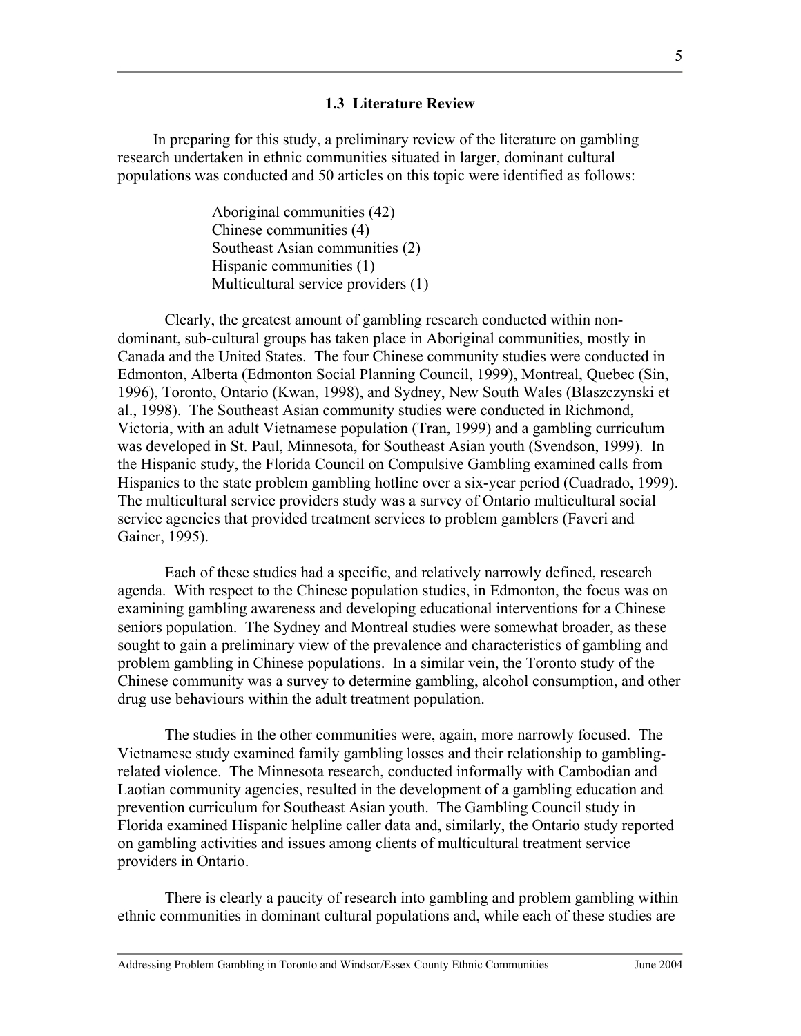### 1.3 Literature Review

In preparing for this study, a preliminary review of the literature on gambling research undertaken in ethnic communities situated in larger, dominant cultural populations was conducted and 50 articles on this topic were identified as follows:

- Aboriginal communities (42)
- Chinese communities (4)
- Southeast Asian communities (2)
- Hispanic communities (1)
- Multicultural service providers (1)

Clearly, the greatest amount of gambling research conducted within non-dominant, sub-cultural groups has taken place in Aboriginal communities, mostly in Canada and the United States. The four Chinese community studies were conducted in Edmonton, Alberta (Edmonton Social Planning Council, 1999), Montreal, Quebec (Sin, 1996), Toronto, Ontario (Kwan, 1998), and Sydney, New South Wales (Blaszczynski et al., 1998). The Southeast Asian community studies were conducted in Richmond, Victoria, with an adult Vietnamese population (Tran, 1999) and a gambling curriculum was developed in St. Paul, Minnesota, for Southeast Asian youth (Svendson, 1999). In the Hispanic study, the Florida Council on Compulsive Gambling examined calls from Hispanics to the state problem gambling hotline over a six-year period (Cuadrado, 1999). The multicultural service providers study was a survey of Ontario multicultural social service agencies that provided treatment services to problem gamblers (Faveri and Gainer, 1995).

Each of these studies had a specific, and relatively narrowly defined, research agenda. With respect to the Chinese population studies, in Edmonton, the focus was on examining gambling awareness and developing educational interventions for a Chinese seniors population. The Sydney and Montreal studies were somewhat broader, as these sought to gain a preliminary view of the prevalence and characteristics of gambling and problem gambling in Chinese populations. In a similar vein, the Toronto study of the Chinese community was a survey to determine gambling, alcohol consumption, and other drug use behaviours within the adult treatment population.

The studies in the other communities were, again, more narrowly focused. The Vietnamese study examined family gambling losses and their relationship to gambling-related violence. The Minnesota research, conducted informally with Cambodian and Laotian community agencies, resulted in the development of a gambling education and prevention curriculum for Southeast Asian youth. The Gambling Council study in Florida examined Hispanic helpline caller data and, similarly, the Ontario study reported on gambling activities and issues among clients of multicultural treatment service providers in Ontario.

There is clearly a paucity of research into gambling and problem gambling within ethnic communities in dominant cultural populations and, while each of these studies are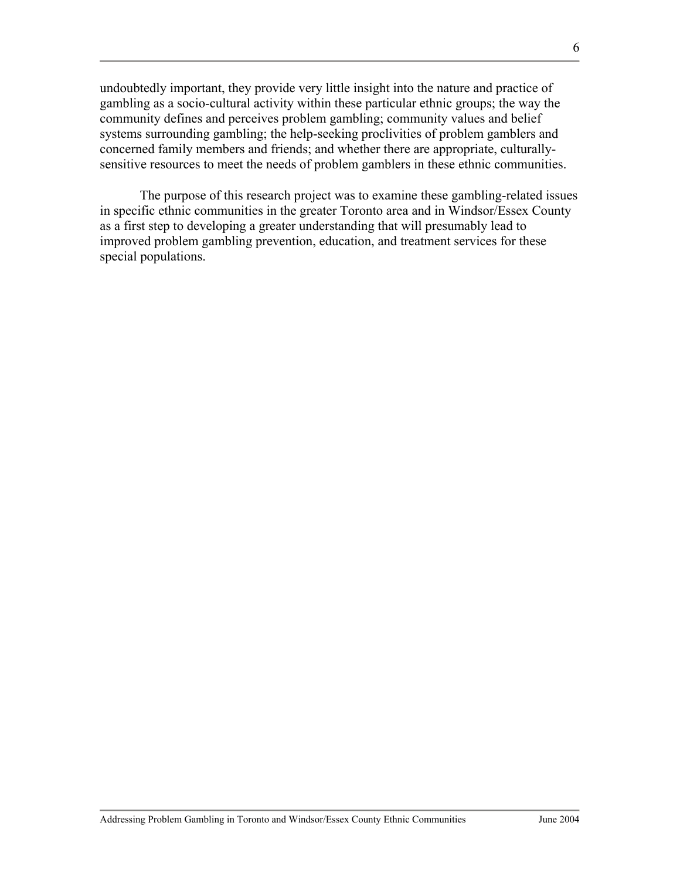undoubtedly important, they provide very little insight into the nature and practice of gambling as a socio-cultural activity within these particular ethnic groups; the way the community defines and perceives problem gambling; community values and belief systems surrounding gambling; the help-seeking proclivities of problem gamblers and concerned family members and friends; and whether there are appropriate, culturally-sensitive resources to meet the needs of problem gamblers in these ethnic communities.

The purpose of this research project was to examine these gambling-related issues in specific ethnic communities in the greater Toronto area and in Windsor/Essex County as a first step to developing a greater understanding that will presumably lead to improved problem gambling prevention, education, and treatment services for these special populations.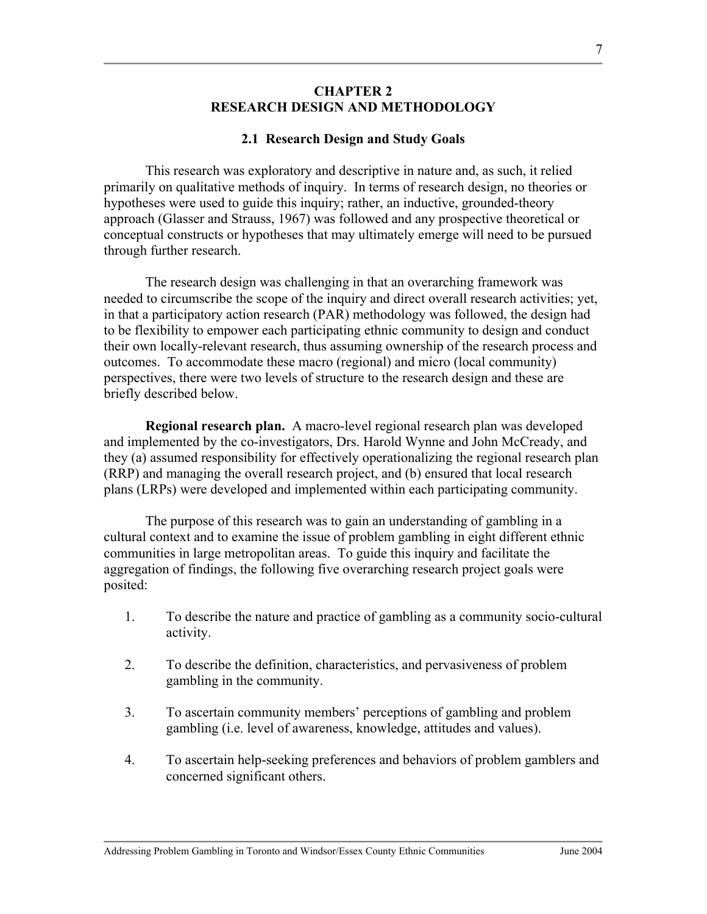# CHAPTER 2
# RESEARCH DESIGN AND METHODOLOGY

## 2.1 Research Design and Study Goals

This research was exploratory and descriptive in nature and, as such, it relied primarily on qualitative methods of inquiry. In terms of research design, no theories or hypotheses were used to guide this inquiry; rather, an inductive, grounded-theory approach (Glasser and Strauss, 1967) was followed and any prospective theoretical or conceptual constructs or hypotheses that may ultimately emerge will need to be pursued through further research.

The research design was challenging in that an overarching framework was needed to circumscribe the scope of the inquiry and direct overall research activities; yet, in that a participatory action research (PAR) methodology was followed, the design had to be flexibility to empower each participating ethnic community to design and conduct their own locally-relevant research, thus assuming ownership of the research process and outcomes. To accommodate these macro (regional) and micro (local community) perspectives, there were two levels of structure to the research design and these are briefly described below.

**Regional research plan.** A macro-level regional research plan was developed and implemented by the co-investigators, Drs. Harold Wynne and John McCready, and they (a) assumed responsibility for effectively operationalizing the regional research plan (RRP) and managing the overall research project, and (b) ensured that local research plans (LRPs) were developed and implemented within each participating community.

The purpose of this research was to gain an understanding of gambling in a cultural context and to examine the issue of problem gambling in eight different ethnic communities in large metropolitan areas. To guide this inquiry and facilitate the aggregation of findings, the following five overarching research project goals were posited:

1. To describe the nature and practice of gambling as a community socio-cultural activity.

2. To describe the definition, characteristics, and pervasiveness of problem gambling in the community.

3. To ascertain community members' perceptions of gambling and problem gambling (i.e. level of awareness, knowledge, attitudes and values).

4. To ascertain help-seeking preferences and behaviors of problem gamblers and concerned significant others.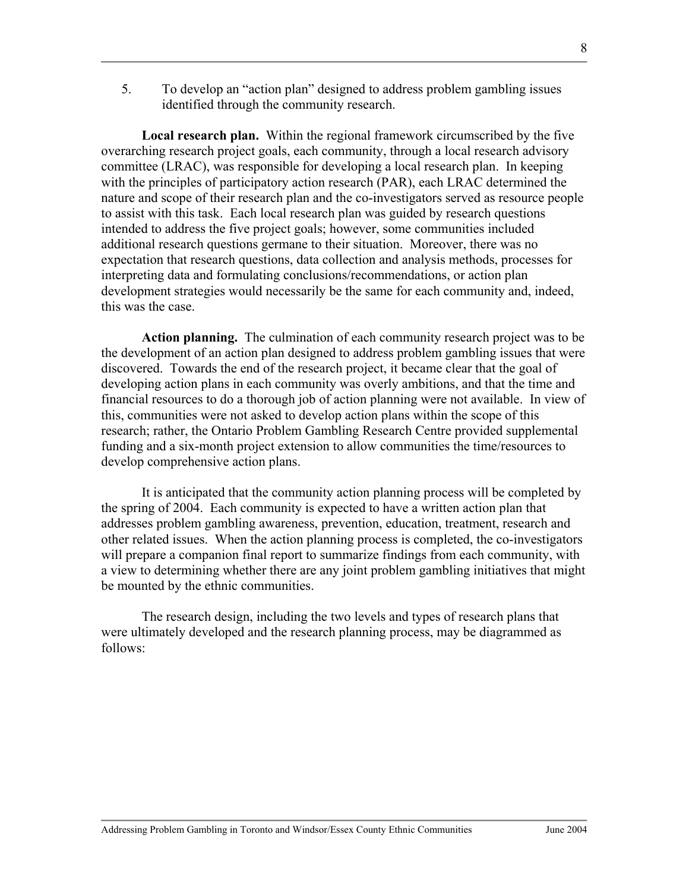5. To develop an "action plan" designed to address problem gambling issues identified through the community research.

**Local research plan.** Within the regional framework circumscribed by the five overarching research project goals, each community, through a local research advisory committee (LRAC), was responsible for developing a local research plan. In keeping with the principles of participatory action research (PAR), each LRAC determined the nature and scope of their research plan and the co-investigators served as resource people to assist with this task. Each local research plan was guided by research questions intended to address the five project goals; however, some communities included additional research questions germane to their situation. Moreover, there was no expectation that research questions, data collection and analysis methods, processes for interpreting data and formulating conclusions/recommendations, or action plan development strategies would necessarily be the same for each community and, indeed, this was the case.

**Action planning.** The culmination of each community research project was to be the development of an action plan designed to address problem gambling issues that were discovered. Towards the end of the research project, it became clear that the goal of developing action plans in each community was overly ambitions, and that the time and financial resources to do a thorough job of action planning were not available. In view of this, communities were not asked to develop action plans within the scope of this research; rather, the Ontario Problem Gambling Research Centre provided supplemental funding and a six-month project extension to allow communities the time/resources to develop comprehensive action plans.

It is anticipated that the community action planning process will be completed by the spring of 2004. Each community is expected to have a written action plan that addresses problem gambling awareness, prevention, education, treatment, research and other related issues. When the action planning process is completed, the co-investigators will prepare a companion final report to summarize findings from each community, with a view to determining whether there are any joint problem gambling initiatives that might be mounted by the ethnic communities.

The research design, including the two levels and types of research plans that were ultimately developed and the research planning process, may be diagrammed as follows: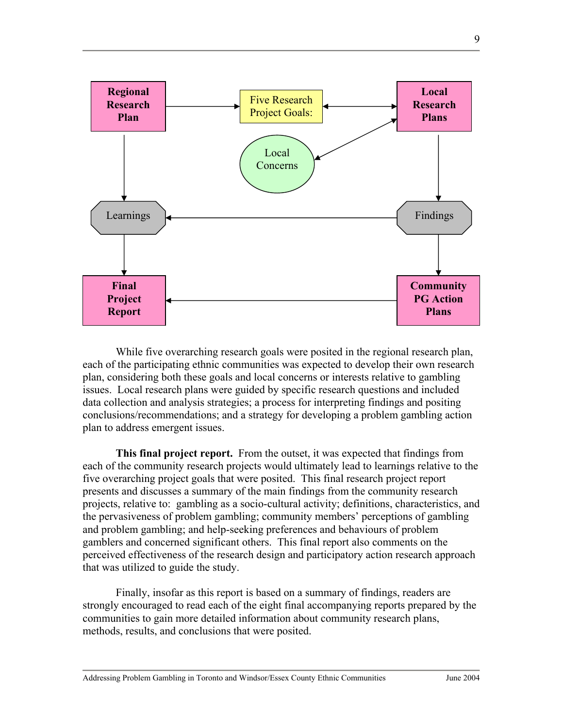Regional Research Plan

Five Research Project Goals:

Local Research Plans

Local Concerns

Learnings

Findings

Final Project Report

Community PG Action Plans

While five overarching research goals were posited in the regional research plan, each of the participating ethnic communities was expected to develop their own research plan, considering both these goals and local concerns or interests relative to gambling issues. Local research plans were guided by specific research questions and included data collection and analysis strategies; a process for interpreting findings and positing conclusions/recommendations; and a strategy for developing a problem gambling action plan to address emergent issues.

**This final project report.** From the outset, it was expected that findings from each of the community research projects would ultimately lead to learnings relative to the five overarching project goals that were posited. This final research project report presents and discusses a summary of the main findings from the community research projects, relative to: gambling as a socio-cultural activity; definitions, characteristics, and the pervasiveness of problem gambling; community members' perceptions of gambling and problem gambling; and help-seeking preferences and behaviours of problem gamblers and concerned significant others. This final report also comments on the perceived effectiveness of the research design and participatory action research approach that was utilized to guide the study.

Finally, insofar as this report is based on a summary of findings, readers are strongly encouraged to read each of the eight final accompanying reports prepared by the communities to gain more detailed information about community research plans, methods, results, and conclusions that were posited.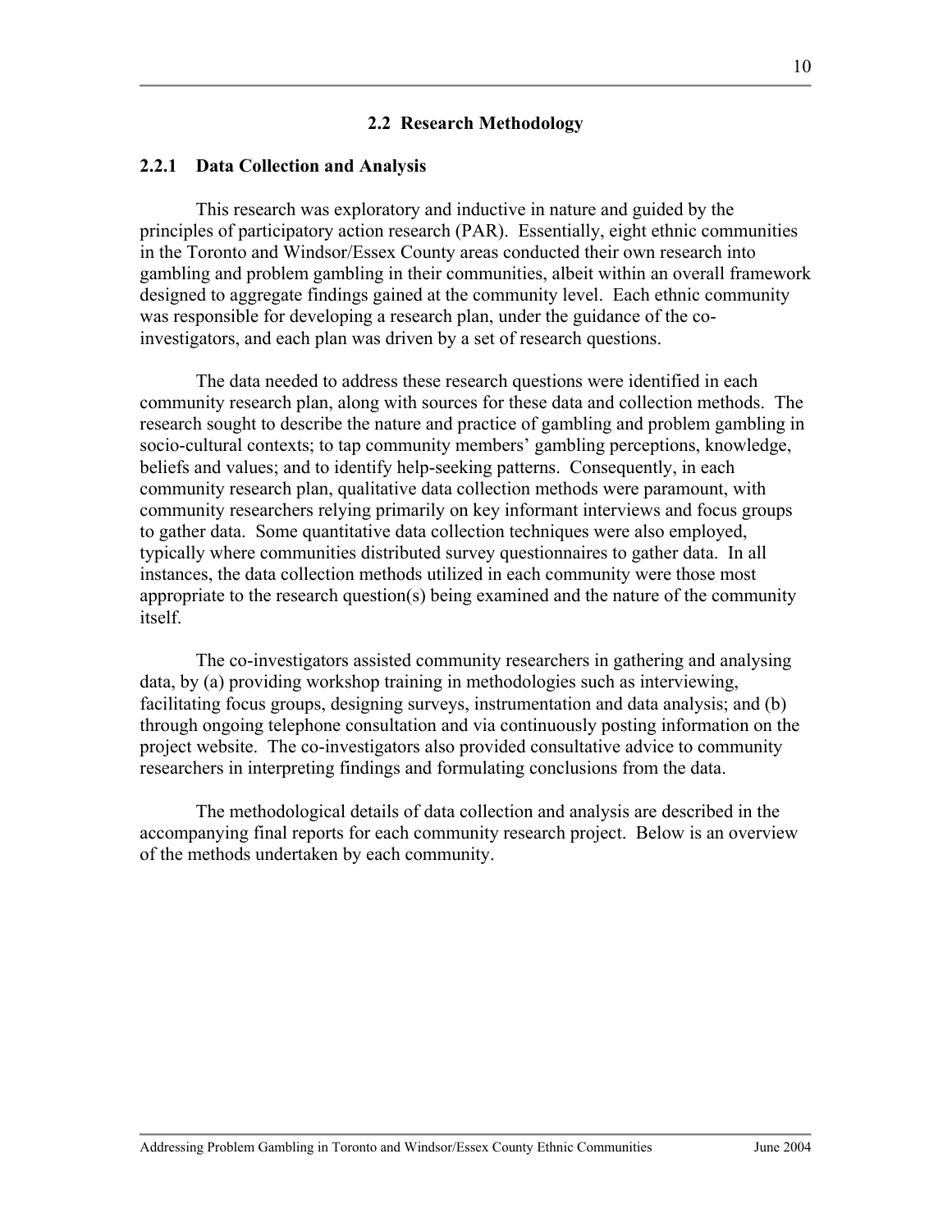## 2.2 Research Methodology

### 2.2.1 Data Collection and Analysis

This research was exploratory and inductive in nature and guided by the principles of participatory action research (PAR). Essentially, eight ethnic communities in the Toronto and Windsor/Essex County areas conducted their own research into gambling and problem gambling in their communities, albeit within an overall framework designed to aggregate findings gained at the community level. Each ethnic community was responsible for developing a research plan, under the guidance of the co-investigators, and each plan was driven by a set of research questions.

The data needed to address these research questions were identified in each community research plan, along with sources for these data and collection methods. The research sought to describe the nature and practice of gambling and problem gambling in socio-cultural contexts; to tap community members' gambling perceptions, knowledge, beliefs and values; and to identify help-seeking patterns. Consequently, in each community research plan, qualitative data collection methods were paramount, with community researchers relying primarily on key informant interviews and focus groups to gather data. Some quantitative data collection techniques were also employed, typically where communities distributed survey questionnaires to gather data. In all instances, the data collection methods utilized in each community were those most appropriate to the research question(s) being examined and the nature of the community itself.

The co-investigators assisted community researchers in gathering and analysing data, by (a) providing workshop training in methodologies such as interviewing, facilitating focus groups, designing surveys, instrumentation and data analysis; and (b) through ongoing telephone consultation and via continuously posting information on the project website. The co-investigators also provided consultative advice to community researchers in interpreting findings and formulating conclusions from the data.

The methodological details of data collection and analysis are described in the accompanying final reports for each community research project. Below is an overview of the methods undertaken by each community.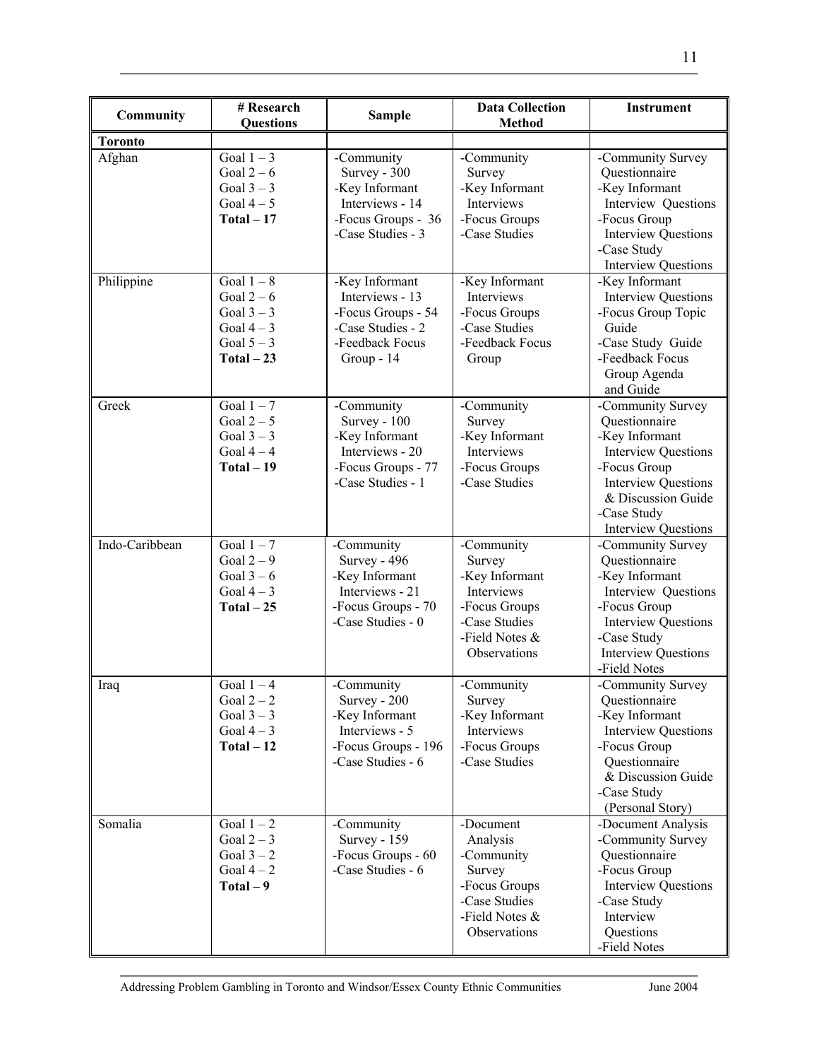| Community | # Research Questions | Sample | Data Collection Method | Instrument |
|---|---|---|---|---|
| **Toronto** | | | | |
| Afghan | Goal 1 – 3<br>Goal 2 – 6<br>Goal 3 – 3<br>Goal 4 – 5<br>**Total – 17** | -Community Survey - 300<br>-Key Informant Interviews - 14<br>-Focus Groups - 36<br>-Case Studies - 3 | -Community Survey<br>-Key Informant Interviews<br>-Focus Groups<br>-Case Studies | -Community Survey Questionnaire<br>-Key Informant Interview Questions<br>-Focus Group Interview Questions<br>-Case Study Interview Questions |
| Philippine | Goal 1 – 8<br>Goal 2 – 6<br>Goal 3 – 3<br>Goal 4 – 3<br>Goal 5 – 3<br>**Total – 23** | -Key Informant Interviews - 13<br>-Focus Groups - 54<br>-Case Studies - 2<br>-Feedback Focus Group - 14 | -Key Informant Interviews<br>-Focus Groups<br>-Case Studies<br>-Feedback Focus Group | -Key Informant Interview Questions<br>-Focus Group Topic Guide<br>-Case Study Guide<br>-Feedback Focus Group Agenda and Guide |
| Greek | Goal 1 – 7<br>Goal 2 – 5<br>Goal 3 – 3<br>Goal 4 – 4<br>**Total – 19** | -Community Survey - 100<br>-Key Informant Interviews - 20<br>-Focus Groups - 77<br>-Case Studies - 1 | -Community Survey<br>-Key Informant Interviews<br>-Focus Groups<br>-Case Studies | -Community Survey Questionnaire<br>-Key Informant Interview Questions<br>-Focus Group Interview Questions & Discussion Guide<br>-Case Study Interview Questions |
| Indo-Caribbean | Goal 1 – 7<br>Goal 2 – 9<br>Goal 3 – 6<br>Goal 4 – 3<br>**Total – 25** | -Community Survey - 496<br>-Key Informant Interviews - 21<br>-Focus Groups - 70<br>-Case Studies - 0 | -Community Survey<br>-Key Informant Interviews<br>-Focus Groups<br>-Case Studies<br>-Field Notes & Observations | -Community Survey Questionnaire<br>-Key Informant Interview Questions<br>-Focus Group Interview Questions<br>-Case Study Interview Questions<br>-Field Notes |
| Iraq | Goal 1 – 4<br>Goal 2 – 2<br>Goal 3 – 3<br>Goal 4 – 3<br>**Total – 12** | -Community Survey - 200<br>-Key Informant Interviews - 5<br>-Focus Groups - 196<br>-Case Studies - 6 | -Community Survey<br>-Key Informant Interviews<br>-Focus Groups<br>-Case Studies | -Community Survey Questionnaire<br>-Key Informant Interview Questions<br>-Focus Group Questionnaire & Discussion Guide<br>-Case Study (Personal Story) |
| Somalia | Goal 1 – 2<br>Goal 2 – 3<br>Goal 3 – 2<br>Goal 4 – 2<br>**Total – 9** | -Community Survey - 159<br>-Focus Groups - 60<br>-Case Studies - 6 | -Document Analysis<br>-Community Survey<br>-Focus Groups<br>-Case Studies<br>-Field Notes & Observations | -Document Analysis<br>-Community Survey Questionnaire<br>-Focus Group Interview Questions<br>-Case Study Interview Questions<br>-Field Notes |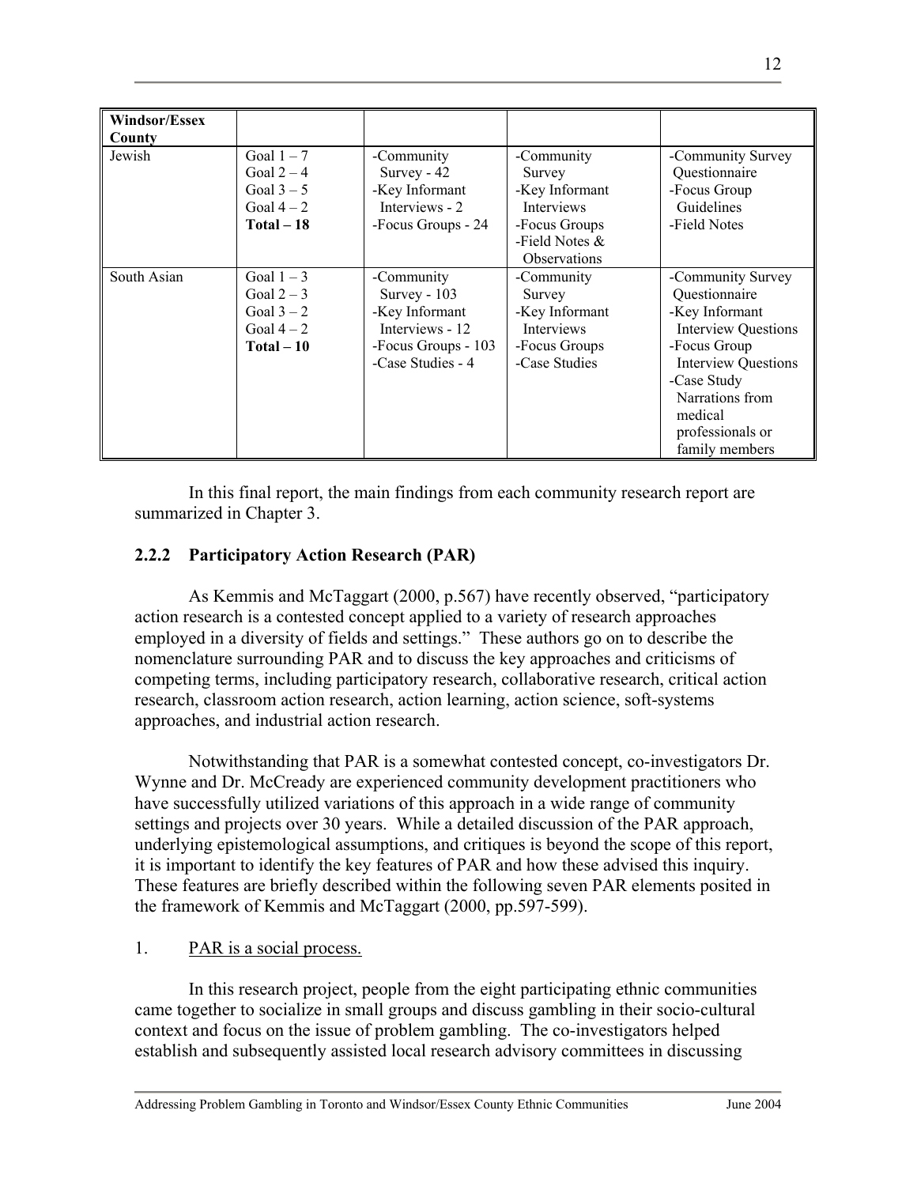| Windsor/Essex County | | | | |
|---|---|---|---|---|
| Jewish | Goal 1 – 7<br>Goal 2 – 4<br>Goal 3 – 5<br>Goal 4 – 2<br>**Total – 18** | -Community Survey - 42<br>-Key Informant Interviews - 2<br>-Focus Groups - 24 | -Community Survey<br>-Key Informant Interviews<br>-Focus Groups<br>-Field Notes & Observations | -Community Survey Questionnaire<br>-Focus Group Guidelines<br>-Field Notes |
| South Asian | Goal 1 – 3<br>Goal 2 – 3<br>Goal 3 – 2<br>Goal 4 – 2<br>**Total – 10** | -Community Survey - 103<br>-Key Informant Interviews - 12<br>-Focus Groups - 103<br>-Case Studies - 4 | -Community Survey<br>-Key Informant Interviews<br>-Focus Groups<br>-Case Studies | -Community Survey Questionnaire<br>-Key Informant Interview Questions<br>-Focus Group Interview Questions<br>-Case Study Narrations from medical professionals or family members |

In this final report, the main findings from each community research report are summarized in Chapter 3.

### 2.2.2 Participatory Action Research (PAR)

As Kemmis and McTaggart (2000, p.567) have recently observed, "participatory action research is a contested concept applied to a variety of research approaches employed in a diversity of fields and settings." These authors go on to describe the nomenclature surrounding PAR and to discuss the key approaches and criticisms of competing terms, including participatory research, collaborative research, critical action research, classroom action research, action learning, action science, soft-systems approaches, and industrial action research.

Notwithstanding that PAR is a somewhat contested concept, co-investigators Dr. Wynne and Dr. McCready are experienced community development practitioners who have successfully utilized variations of this approach in a wide range of community settings and projects over 30 years. While a detailed discussion of the PAR approach, underlying epistemological assumptions, and critiques is beyond the scope of this report, it is important to identify the key features of PAR and how these advised this inquiry. These features are briefly described within the following seven PAR elements posited in the framework of Kemmis and McTaggart (2000, pp.597-599).

1. PAR is a social process.

In this research project, people from the eight participating ethnic communities came together to socialize in small groups and discuss gambling in their socio-cultural context and focus on the issue of problem gambling. The co-investigators helped establish and subsequently assisted local research advisory committees in discussing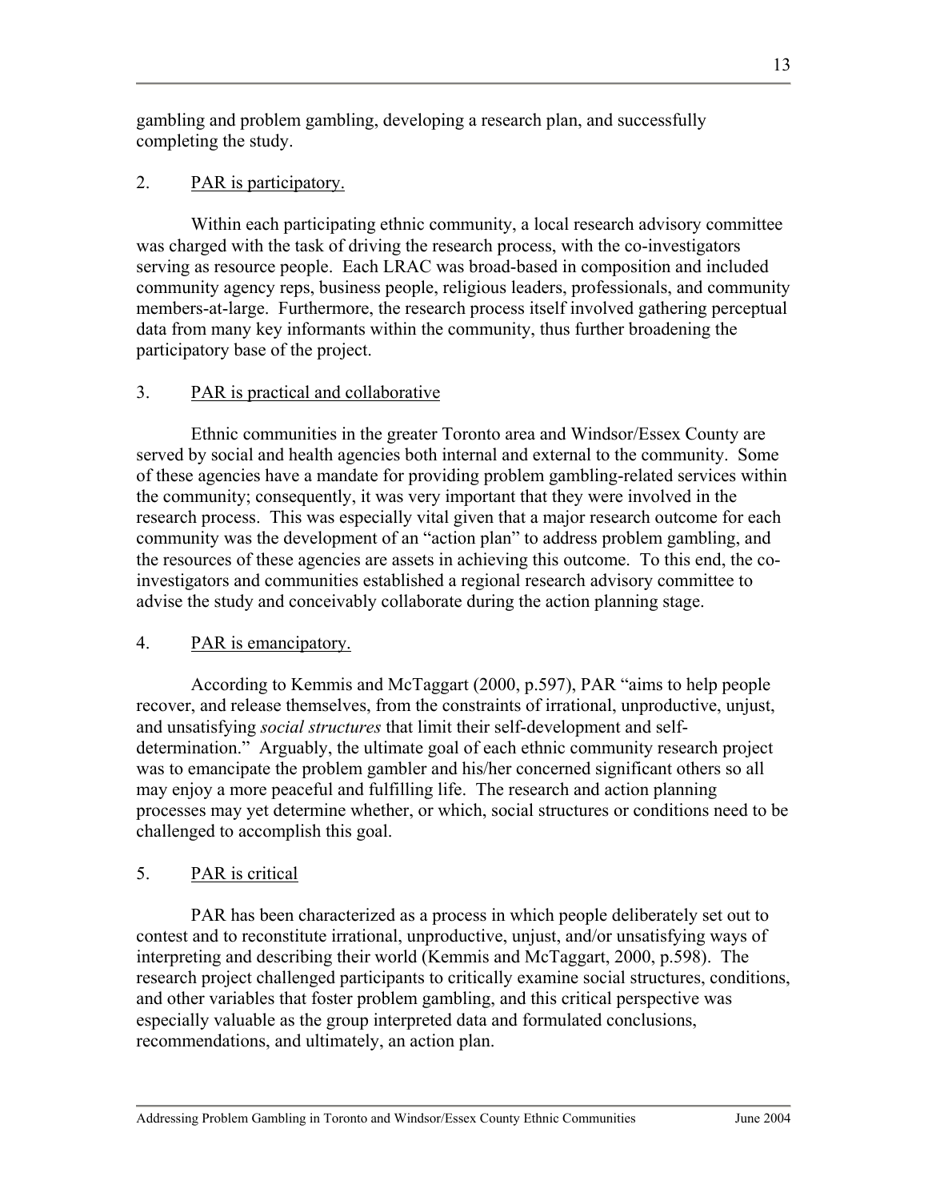gambling and problem gambling, developing a research plan, and successfully completing the study.

2. PAR is participatory.

Within each participating ethnic community, a local research advisory committee was charged with the task of driving the research process, with the co-investigators serving as resource people. Each LRAC was broad-based in composition and included community agency reps, business people, religious leaders, professionals, and community members-at-large. Furthermore, the research process itself involved gathering perceptual data from many key informants within the community, thus further broadening the participatory base of the project.

3. PAR is practical and collaborative

Ethnic communities in the greater Toronto area and Windsor/Essex County are served by social and health agencies both internal and external to the community. Some of these agencies have a mandate for providing problem gambling-related services within the community; consequently, it was very important that they were involved in the research process. This was especially vital given that a major research outcome for each community was the development of an "action plan" to address problem gambling, and the resources of these agencies are assets in achieving this outcome. To this end, the co-investigators and communities established a regional research advisory committee to advise the study and conceivably collaborate during the action planning stage.

4. PAR is emancipatory.

According to Kemmis and McTaggart (2000, p.597), PAR "aims to help people recover, and release themselves, from the constraints of irrational, unproductive, unjust, and unsatisfying *social structures* that limit their self-development and self-determination." Arguably, the ultimate goal of each ethnic community research project was to emancipate the problem gambler and his/her concerned significant others so all may enjoy a more peaceful and fulfilling life. The research and action planning processes may yet determine whether, or which, social structures or conditions need to be challenged to accomplish this goal.

5. PAR is critical

PAR has been characterized as a process in which people deliberately set out to contest and to reconstitute irrational, unproductive, unjust, and/or unsatisfying ways of interpreting and describing their world (Kemmis and McTaggart, 2000, p.598). The research project challenged participants to critically examine social structures, conditions, and other variables that foster problem gambling, and this critical perspective was especially valuable as the group interpreted data and formulated conclusions, recommendations, and ultimately, an action plan.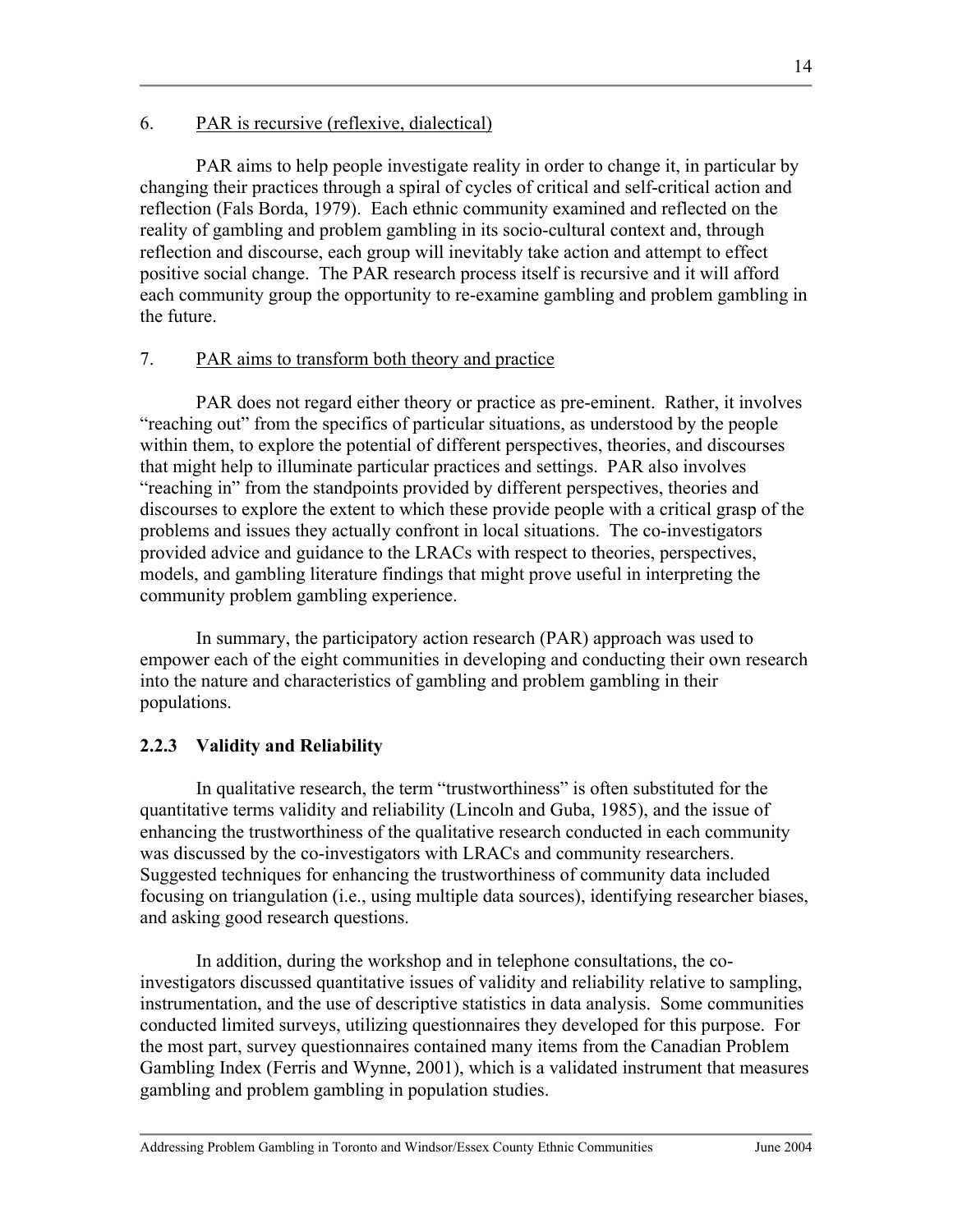6. <u>PAR is recursive (reflexive, dialectical)</u>

PAR aims to help people investigate reality in order to change it, in particular by changing their practices through a spiral of cycles of critical and self-critical action and reflection (Fals Borda, 1979). Each ethnic community examined and reflected on the reality of gambling and problem gambling in its socio-cultural context and, through reflection and discourse, each group will inevitably take action and attempt to effect positive social change. The PAR research process itself is recursive and it will afford each community group the opportunity to re-examine gambling and problem gambling in the future.

7. <u>PAR aims to transform both theory and practice</u>

PAR does not regard either theory or practice as pre-eminent. Rather, it involves "reaching out" from the specifics of particular situations, as understood by the people within them, to explore the potential of different perspectives, theories, and discourses that might help to illuminate particular practices and settings. PAR also involves "reaching in" from the standpoints provided by different perspectives, theories and discourses to explore the extent to which these provide people with a critical grasp of the problems and issues they actually confront in local situations. The co-investigators provided advice and guidance to the LRACs with respect to theories, perspectives, models, and gambling literature findings that might prove useful in interpreting the community problem gambling experience.

In summary, the participatory action research (PAR) approach was used to empower each of the eight communities in developing and conducting their own research into the nature and characteristics of gambling and problem gambling in their populations.

### 2.2.3 Validity and Reliability

In qualitative research, the term "trustworthiness" is often substituted for the quantitative terms validity and reliability (Lincoln and Guba, 1985), and the issue of enhancing the trustworthiness of the qualitative research conducted in each community was discussed by the co-investigators with LRACs and community researchers. Suggested techniques for enhancing the trustworthiness of community data included focusing on triangulation (i.e., using multiple data sources), identifying researcher biases, and asking good research questions.

In addition, during the workshop and in telephone consultations, the co-investigators discussed quantitative issues of validity and reliability relative to sampling, instrumentation, and the use of descriptive statistics in data analysis. Some communities conducted limited surveys, utilizing questionnaires they developed for this purpose. For the most part, survey questionnaires contained many items from the Canadian Problem Gambling Index (Ferris and Wynne, 2001), which is a validated instrument that measures gambling and problem gambling in population studies.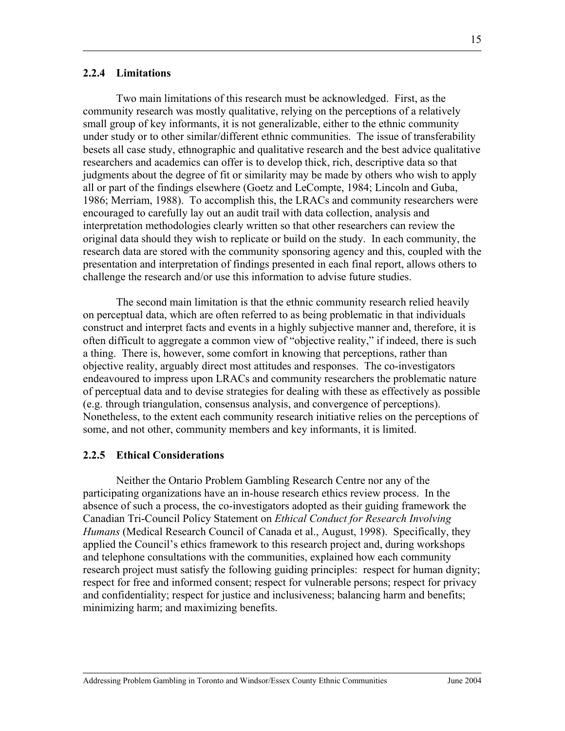### 2.2.4 Limitations

Two main limitations of this research must be acknowledged. First, as the community research was mostly qualitative, relying on the perceptions of a relatively small group of key informants, it is not generalizable, either to the ethnic community under study or to other similar/different ethnic communities. The issue of transferability besets all case study, ethnographic and qualitative research and the best advice qualitative researchers and academics can offer is to develop thick, rich, descriptive data so that judgments about the degree of fit or similarity may be made by others who wish to apply all or part of the findings elsewhere (Goetz and LeCompte, 1984; Lincoln and Guba, 1986; Merriam, 1988). To accomplish this, the LRACs and community researchers were encouraged to carefully lay out an audit trail with data collection, analysis and interpretation methodologies clearly written so that other researchers can review the original data should they wish to replicate or build on the study. In each community, the research data are stored with the community sponsoring agency and this, coupled with the presentation and interpretation of findings presented in each final report, allows others to challenge the research and/or use this information to advise future studies.

The second main limitation is that the ethnic community research relied heavily on perceptual data, which are often referred to as being problematic in that individuals construct and interpret facts and events in a highly subjective manner and, therefore, it is often difficult to aggregate a common view of "objective reality," if indeed, there is such a thing. There is, however, some comfort in knowing that perceptions, rather than objective reality, arguably direct most attitudes and responses. The co-investigators endeavoured to impress upon LRACs and community researchers the problematic nature of perceptual data and to devise strategies for dealing with these as effectively as possible (e.g. through triangulation, consensus analysis, and convergence of perceptions). Nonetheless, to the extent each community research initiative relies on the perceptions of some, and not other, community members and key informants, it is limited.

### 2.2.5 Ethical Considerations

Neither the Ontario Problem Gambling Research Centre nor any of the participating organizations have an in-house research ethics review process. In the absence of such a process, the co-investigators adopted as their guiding framework the Canadian Tri-Council Policy Statement on *Ethical Conduct for Research Involving Humans* (Medical Research Council of Canada et al., August, 1998). Specifically, they applied the Council's ethics framework to this research project and, during workshops and telephone consultations with the communities, explained how each community research project must satisfy the following guiding principles: respect for human dignity; respect for free and informed consent; respect for vulnerable persons; respect for privacy and confidentiality; respect for justice and inclusiveness; balancing harm and benefits; minimizing harm; and maximizing benefits.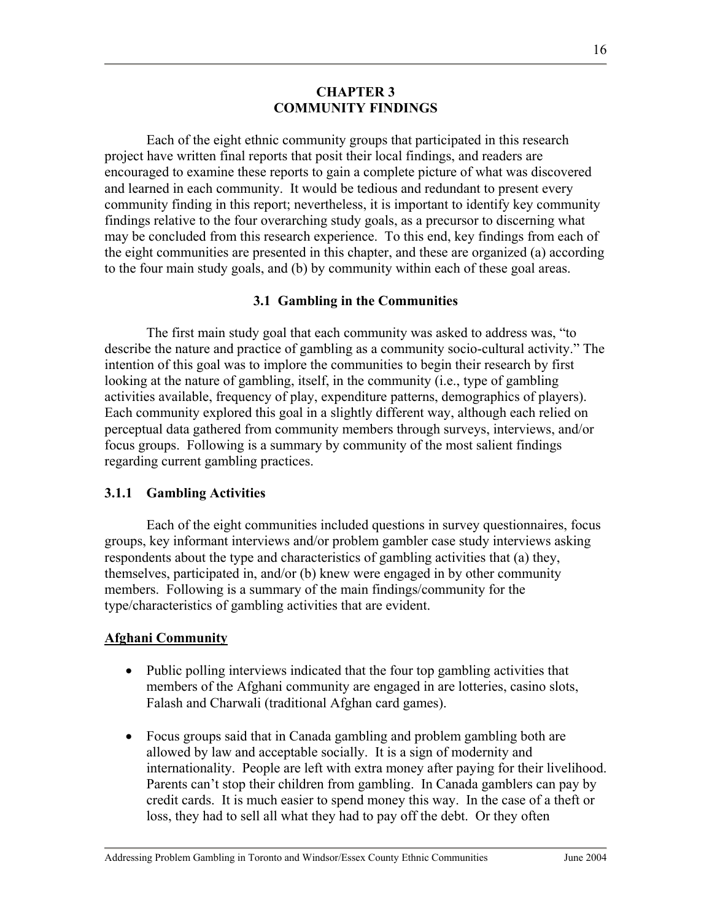# CHAPTER 3
# COMMUNITY FINDINGS

Each of the eight ethnic community groups that participated in this research project have written final reports that posit their local findings, and readers are encouraged to examine these reports to gain a complete picture of what was discovered and learned in each community. It would be tedious and redundant to present every community finding in this report; nevertheless, it is important to identify key community findings relative to the four overarching study goals, as a precursor to discerning what may be concluded from this research experience. To this end, key findings from each of the eight communities are presented in this chapter, and these are organized (a) according to the four main study goals, and (b) by community within each of these goal areas.

## 3.1 Gambling in the Communities

The first main study goal that each community was asked to address was, "to describe the nature and practice of gambling as a community socio-cultural activity." The intention of this goal was to implore the communities to begin their research by first looking at the nature of gambling, itself, in the community (i.e., type of gambling activities available, frequency of play, expenditure patterns, demographics of players). Each community explored this goal in a slightly different way, although each relied on perceptual data gathered from community members through surveys, interviews, and/or focus groups. Following is a summary by community of the most salient findings regarding current gambling practices.

### 3.1.1 Gambling Activities

Each of the eight communities included questions in survey questionnaires, focus groups, key informant interviews and/or problem gambler case study interviews asking respondents about the type and characteristics of gambling activities that (a) they, themselves, participated in, and/or (b) knew were engaged in by other community members. Following is a summary of the main findings/community for the type/characteristics of gambling activities that are evident.

**Afghani Community**

- Public polling interviews indicated that the four top gambling activities that members of the Afghani community are engaged in are lotteries, casino slots, Falash and Charwali (traditional Afghan card games).

- Focus groups said that in Canada gambling and problem gambling both are allowed by law and acceptable socially. It is a sign of modernity and internationality. People are left with extra money after paying for their livelihood. Parents can't stop their children from gambling. In Canada gamblers can pay by credit cards. It is much easier to spend money this way. In the case of a theft or loss, they had to sell all what they had to pay off the debt. Or they often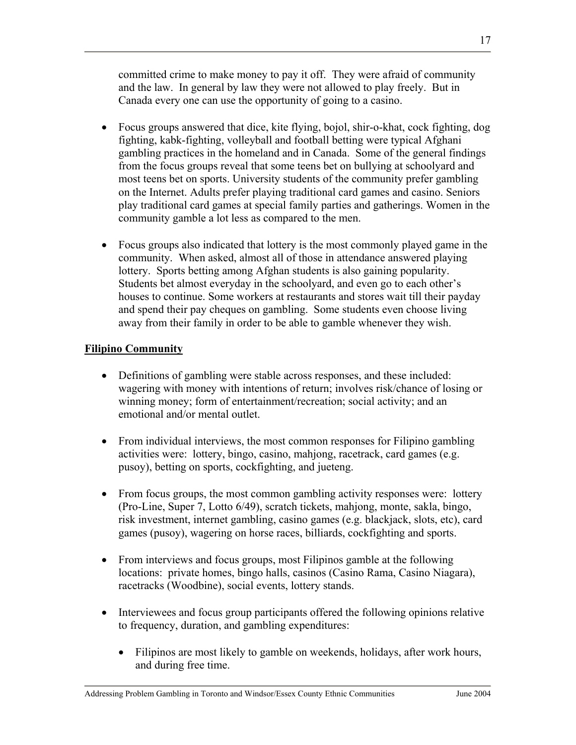committed crime to make money to pay it off. They were afraid of community and the law. In general by law they were not allowed to play freely. But in Canada every one can use the opportunity of going to a casino.

- Focus groups answered that dice, kite flying, bojol, shir-o-khat, cock fighting, dog fighting, kabk-fighting, volleyball and football betting were typical Afghani gambling practices in the homeland and in Canada. Some of the general findings from the focus groups reveal that some teens bet on bullying at schoolyard and most teens bet on sports. University students of the community prefer gambling on the Internet. Adults prefer playing traditional card games and casino. Seniors play traditional card games at special family parties and gatherings. Women in the community gamble a lot less as compared to the men.

- Focus groups also indicated that lottery is the most commonly played game in the community. When asked, almost all of those in attendance answered playing lottery. Sports betting among Afghan students is also gaining popularity. Students bet almost everyday in the schoolyard, and even go to each other's houses to continue. Some workers at restaurants and stores wait till their payday and spend their pay cheques on gambling. Some students even choose living away from their family in order to be able to gamble whenever they wish.

**Filipino Community**

- Definitions of gambling were stable across responses, and these included: wagering with money with intentions of return; involves risk/chance of losing or winning money; form of entertainment/recreation; social activity; and an emotional and/or mental outlet.

- From individual interviews, the most common responses for Filipino gambling activities were: lottery, bingo, casino, mahjong, racetrack, card games (e.g. pusoy), betting on sports, cockfighting, and jueteng.

- From focus groups, the most common gambling activity responses were: lottery (Pro-Line, Super 7, Lotto 6/49), scratch tickets, mahjong, monte, sakla, bingo, risk investment, internet gambling, casino games (e.g. blackjack, slots, etc), card games (pusoy), wagering on horse races, billiards, cockfighting and sports.

- From interviews and focus groups, most Filipinos gamble at the following locations: private homes, bingo halls, casinos (Casino Rama, Casino Niagara), racetracks (Woodbine), social events, lottery stands.

- Interviewees and focus group participants offered the following opinions relative to frequency, duration, and gambling expenditures:

    - Filipinos are most likely to gamble on weekends, holidays, after work hours, and during free time.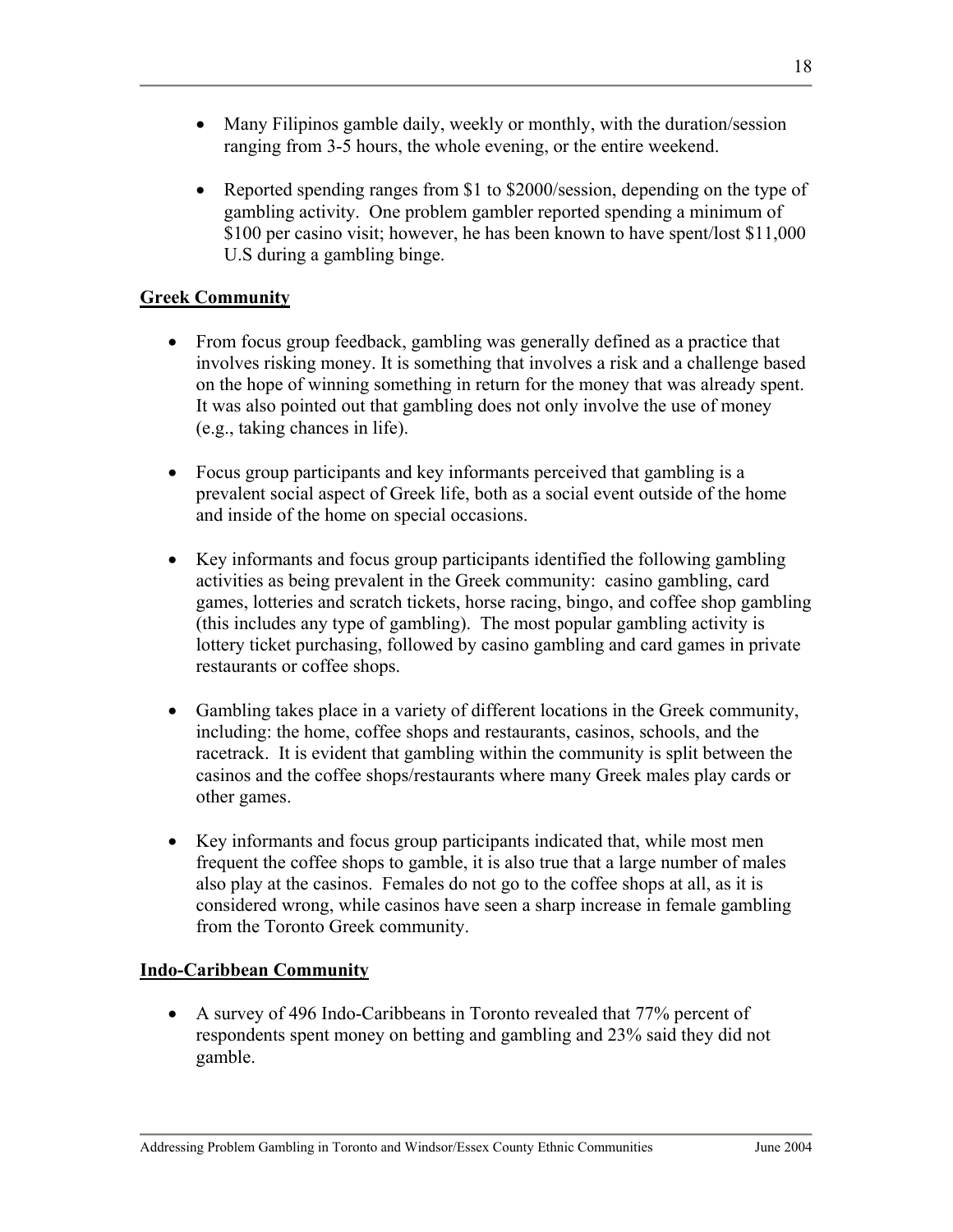- Many Filipinos gamble daily, weekly or monthly, with the duration/session ranging from 3-5 hours, the whole evening, or the entire weekend.

- Reported spending ranges from $1 to $2000/session, depending on the type of gambling activity. One problem gambler reported spending a minimum of $100 per casino visit; however, he has been known to have spent/lost $11,000 U.S during a gambling binge.

## Greek Community

- From focus group feedback, gambling was generally defined as a practice that involves risking money. It is something that involves a risk and a challenge based on the hope of winning something in return for the money that was already spent. It was also pointed out that gambling does not only involve the use of money (e.g., taking chances in life).

- Focus group participants and key informants perceived that gambling is a prevalent social aspect of Greek life, both as a social event outside of the home and inside of the home on special occasions.

- Key informants and focus group participants identified the following gambling activities as being prevalent in the Greek community: casino gambling, card games, lotteries and scratch tickets, horse racing, bingo, and coffee shop gambling (this includes any type of gambling). The most popular gambling activity is lottery ticket purchasing, followed by casino gambling and card games in private restaurants or coffee shops.

- Gambling takes place in a variety of different locations in the Greek community, including: the home, coffee shops and restaurants, casinos, schools, and the racetrack. It is evident that gambling within the community is split between the casinos and the coffee shops/restaurants where many Greek males play cards or other games.

- Key informants and focus group participants indicated that, while most men frequent the coffee shops to gamble, it is also true that a large number of males also play at the casinos. Females do not go to the coffee shops at all, as it is considered wrong, while casinos have seen a sharp increase in female gambling from the Toronto Greek community.

## Indo-Caribbean Community

- A survey of 496 Indo-Caribbeans in Toronto revealed that 77% percent of respondents spent money on betting and gambling and 23% said they did not gamble.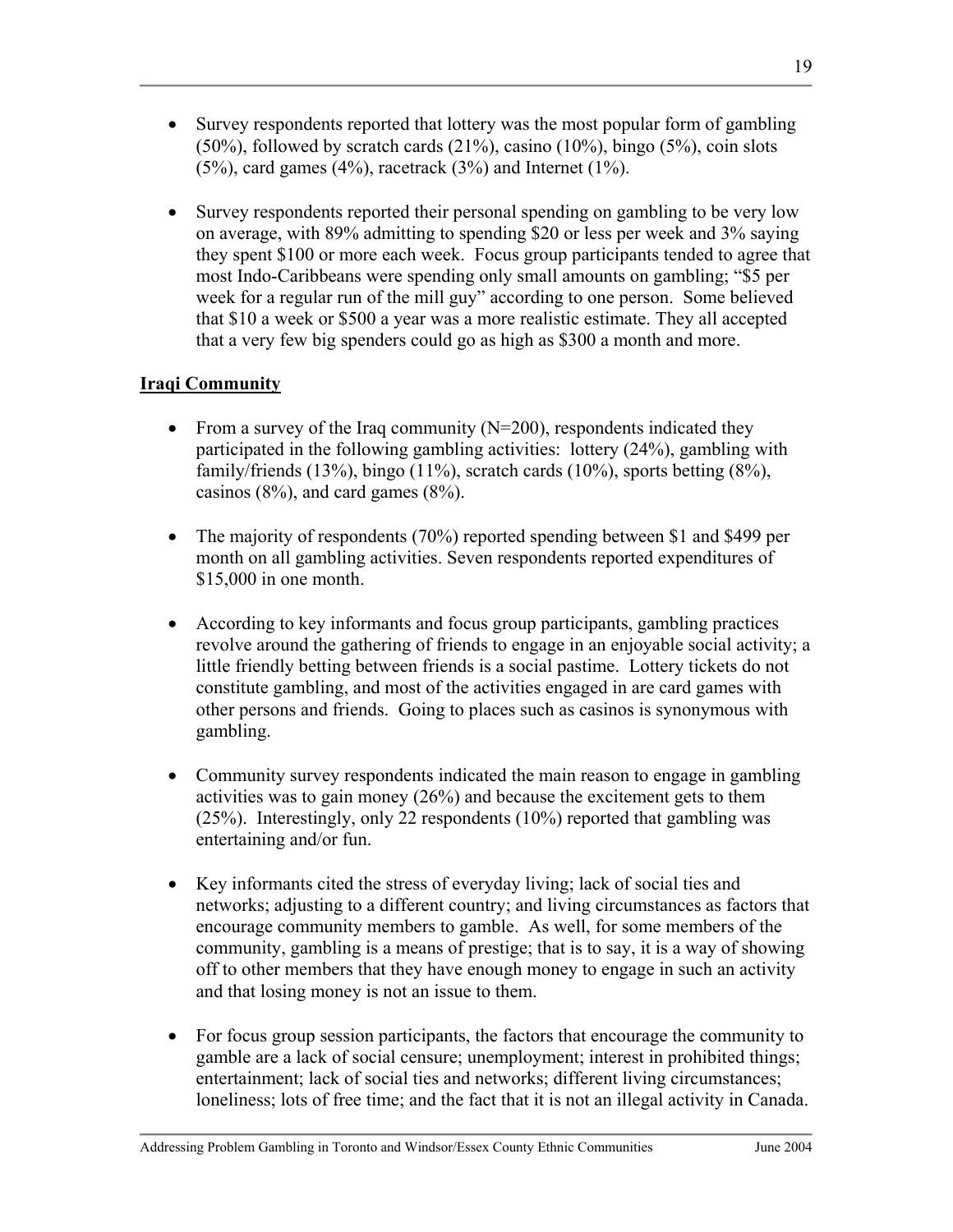- Survey respondents reported that lottery was the most popular form of gambling (50%), followed by scratch cards (21%), casino (10%), bingo (5%), coin slots (5%), card games (4%), racetrack (3%) and Internet (1%).

- Survey respondents reported their personal spending on gambling to be very low on average, with 89% admitting to spending $20 or less per week and 3% saying they spent $100 or more each week. Focus group participants tended to agree that most Indo-Caribbeans were spending only small amounts on gambling; "$5 per week for a regular run of the mill guy" according to one person. Some believed that $10 a week or $500 a year was a more realistic estimate. They all accepted that a very few big spenders could go as high as $300 a month and more.

**Iraqi Community**

- From a survey of the Iraq community (N=200), respondents indicated they participated in the following gambling activities: lottery (24%), gambling with family/friends (13%), bingo (11%), scratch cards (10%), sports betting (8%), casinos (8%), and card games (8%).

- The majority of respondents (70%) reported spending between $1 and $499 per month on all gambling activities. Seven respondents reported expenditures of $15,000 in one month.

- According to key informants and focus group participants, gambling practices revolve around the gathering of friends to engage in an enjoyable social activity; a little friendly betting between friends is a social pastime. Lottery tickets do not constitute gambling, and most of the activities engaged in are card games with other persons and friends. Going to places such as casinos is synonymous with gambling.

- Community survey respondents indicated the main reason to engage in gambling activities was to gain money (26%) and because the excitement gets to them (25%). Interestingly, only 22 respondents (10%) reported that gambling was entertaining and/or fun.

- Key informants cited the stress of everyday living; lack of social ties and networks; adjusting to a different country; and living circumstances as factors that encourage community members to gamble. As well, for some members of the community, gambling is a means of prestige; that is to say, it is a way of showing off to other members that they have enough money to engage in such an activity and that losing money is not an issue to them.

- For focus group session participants, the factors that encourage the community to gamble are a lack of social censure; unemployment; interest in prohibited things; entertainment; lack of social ties and networks; different living circumstances; loneliness; lots of free time; and the fact that it is not an illegal activity in Canada.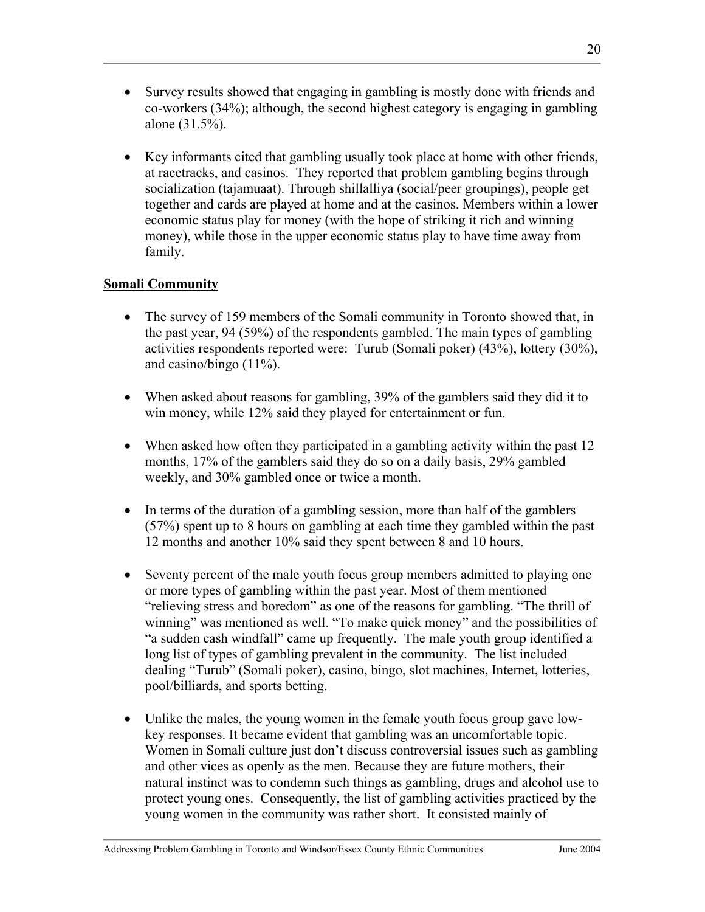- Survey results showed that engaging in gambling is mostly done with friends and co-workers (34%); although, the second highest category is engaging in gambling alone (31.5%).

- Key informants cited that gambling usually took place at home with other friends, at racetracks, and casinos. They reported that problem gambling begins through socialization (tajamuaat). Through shillalliya (social/peer groupings), people get together and cards are played at home and at the casinos. Members within a lower economic status play for money (with the hope of striking it rich and winning money), while those in the upper economic status play to have time away from family.

**<u>Somali Community</u>**

- The survey of 159 members of the Somali community in Toronto showed that, in the past year, 94 (59%) of the respondents gambled. The main types of gambling activities respondents reported were: Turub (Somali poker) (43%), lottery (30%), and casino/bingo (11%).

- When asked about reasons for gambling, 39% of the gamblers said they did it to win money, while 12% said they played for entertainment or fun.

- When asked how often they participated in a gambling activity within the past 12 months, 17% of the gamblers said they do so on a daily basis, 29% gambled weekly, and 30% gambled once or twice a month.

- In terms of the duration of a gambling session, more than half of the gamblers (57%) spent up to 8 hours on gambling at each time they gambled within the past 12 months and another 10% said they spent between 8 and 10 hours.

- Seventy percent of the male youth focus group members admitted to playing one or more types of gambling within the past year. Most of them mentioned "relieving stress and boredom" as one of the reasons for gambling. "The thrill of winning" was mentioned as well. "To make quick money" and the possibilities of "a sudden cash windfall" came up frequently. The male youth group identified a long list of types of gambling prevalent in the community. The list included dealing "Turub" (Somali poker), casino, bingo, slot machines, Internet, lotteries, pool/billiards, and sports betting.

- Unlike the males, the young women in the female youth focus group gave low-key responses. It became evident that gambling was an uncomfortable topic. Women in Somali culture just don't discuss controversial issues such as gambling and other vices as openly as the men. Because they are future mothers, their natural instinct was to condemn such things as gambling, drugs and alcohol use to protect young ones. Consequently, the list of gambling activities practiced by the young women in the community was rather short. It consisted mainly of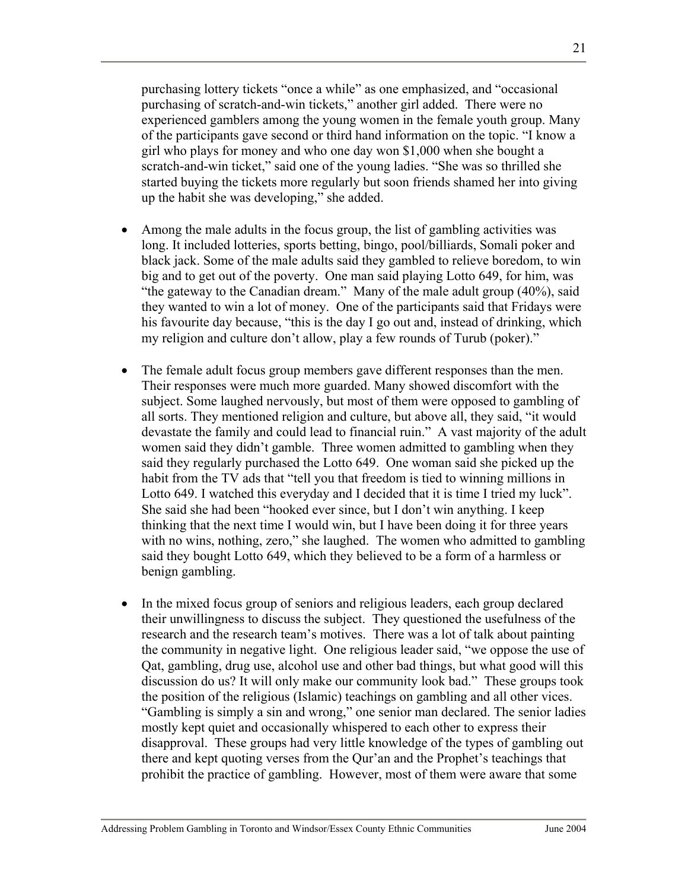purchasing lottery tickets "once a while" as one emphasized, and "occasional purchasing of scratch-and-win tickets," another girl added. There were no experienced gamblers among the young women in the female youth group. Many of the participants gave second or third hand information on the topic. "I know a girl who plays for money and who one day won $1,000 when she bought a scratch-and-win ticket," said one of the young ladies. "She was so thrilled she started buying the tickets more regularly but soon friends shamed her into giving up the habit she was developing," she added.

- Among the male adults in the focus group, the list of gambling activities was long. It included lotteries, sports betting, bingo, pool/billiards, Somali poker and black jack. Some of the male adults said they gambled to relieve boredom, to win big and to get out of the poverty. One man said playing Lotto 649, for him, was "the gateway to the Canadian dream." Many of the male adult group (40%), said they wanted to win a lot of money. One of the participants said that Fridays were his favourite day because, "this is the day I go out and, instead of drinking, which my religion and culture don't allow, play a few rounds of Turub (poker)."

- The female adult focus group members gave different responses than the men. Their responses were much more guarded. Many showed discomfort with the subject. Some laughed nervously, but most of them were opposed to gambling of all sorts. They mentioned religion and culture, but above all, they said, "it would devastate the family and could lead to financial ruin." A vast majority of the adult women said they didn't gamble. Three women admitted to gambling when they said they regularly purchased the Lotto 649. One woman said she picked up the habit from the TV ads that "tell you that freedom is tied to winning millions in Lotto 649. I watched this everyday and I decided that it is time I tried my luck". She said she had been "hooked ever since, but I don't win anything. I keep thinking that the next time I would win, but I have been doing it for three years with no wins, nothing, zero," she laughed. The women who admitted to gambling said they bought Lotto 649, which they believed to be a form of a harmless or benign gambling.

- In the mixed focus group of seniors and religious leaders, each group declared their unwillingness to discuss the subject. They questioned the usefulness of the research and the research team's motives. There was a lot of talk about painting the community in negative light. One religious leader said, "we oppose the use of Qat, gambling, drug use, alcohol use and other bad things, but what good will this discussion do us? It will only make our community look bad." These groups took the position of the religious (Islamic) teachings on gambling and all other vices. "Gambling is simply a sin and wrong," one senior man declared. The senior ladies mostly kept quiet and occasionally whispered to each other to express their disapproval. These groups had very little knowledge of the types of gambling out there and kept quoting verses from the Qur'an and the Prophet's teachings that prohibit the practice of gambling. However, most of them were aware that some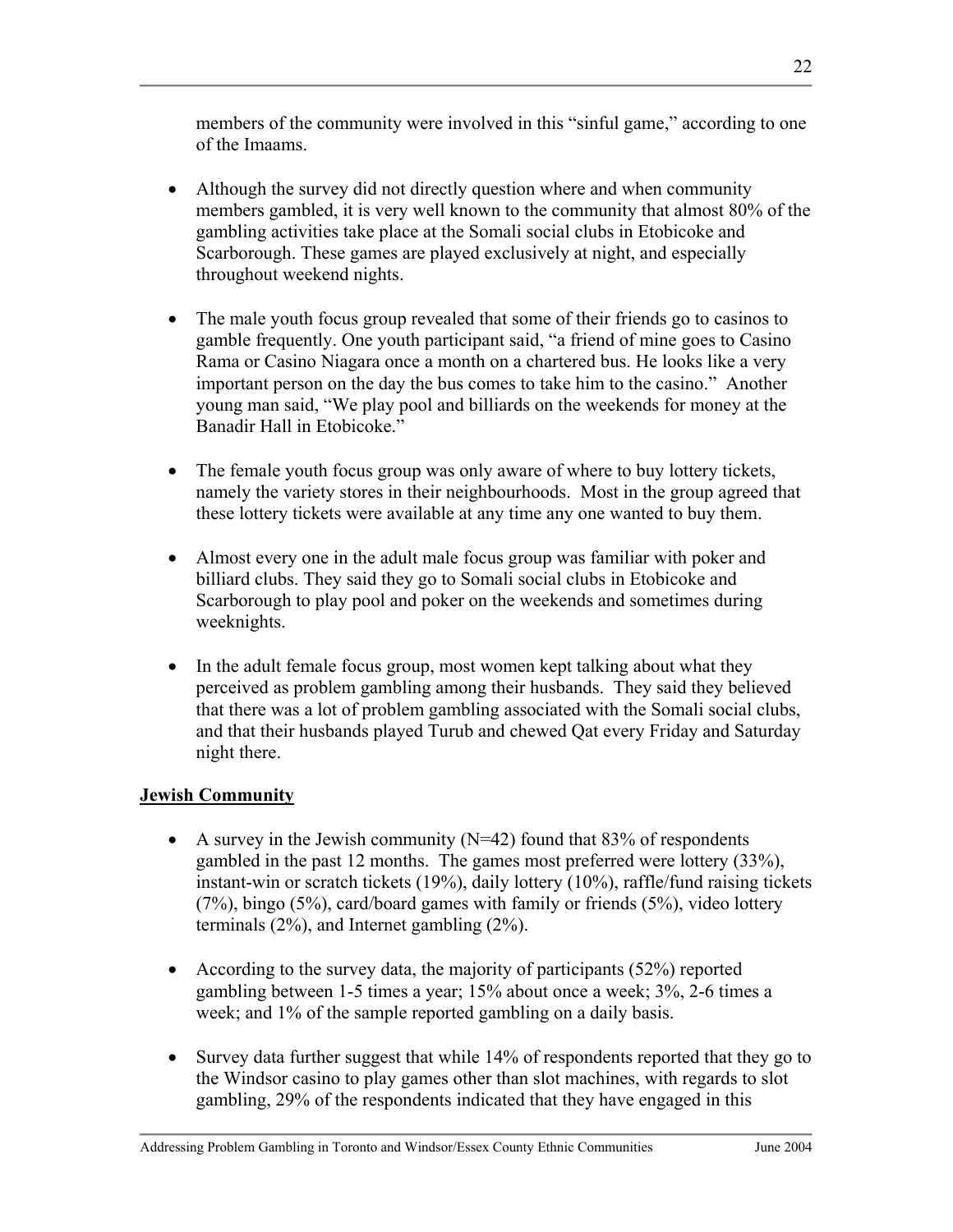members of the community were involved in this "sinful game," according to one of the Imaams.

- Although the survey did not directly question where and when community members gambled, it is very well known to the community that almost 80% of the gambling activities take place at the Somali social clubs in Etobicoke and Scarborough. These games are played exclusively at night, and especially throughout weekend nights.

- The male youth focus group revealed that some of their friends go to casinos to gamble frequently. One youth participant said, "a friend of mine goes to Casino Rama or Casino Niagara once a month on a chartered bus. He looks like a very important person on the day the bus comes to take him to the casino." Another young man said, "We play pool and billiards on the weekends for money at the Banadir Hall in Etobicoke."

- The female youth focus group was only aware of where to buy lottery tickets, namely the variety stores in their neighbourhoods. Most in the group agreed that these lottery tickets were available at any time any one wanted to buy them.

- Almost every one in the adult male focus group was familiar with poker and billiard clubs. They said they go to Somali social clubs in Etobicoke and Scarborough to play pool and poker on the weekends and sometimes during weeknights.

- In the adult female focus group, most women kept talking about what they perceived as problem gambling among their husbands. They said they believed that there was a lot of problem gambling associated with the Somali social clubs, and that their husbands played Turub and chewed Qat every Friday and Saturday night there.

**<u>Jewish Community</u>**

- A survey in the Jewish community (N=42) found that 83% of respondents gambled in the past 12 months. The games most preferred were lottery (33%), instant-win or scratch tickets (19%), daily lottery (10%), raffle/fund raising tickets (7%), bingo (5%), card/board games with family or friends (5%), video lottery terminals (2%), and Internet gambling (2%).

- According to the survey data, the majority of participants (52%) reported gambling between 1-5 times a year; 15% about once a week; 3%, 2-6 times a week; and 1% of the sample reported gambling on a daily basis.

- Survey data further suggest that while 14% of respondents reported that they go to the Windsor casino to play games other than slot machines, with regards to slot gambling, 29% of the respondents indicated that they have engaged in this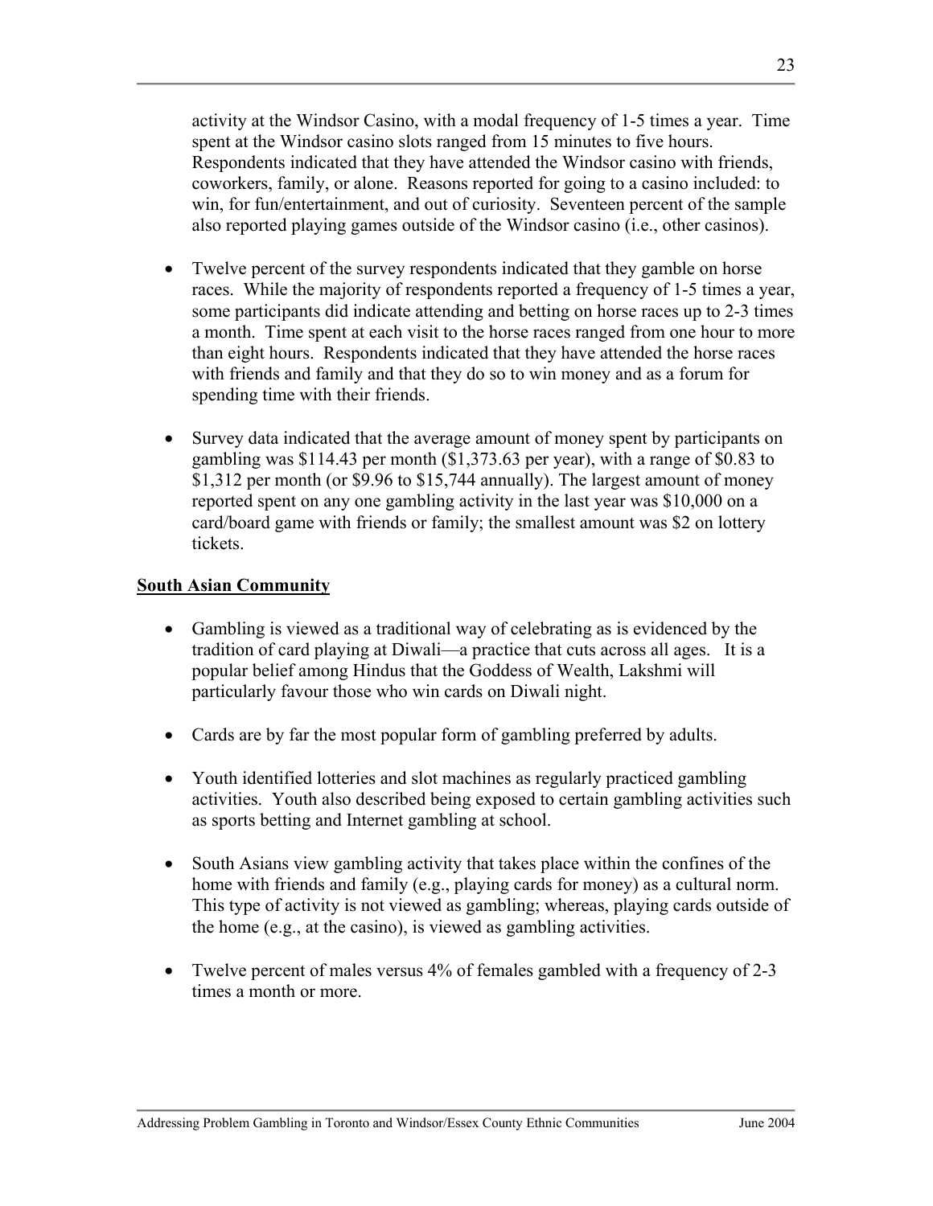activity at the Windsor Casino, with a modal frequency of 1-5 times a year. Time spent at the Windsor casino slots ranged from 15 minutes to five hours. Respondents indicated that they have attended the Windsor casino with friends, coworkers, family, or alone. Reasons reported for going to a casino included: to win, for fun/entertainment, and out of curiosity. Seventeen percent of the sample also reported playing games outside of the Windsor casino (i.e., other casinos).

- Twelve percent of the survey respondents indicated that they gamble on horse races. While the majority of respondents reported a frequency of 1-5 times a year, some participants did indicate attending and betting on horse races up to 2-3 times a month. Time spent at each visit to the horse races ranged from one hour to more than eight hours. Respondents indicated that they have attended the horse races with friends and family and that they do so to win money and as a forum for spending time with their friends.

- Survey data indicated that the average amount of money spent by participants on gambling was $114.43 per month ($1,373.63 per year), with a range of $0.83 to $1,312 per month (or $9.96 to $15,744 annually). The largest amount of money reported spent on any one gambling activity in the last year was $10,000 on a card/board game with friends or family; the smallest amount was $2 on lottery tickets.

**South Asian Community**

- Gambling is viewed as a traditional way of celebrating as is evidenced by the tradition of card playing at Diwali—a practice that cuts across all ages. It is a popular belief among Hindus that the Goddess of Wealth, Lakshmi will particularly favour those who win cards on Diwali night.

- Cards are by far the most popular form of gambling preferred by adults.

- Youth identified lotteries and slot machines as regularly practiced gambling activities. Youth also described being exposed to certain gambling activities such as sports betting and Internet gambling at school.

- South Asians view gambling activity that takes place within the confines of the home with friends and family (e.g., playing cards for money) as a cultural norm. This type of activity is not viewed as gambling; whereas, playing cards outside of the home (e.g., at the casino), is viewed as gambling activities.

- Twelve percent of males versus 4% of females gambled with a frequency of 2-3 times a month or more.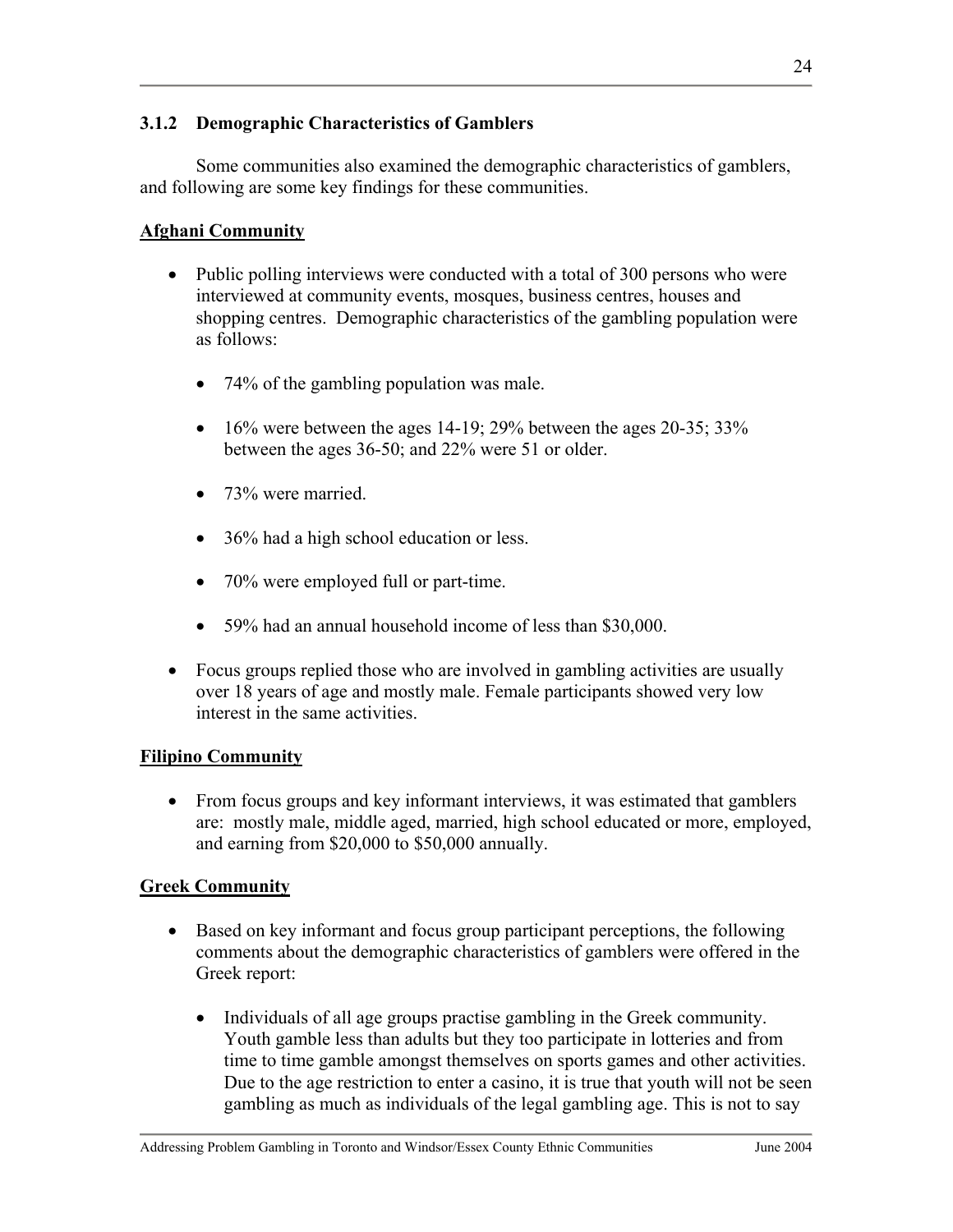### 3.1.2 Demographic Characteristics of Gamblers

Some communities also examined the demographic characteristics of gamblers, and following are some key findings for these communities.

**Afghani Community**

- Public polling interviews were conducted with a total of 300 persons who were interviewed at community events, mosques, business centres, houses and shopping centres. Demographic characteristics of the gambling population were as follows:
  - 74% of the gambling population was male.
  - 16% were between the ages 14-19; 29% between the ages 20-35; 33% between the ages 36-50; and 22% were 51 or older.
  - 73% were married.
  - 36% had a high school education or less.
  - 70% were employed full or part-time.
  - 59% had an annual household income of less than $30,000.
- Focus groups replied those who are involved in gambling activities are usually over 18 years of age and mostly male. Female participants showed very low interest in the same activities.

**Filipino Community**

- From focus groups and key informant interviews, it was estimated that gamblers are: mostly male, middle aged, married, high school educated or more, employed, and earning from $20,000 to $50,000 annually.

**Greek Community**

- Based on key informant and focus group participant perceptions, the following comments about the demographic characteristics of gamblers were offered in the Greek report:
  - Individuals of all age groups practise gambling in the Greek community. Youth gamble less than adults but they too participate in lotteries and from time to time gamble amongst themselves on sports games and other activities. Due to the age restriction to enter a casino, it is true that youth will not be seen gambling as much as individuals of the legal gambling age. This is not to say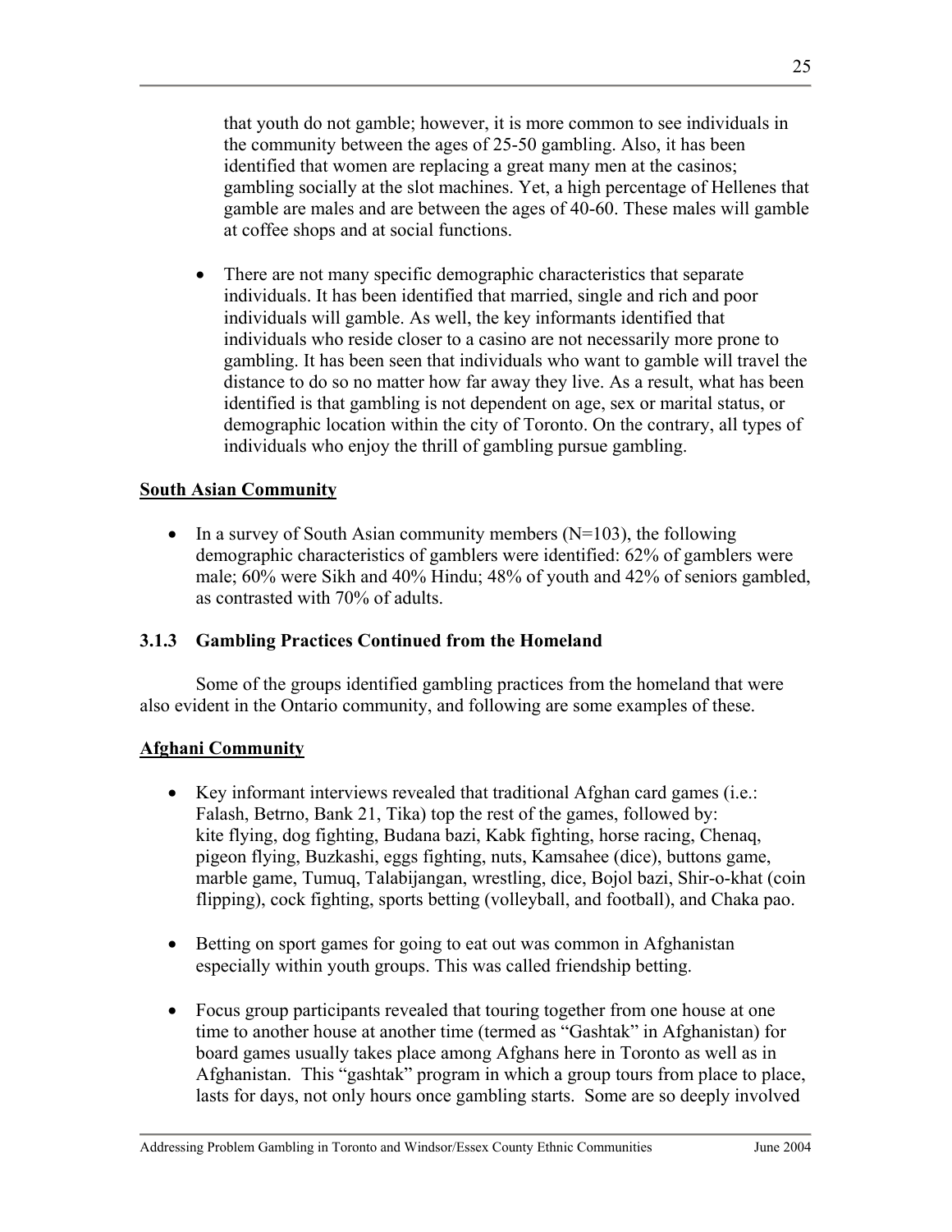that youth do not gamble; however, it is more common to see individuals in the community between the ages of 25-50 gambling. Also, it has been identified that women are replacing a great many men at the casinos; gambling socially at the slot machines. Yet, a high percentage of Hellenes that gamble are males and are between the ages of 40-60. These males will gamble at coffee shops and at social functions.

- There are not many specific demographic characteristics that separate individuals. It has been identified that married, single and rich and poor individuals will gamble. As well, the key informants identified that individuals who reside closer to a casino are not necessarily more prone to gambling. It has been seen that individuals who want to gamble will travel the distance to do so no matter how far away they live. As a result, what has been identified is that gambling is not dependent on age, sex or marital status, or demographic location within the city of Toronto. On the contrary, all types of individuals who enjoy the thrill of gambling pursue gambling.

**South Asian Community**

- In a survey of South Asian community members (N=103), the following demographic characteristics of gamblers were identified: 62% of gamblers were male; 60% were Sikh and 40% Hindu; 48% of youth and 42% of seniors gambled, as contrasted with 70% of adults.

### 3.1.3 Gambling Practices Continued from the Homeland

Some of the groups identified gambling practices from the homeland that were also evident in the Ontario community, and following are some examples of these.

**Afghani Community**

- Key informant interviews revealed that traditional Afghan card games (i.e.: Falash, Betrno, Bank 21, Tika) top the rest of the games, followed by: kite flying, dog fighting, Budana bazi, Kabk fighting, horse racing, Chenaq, pigeon flying, Buzkashi, eggs fighting, nuts, Kamsahee (dice), buttons game, marble game, Tumuq, Talabijangan, wrestling, dice, Bojol bazi, Shir-o-khat (coin flipping), cock fighting, sports betting (volleyball, and football), and Chaka pao.

- Betting on sport games for going to eat out was common in Afghanistan especially within youth groups. This was called friendship betting.

- Focus group participants revealed that touring together from one house at one time to another house at another time (termed as "Gashtak" in Afghanistan) for board games usually takes place among Afghans here in Toronto as well as in Afghanistan. This "gashtak" program in which a group tours from place to place, lasts for days, not only hours once gambling starts. Some are so deeply involved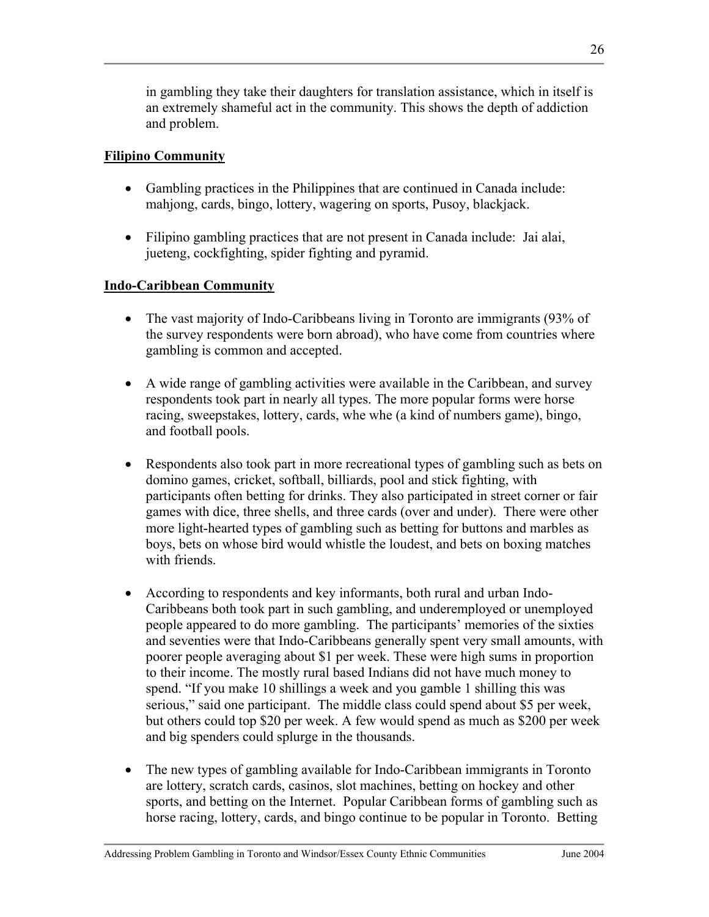in gambling they take their daughters for translation assistance, which in itself is an extremely shameful act in the community. This shows the depth of addiction and problem.

**Filipino Community**

- Gambling practices in the Philippines that are continued in Canada include: mahjong, cards, bingo, lottery, wagering on sports, Pusoy, blackjack.

- Filipino gambling practices that are not present in Canada include: Jai alai, jueteng, cockfighting, spider fighting and pyramid.

**Indo-Caribbean Community**

- The vast majority of Indo-Caribbeans living in Toronto are immigrants (93% of the survey respondents were born abroad), who have come from countries where gambling is common and accepted.

- A wide range of gambling activities were available in the Caribbean, and survey respondents took part in nearly all types. The more popular forms were horse racing, sweepstakes, lottery, cards, whe whe (a kind of numbers game), bingo, and football pools.

- Respondents also took part in more recreational types of gambling such as bets on domino games, cricket, softball, billiards, pool and stick fighting, with participants often betting for drinks. They also participated in street corner or fair games with dice, three shells, and three cards (over and under). There were other more light-hearted types of gambling such as betting for buttons and marbles as boys, bets on whose bird would whistle the loudest, and bets on boxing matches with friends.

- According to respondents and key informants, both rural and urban Indo-Caribbeans both took part in such gambling, and underemployed or unemployed people appeared to do more gambling. The participants' memories of the sixties and seventies were that Indo-Caribbeans generally spent very small amounts, with poorer people averaging about $1 per week. These were high sums in proportion to their income. The mostly rural based Indians did not have much money to spend. "If you make 10 shillings a week and you gamble 1 shilling this was serious," said one participant. The middle class could spend about $5 per week, but others could top $20 per week. A few would spend as much as $200 per week and big spenders could splurge in the thousands.

- The new types of gambling available for Indo-Caribbean immigrants in Toronto are lottery, scratch cards, casinos, slot machines, betting on hockey and other sports, and betting on the Internet. Popular Caribbean forms of gambling such as horse racing, lottery, cards, and bingo continue to be popular in Toronto. Betting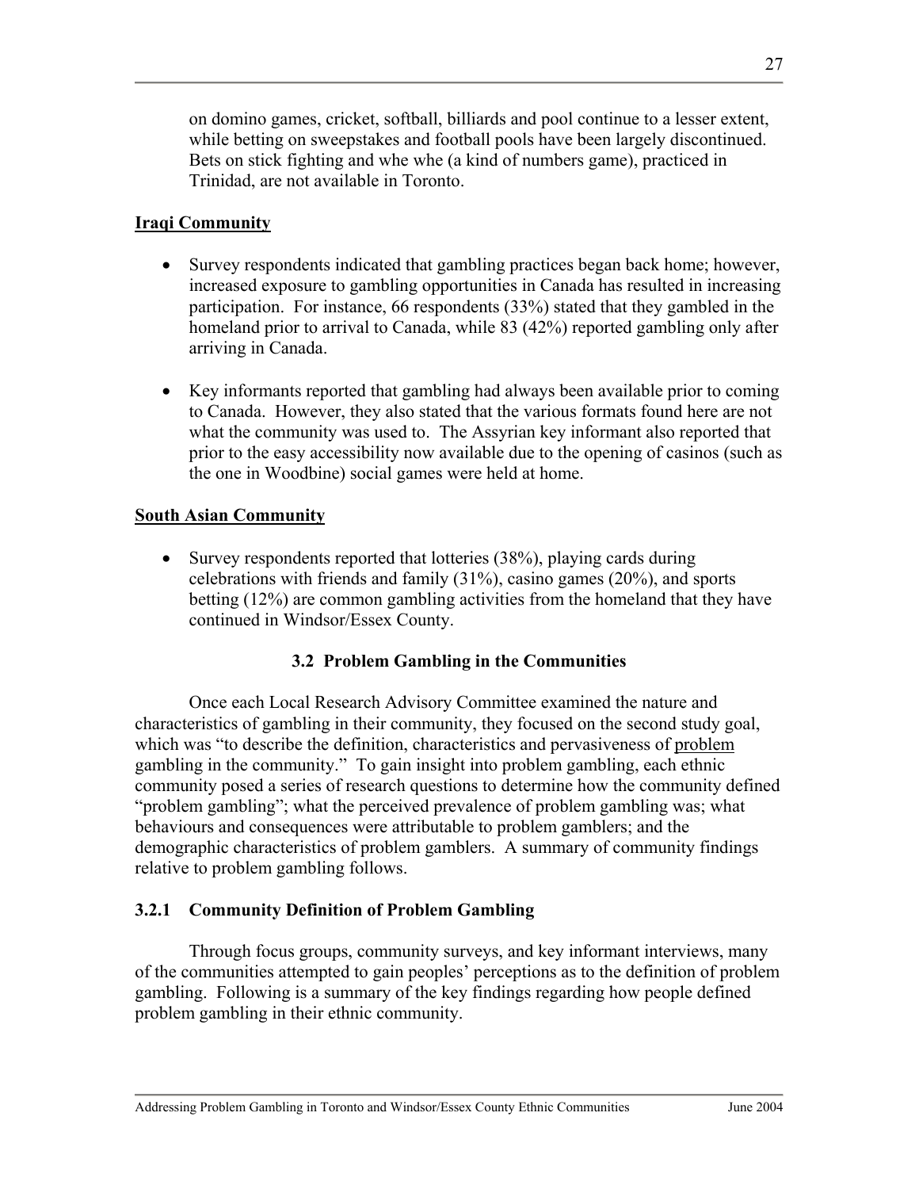on domino games, cricket, softball, billiards and pool continue to a lesser extent, while betting on sweepstakes and football pools have been largely discontinued. Bets on stick fighting and whe whe (a kind of numbers game), practiced in Trinidad, are not available in Toronto.

**Iraqi Community**

- Survey respondents indicated that gambling practices began back home; however, increased exposure to gambling opportunities in Canada has resulted in increasing participation. For instance, 66 respondents (33%) stated that they gambled in the homeland prior to arrival to Canada, while 83 (42%) reported gambling only after arriving in Canada.

- Key informants reported that gambling had always been available prior to coming to Canada. However, they also stated that the various formats found here are not what the community was used to. The Assyrian key informant also reported that prior to the easy accessibility now available due to the opening of casinos (such as the one in Woodbine) social games were held at home.

**South Asian Community**

- Survey respondents reported that lotteries (38%), playing cards during celebrations with friends and family (31%), casino games (20%), and sports betting (12%) are common gambling activities from the homeland that they have continued in Windsor/Essex County.

## 3.2 Problem Gambling in the Communities

Once each Local Research Advisory Committee examined the nature and characteristics of gambling in their community, they focused on the second study goal, which was "to describe the definition, characteristics and pervasiveness of problem gambling in the community." To gain insight into problem gambling, each ethnic community posed a series of research questions to determine how the community defined "problem gambling"; what the perceived prevalence of problem gambling was; what behaviours and consequences were attributable to problem gamblers; and the demographic characteristics of problem gamblers. A summary of community findings relative to problem gambling follows.

### 3.2.1 Community Definition of Problem Gambling

Through focus groups, community surveys, and key informant interviews, many of the communities attempted to gain peoples' perceptions as to the definition of problem gambling. Following is a summary of the key findings regarding how people defined problem gambling in their ethnic community.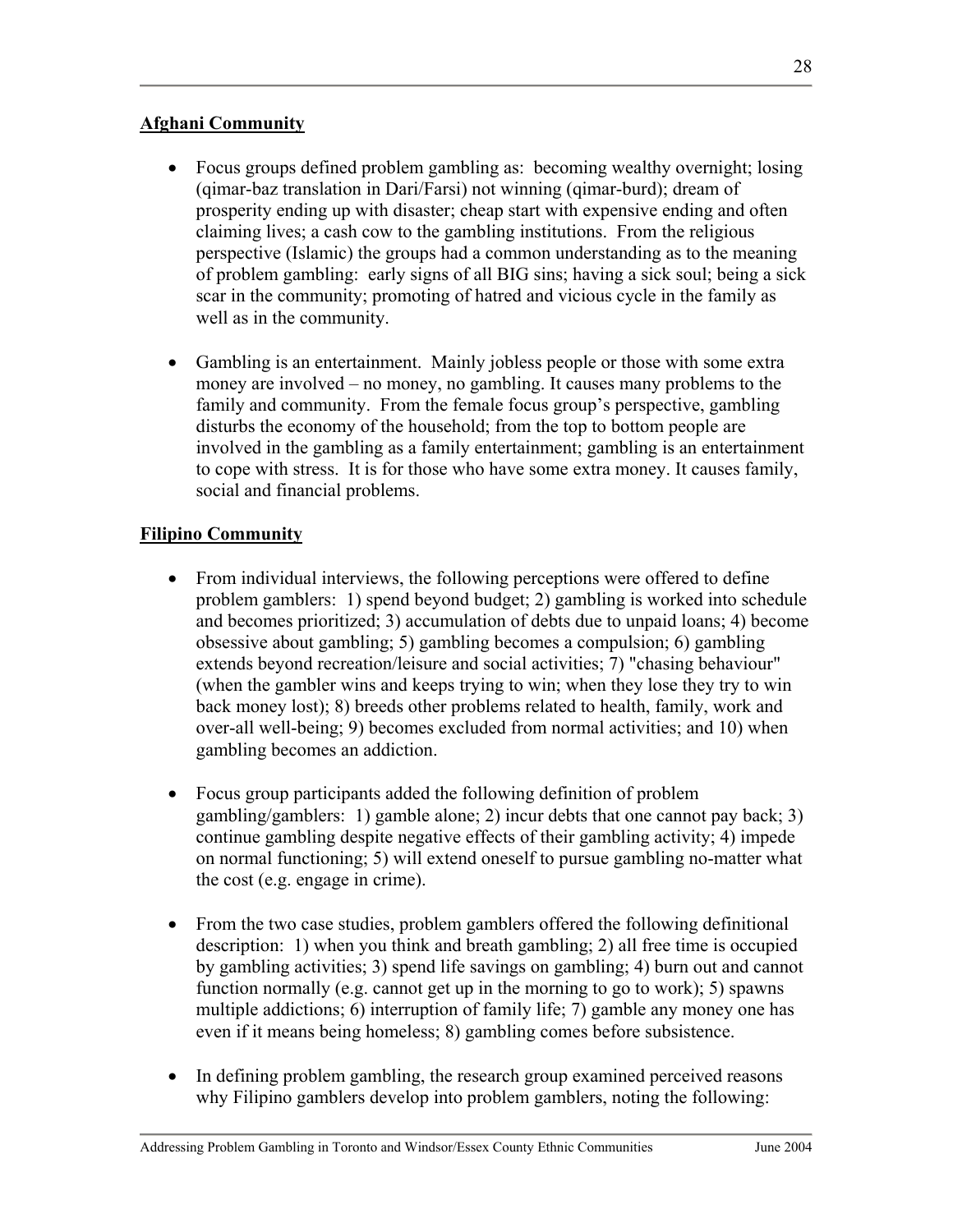**Afghani Community**

- Focus groups defined problem gambling as: becoming wealthy overnight; losing (qimar-baz translation in Dari/Farsi) not winning (qimar-burd); dream of prosperity ending up with disaster; cheap start with expensive ending and often claiming lives; a cash cow to the gambling institutions. From the religious perspective (Islamic) the groups had a common understanding as to the meaning of problem gambling: early signs of all BIG sins; having a sick soul; being a sick scar in the community; promoting of hatred and vicious cycle in the family as well as in the community.

- Gambling is an entertainment. Mainly jobless people or those with some extra money are involved – no money, no gambling. It causes many problems to the family and community. From the female focus group's perspective, gambling disturbs the economy of the household; from the top to bottom people are involved in the gambling as a family entertainment; gambling is an entertainment to cope with stress. It is for those who have some extra money. It causes family, social and financial problems.

**Filipino Community**

- From individual interviews, the following perceptions were offered to define problem gamblers: 1) spend beyond budget; 2) gambling is worked into schedule and becomes prioritized; 3) accumulation of debts due to unpaid loans; 4) become obsessive about gambling; 5) gambling becomes a compulsion; 6) gambling extends beyond recreation/leisure and social activities; 7) "chasing behaviour" (when the gambler wins and keeps trying to win; when they lose they try to win back money lost); 8) breeds other problems related to health, family, work and over-all well-being; 9) becomes excluded from normal activities; and 10) when gambling becomes an addiction.

- Focus group participants added the following definition of problem gambling/gamblers: 1) gamble alone; 2) incur debts that one cannot pay back; 3) continue gambling despite negative effects of their gambling activity; 4) impede on normal functioning; 5) will extend oneself to pursue gambling no-matter what the cost (e.g. engage in crime).

- From the two case studies, problem gamblers offered the following definitional description: 1) when you think and breath gambling; 2) all free time is occupied by gambling activities; 3) spend life savings on gambling; 4) burn out and cannot function normally (e.g. cannot get up in the morning to go to work); 5) spawns multiple addictions; 6) interruption of family life; 7) gamble any money one has even if it means being homeless; 8) gambling comes before subsistence.

- In defining problem gambling, the research group examined perceived reasons why Filipino gamblers develop into problem gamblers, noting the following: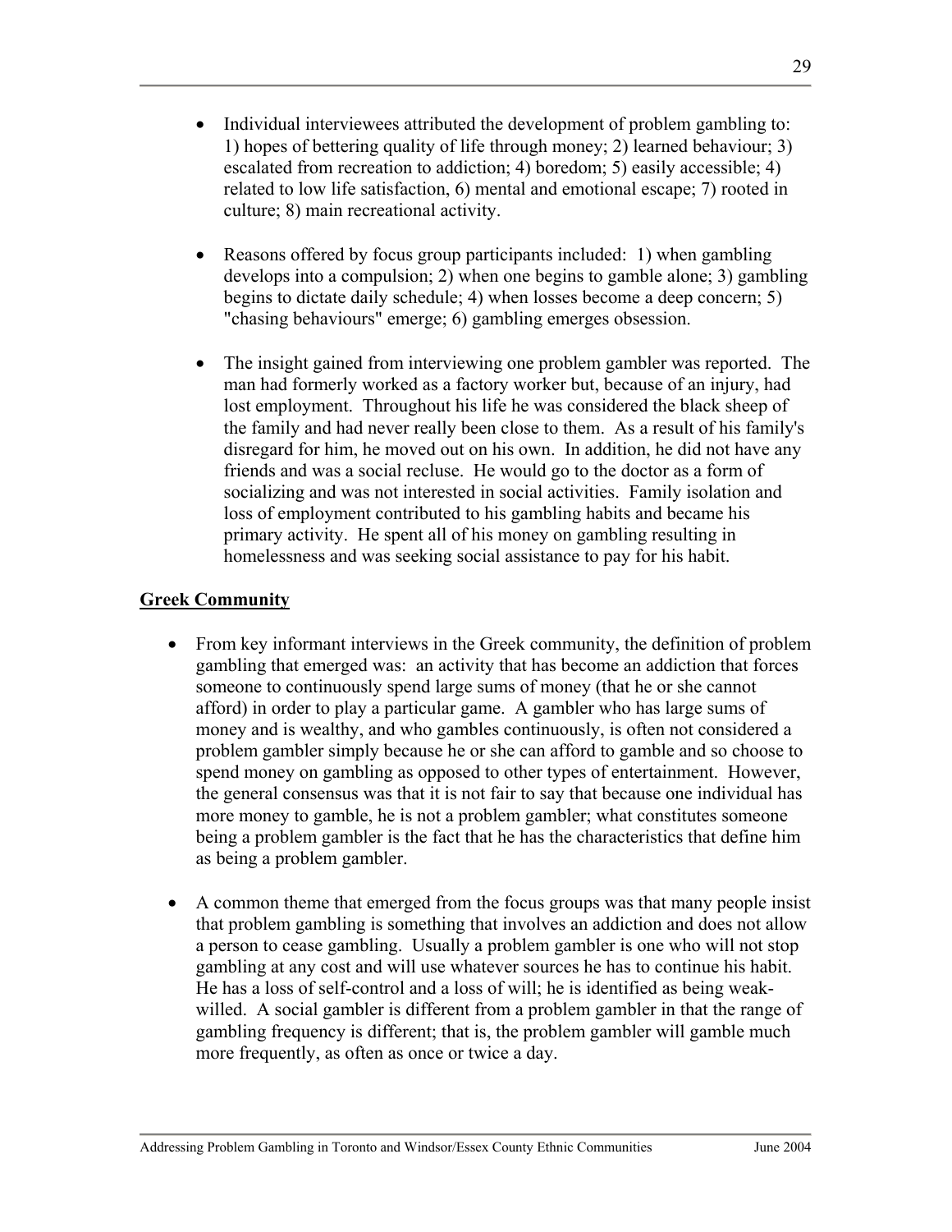- Individual interviewees attributed the development of problem gambling to: 1) hopes of bettering quality of life through money; 2) learned behaviour; 3) escalated from recreation to addiction; 4) boredom; 5) easily accessible; 4) related to low life satisfaction, 6) mental and emotional escape; 7) rooted in culture; 8) main recreational activity.

- Reasons offered by focus group participants included: 1) when gambling develops into a compulsion; 2) when one begins to gamble alone; 3) gambling begins to dictate daily schedule; 4) when losses become a deep concern; 5) "chasing behaviours" emerge; 6) gambling emerges obsession.

- The insight gained from interviewing one problem gambler was reported. The man had formerly worked as a factory worker but, because of an injury, had lost employment. Throughout his life he was considered the black sheep of the family and had never really been close to them. As a result of his family's disregard for him, he moved out on his own. In addition, he did not have any friends and was a social recluse. He would go to the doctor as a form of socializing and was not interested in social activities. Family isolation and loss of employment contributed to his gambling habits and became his primary activity. He spent all of his money on gambling resulting in homelessness and was seeking social assistance to pay for his habit.

## Greek Community

- From key informant interviews in the Greek community, the definition of problem gambling that emerged was: an activity that has become an addiction that forces someone to continuously spend large sums of money (that he or she cannot afford) in order to play a particular game. A gambler who has large sums of money and is wealthy, and who gambles continuously, is often not considered a problem gambler simply because he or she can afford to gamble and so choose to spend money on gambling as opposed to other types of entertainment. However, the general consensus was that it is not fair to say that because one individual has more money to gamble, he is not a problem gambler; what constitutes someone being a problem gambler is the fact that he has the characteristics that define him as being a problem gambler.

- A common theme that emerged from the focus groups was that many people insist that problem gambling is something that involves an addiction and does not allow a person to cease gambling. Usually a problem gambler is one who will not stop gambling at any cost and will use whatever sources he has to continue his habit. He has a loss of self-control and a loss of will; he is identified as being weak-willed. A social gambler is different from a problem gambler in that the range of gambling frequency is different; that is, the problem gambler will gamble much more frequently, as often as once or twice a day.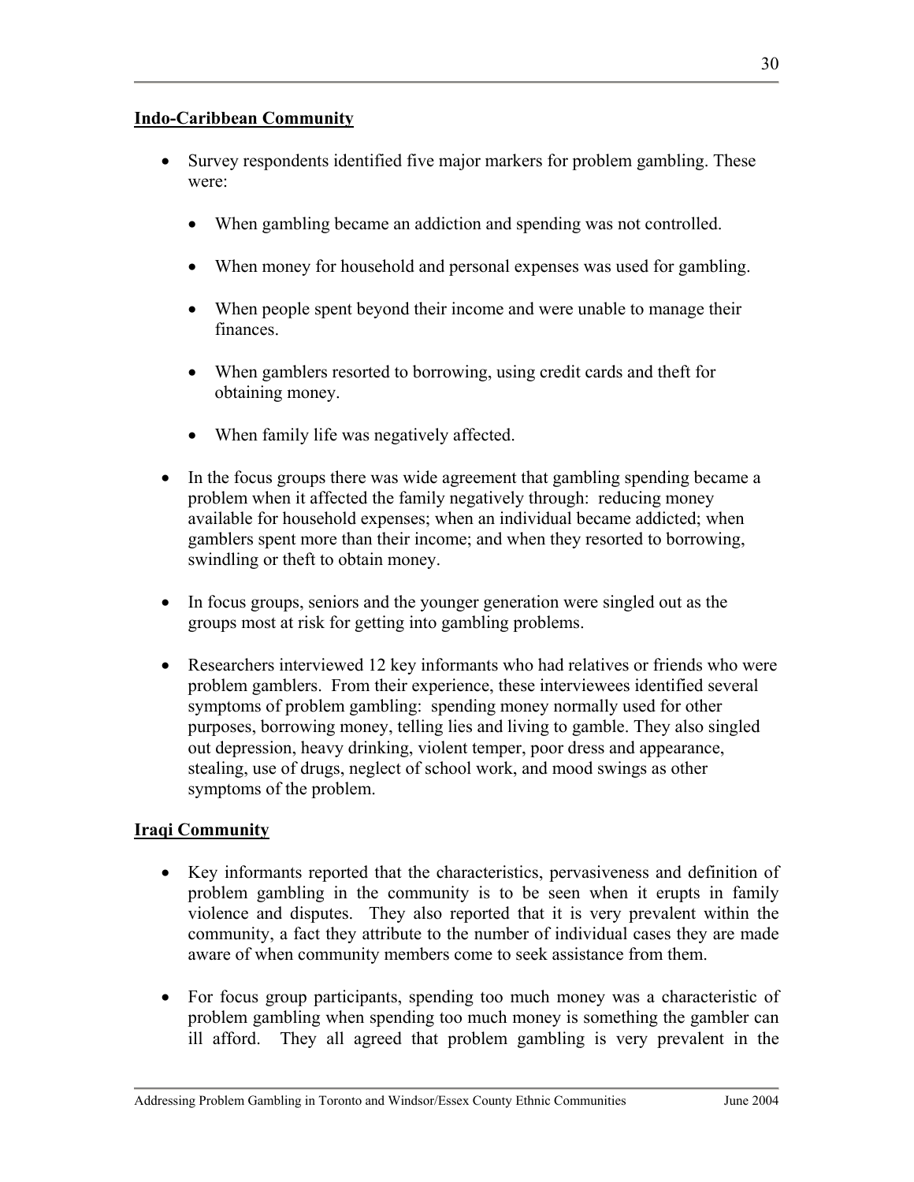**Indo-Caribbean Community**

- Survey respondents identified five major markers for problem gambling. These were:

  - When gambling became an addiction and spending was not controlled.
  - When money for household and personal expenses was used for gambling.
  - When people spent beyond their income and were unable to manage their finances.
  - When gamblers resorted to borrowing, using credit cards and theft for obtaining money.
  - When family life was negatively affected.

- In the focus groups there was wide agreement that gambling spending became a problem when it affected the family negatively through: reducing money available for household expenses; when an individual became addicted; when gamblers spent more than their income; and when they resorted to borrowing, swindling or theft to obtain money.

- In focus groups, seniors and the younger generation were singled out as the groups most at risk for getting into gambling problems.

- Researchers interviewed 12 key informants who had relatives or friends who were problem gamblers. From their experience, these interviewees identified several symptoms of problem gambling: spending money normally used for other purposes, borrowing money, telling lies and living to gamble. They also singled out depression, heavy drinking, violent temper, poor dress and appearance, stealing, use of drugs, neglect of school work, and mood swings as other symptoms of the problem.

**Iraqi Community**

- Key informants reported that the characteristics, pervasiveness and definition of problem gambling in the community is to be seen when it erupts in family violence and disputes. They also reported that it is very prevalent within the community, a fact they attribute to the number of individual cases they are made aware of when community members come to seek assistance from them.

- For focus group participants, spending too much money was a characteristic of problem gambling when spending too much money is something the gambler can ill afford. They all agreed that problem gambling is very prevalent in the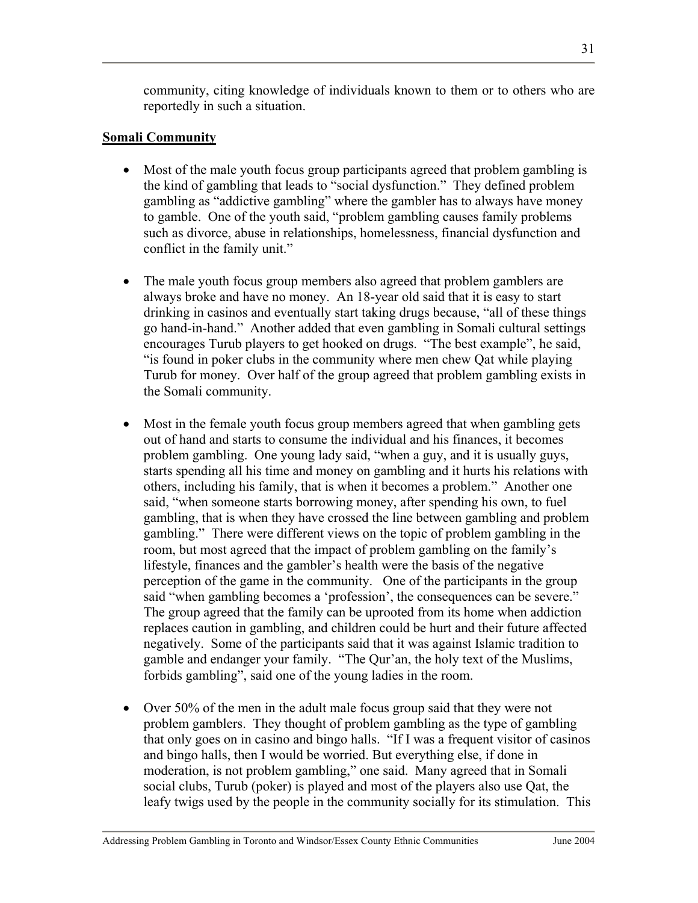community, citing knowledge of individuals known to them or to others who are reportedly in such a situation.

**Somali Community**

- Most of the male youth focus group participants agreed that problem gambling is the kind of gambling that leads to "social dysfunction." They defined problem gambling as "addictive gambling" where the gambler has to always have money to gamble. One of the youth said, "problem gambling causes family problems such as divorce, abuse in relationships, homelessness, financial dysfunction and conflict in the family unit."

- The male youth focus group members also agreed that problem gamblers are always broke and have no money. An 18-year old said that it is easy to start drinking in casinos and eventually start taking drugs because, "all of these things go hand-in-hand." Another added that even gambling in Somali cultural settings encourages Turub players to get hooked on drugs. "The best example", he said, "is found in poker clubs in the community where men chew Qat while playing Turub for money. Over half of the group agreed that problem gambling exists in the Somali community.

- Most in the female youth focus group members agreed that when gambling gets out of hand and starts to consume the individual and his finances, it becomes problem gambling. One young lady said, "when a guy, and it is usually guys, starts spending all his time and money on gambling and it hurts his relations with others, including his family, that is when it becomes a problem." Another one said, "when someone starts borrowing money, after spending his own, to fuel gambling, that is when they have crossed the line between gambling and problem gambling." There were different views on the topic of problem gambling in the room, but most agreed that the impact of problem gambling on the family's lifestyle, finances and the gambler's health were the basis of the negative perception of the game in the community. One of the participants in the group said "when gambling becomes a 'profession', the consequences can be severe." The group agreed that the family can be uprooted from its home when addiction replaces caution in gambling, and children could be hurt and their future affected negatively. Some of the participants said that it was against Islamic tradition to gamble and endanger your family. "The Qur'an, the holy text of the Muslims, forbids gambling", said one of the young ladies in the room.

- Over 50% of the men in the adult male focus group said that they were not problem gamblers. They thought of problem gambling as the type of gambling that only goes on in casino and bingo halls. "If I was a frequent visitor of casinos and bingo halls, then I would be worried. But everything else, if done in moderation, is not problem gambling," one said. Many agreed that in Somali social clubs, Turub (poker) is played and most of the players also use Qat, the leafy twigs used by the people in the community socially for its stimulation. This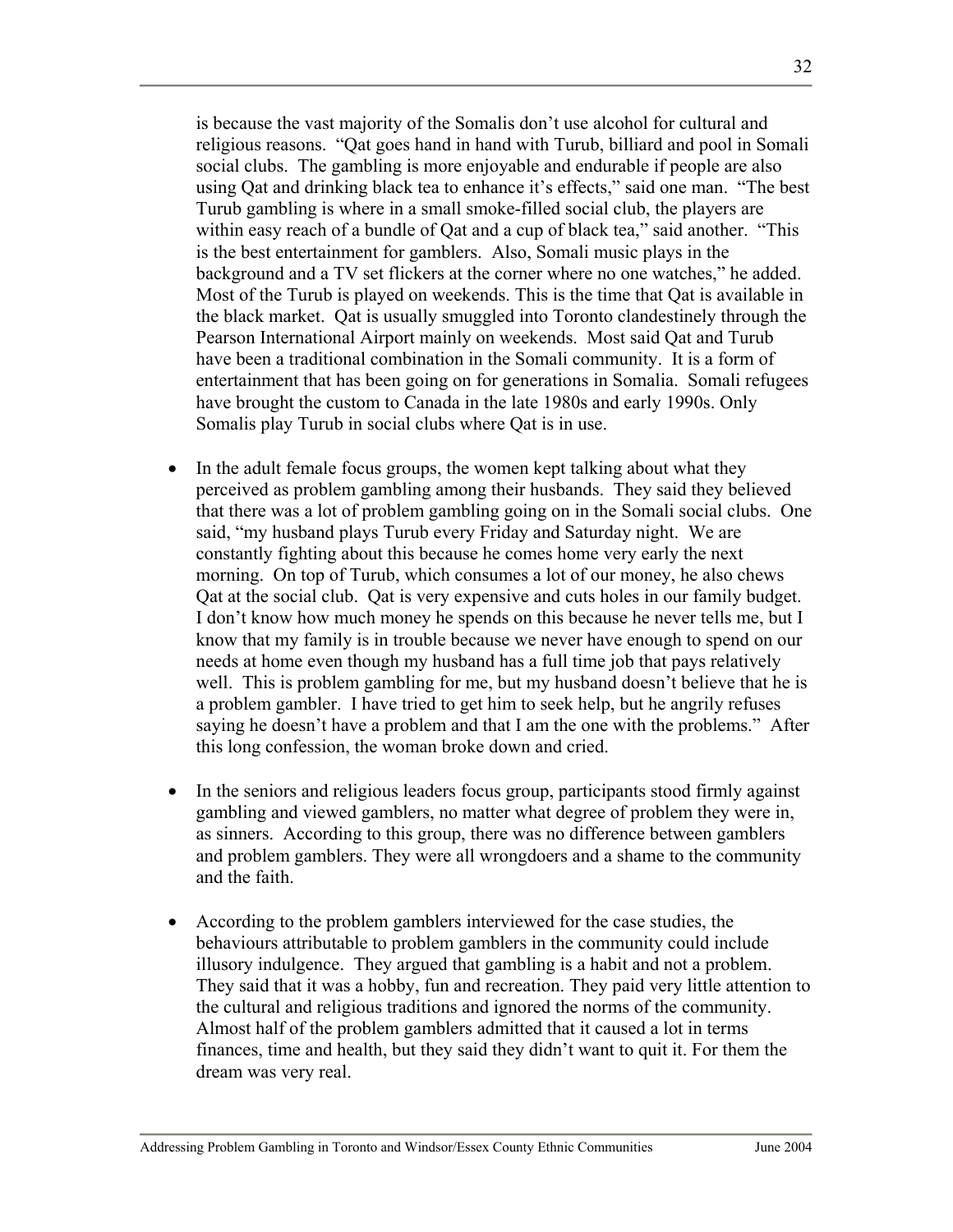is because the vast majority of the Somalis don't use alcohol for cultural and religious reasons. "Qat goes hand in hand with Turub, billiard and pool in Somali social clubs. The gambling is more enjoyable and endurable if people are also using Qat and drinking black tea to enhance it's effects," said one man. "The best Turub gambling is where in a small smoke-filled social club, the players are within easy reach of a bundle of Qat and a cup of black tea," said another. "This is the best entertainment for gamblers. Also, Somali music plays in the background and a TV set flickers at the corner where no one watches," he added. Most of the Turub is played on weekends. This is the time that Qat is available in the black market. Qat is usually smuggled into Toronto clandestinely through the Pearson International Airport mainly on weekends. Most said Qat and Turub have been a traditional combination in the Somali community. It is a form of entertainment that has been going on for generations in Somalia. Somali refugees have brought the custom to Canada in the late 1980s and early 1990s. Only Somalis play Turub in social clubs where Qat is in use.

- In the adult female focus groups, the women kept talking about what they perceived as problem gambling among their husbands. They said they believed that there was a lot of problem gambling going on in the Somali social clubs. One said, "my husband plays Turub every Friday and Saturday night. We are constantly fighting about this because he comes home very early the next morning. On top of Turub, which consumes a lot of our money, he also chews Qat at the social club. Qat is very expensive and cuts holes in our family budget. I don't know how much money he spends on this because he never tells me, but I know that my family is in trouble because we never have enough to spend on our needs at home even though my husband has a full time job that pays relatively well. This is problem gambling for me, but my husband doesn't believe that he is a problem gambler. I have tried to get him to seek help, but he angrily refuses saying he doesn't have a problem and that I am the one with the problems." After this long confession, the woman broke down and cried.

- In the seniors and religious leaders focus group, participants stood firmly against gambling and viewed gamblers, no matter what degree of problem they were in, as sinners. According to this group, there was no difference between gamblers and problem gamblers. They were all wrongdoers and a shame to the community and the faith.

- According to the problem gamblers interviewed for the case studies, the behaviours attributable to problem gamblers in the community could include illusory indulgence. They argued that gambling is a habit and not a problem. They said that it was a hobby, fun and recreation. They paid very little attention to the cultural and religious traditions and ignored the norms of the community. Almost half of the problem gamblers admitted that it caused a lot in terms finances, time and health, but they said they didn't want to quit it. For them the dream was very real.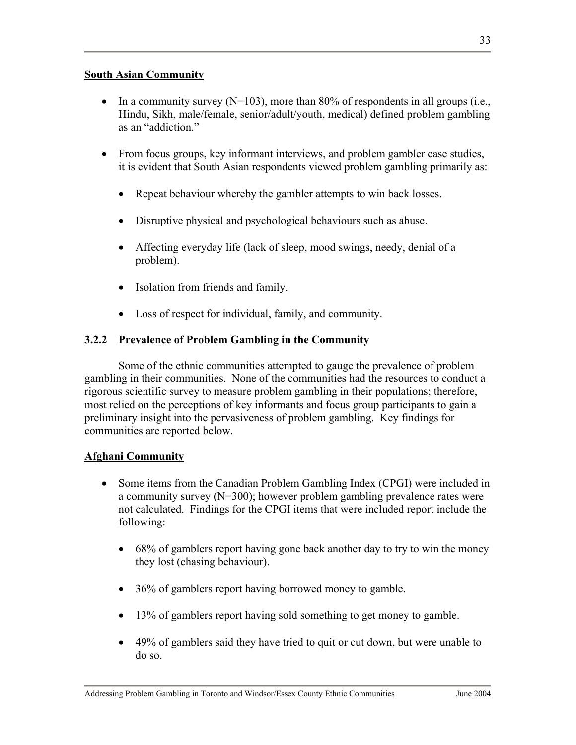**South Asian Community**

- In a community survey (N=103), more than 80% of respondents in all groups (i.e., Hindu, Sikh, male/female, senior/adult/youth, medical) defined problem gambling as an "addiction."

- From focus groups, key informant interviews, and problem gambler case studies, it is evident that South Asian respondents viewed problem gambling primarily as:

  - Repeat behaviour whereby the gambler attempts to win back losses.

  - Disruptive physical and psychological behaviours such as abuse.

  - Affecting everyday life (lack of sleep, mood swings, needy, denial of a problem).

  - Isolation from friends and family.

  - Loss of respect for individual, family, and community.

### 3.2.2 Prevalence of Problem Gambling in the Community

Some of the ethnic communities attempted to gauge the prevalence of problem gambling in their communities. None of the communities had the resources to conduct a rigorous scientific survey to measure problem gambling in their populations; therefore, most relied on the perceptions of key informants and focus group participants to gain a preliminary insight into the pervasiveness of problem gambling. Key findings for communities are reported below.

**Afghani Community**

- Some items from the Canadian Problem Gambling Index (CPGI) were included in a community survey (N=300); however problem gambling prevalence rates were not calculated. Findings for the CPGI items that were included report include the following:

  - 68% of gamblers report having gone back another day to try to win the money they lost (chasing behaviour).

  - 36% of gamblers report having borrowed money to gamble.

  - 13% of gamblers report having sold something to get money to gamble.

  - 49% of gamblers said they have tried to quit or cut down, but were unable to do so.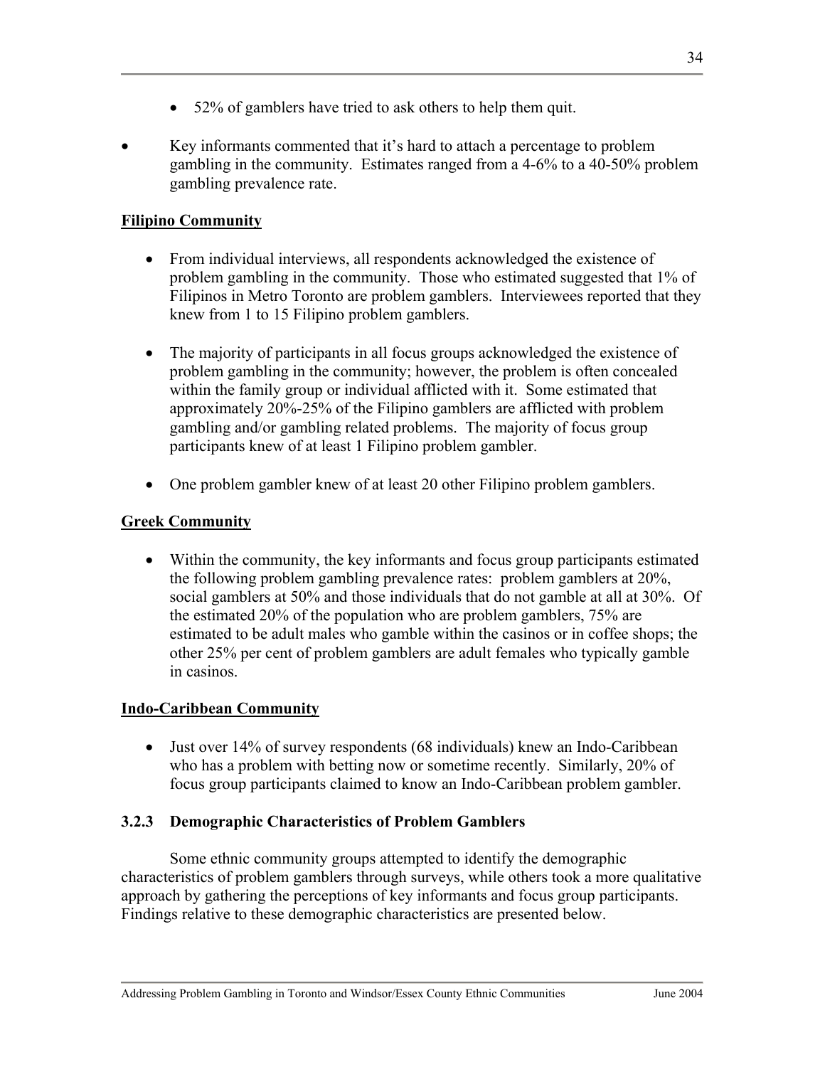- 52% of gamblers have tried to ask others to help them quit.

- Key informants commented that it's hard to attach a percentage to problem gambling in the community. Estimates ranged from a 4-6% to a 40-50% problem gambling prevalence rate.

**Filipino Community**

- From individual interviews, all respondents acknowledged the existence of problem gambling in the community. Those who estimated suggested that 1% of Filipinos in Metro Toronto are problem gamblers. Interviewees reported that they knew from 1 to 15 Filipino problem gamblers.

- The majority of participants in all focus groups acknowledged the existence of problem gambling in the community; however, the problem is often concealed within the family group or individual afflicted with it. Some estimated that approximately 20%-25% of the Filipino gamblers are afflicted with problem gambling and/or gambling related problems. The majority of focus group participants knew of at least 1 Filipino problem gambler.

- One problem gambler knew of at least 20 other Filipino problem gamblers.

**Greek Community**

- Within the community, the key informants and focus group participants estimated the following problem gambling prevalence rates: problem gamblers at 20%, social gamblers at 50% and those individuals that do not gamble at all at 30%. Of the estimated 20% of the population who are problem gamblers, 75% are estimated to be adult males who gamble within the casinos or in coffee shops; the other 25% per cent of problem gamblers are adult females who typically gamble in casinos.

**Indo-Caribbean Community**

- Just over 14% of survey respondents (68 individuals) knew an Indo-Caribbean who has a problem with betting now or sometime recently. Similarly, 20% of focus group participants claimed to know an Indo-Caribbean problem gambler.

### 3.2.3 Demographic Characteristics of Problem Gamblers

Some ethnic community groups attempted to identify the demographic characteristics of problem gamblers through surveys, while others took a more qualitative approach by gathering the perceptions of key informants and focus group participants. Findings relative to these demographic characteristics are presented below.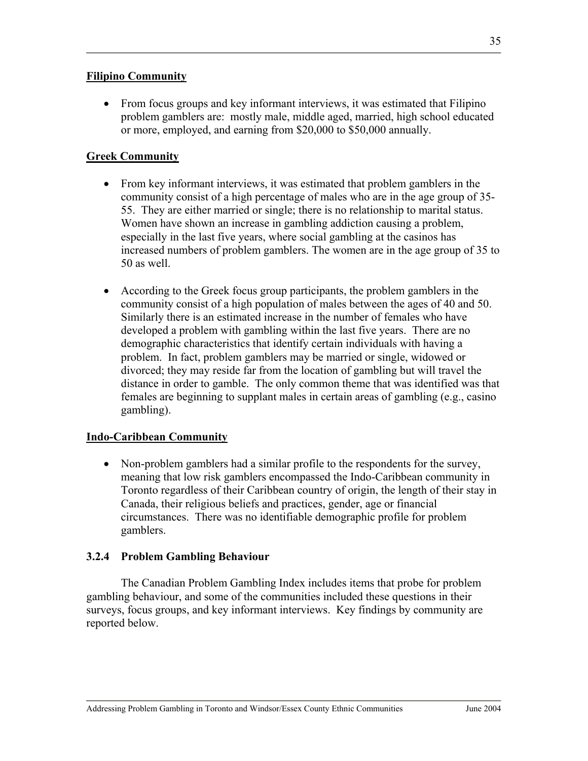**Filipino Community**

- From focus groups and key informant interviews, it was estimated that Filipino problem gamblers are: mostly male, middle aged, married, high school educated or more, employed, and earning from $20,000 to $50,000 annually.

**Greek Community**

- From key informant interviews, it was estimated that problem gamblers in the community consist of a high percentage of males who are in the age group of 35-55. They are either married or single; there is no relationship to marital status. Women have shown an increase in gambling addiction causing a problem, especially in the last five years, where social gambling at the casinos has increased numbers of problem gamblers. The women are in the age group of 35 to 50 as well.

- According to the Greek focus group participants, the problem gamblers in the community consist of a high population of males between the ages of 40 and 50. Similarly there is an estimated increase in the number of females who have developed a problem with gambling within the last five years. There are no demographic characteristics that identify certain individuals with having a problem. In fact, problem gamblers may be married or single, widowed or divorced; they may reside far from the location of gambling but will travel the distance in order to gamble. The only common theme that was identified was that females are beginning to supplant males in certain areas of gambling (e.g., casino gambling).

**Indo-Caribbean Community**

- Non-problem gamblers had a similar profile to the respondents for the survey, meaning that low risk gamblers encompassed the Indo-Caribbean community in Toronto regardless of their Caribbean country of origin, the length of their stay in Canada, their religious beliefs and practices, gender, age or financial circumstances. There was no identifiable demographic profile for problem gamblers.

### 3.2.4 Problem Gambling Behaviour

The Canadian Problem Gambling Index includes items that probe for problem gambling behaviour, and some of the communities included these questions in their surveys, focus groups, and key informant interviews. Key findings by community are reported below.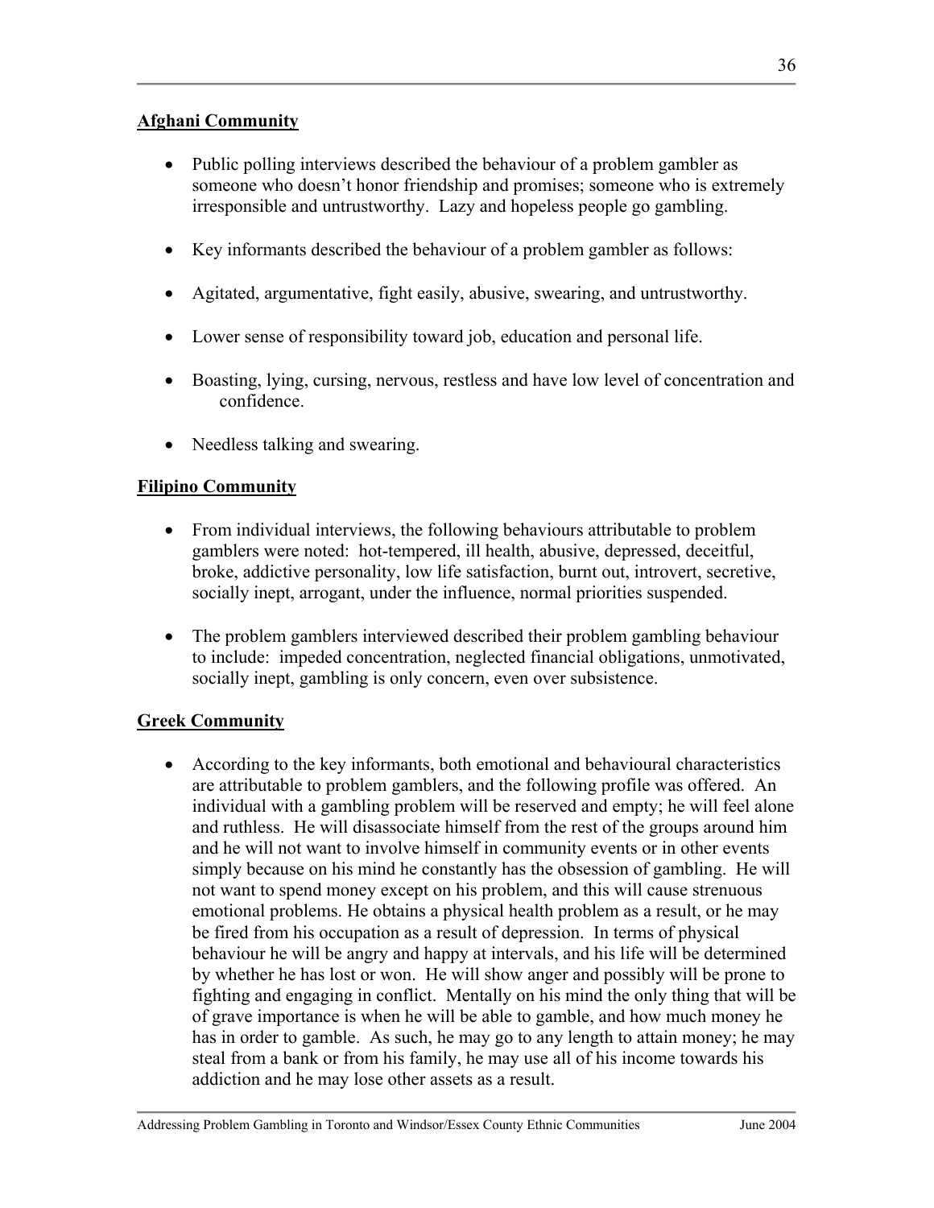## Afghani Community

- Public polling interviews described the behaviour of a problem gambler as someone who doesn't honor friendship and promises; someone who is extremely irresponsible and untrustworthy. Lazy and hopeless people go gambling.
- Key informants described the behaviour of a problem gambler as follows:
- Agitated, argumentative, fight easily, abusive, swearing, and untrustworthy.
- Lower sense of responsibility toward job, education and personal life.
- Boasting, lying, cursing, nervous, restless and have low level of concentration and confidence.
- Needless talking and swearing.

## Filipino Community

- From individual interviews, the following behaviours attributable to problem gamblers were noted: hot-tempered, ill health, abusive, depressed, deceitful, broke, addictive personality, low life satisfaction, burnt out, introvert, secretive, socially inept, arrogant, under the influence, normal priorities suspended.
- The problem gamblers interviewed described their problem gambling behaviour to include: impeded concentration, neglected financial obligations, unmotivated, socially inept, gambling is only concern, even over subsistence.

## Greek Community

- According to the key informants, both emotional and behavioural characteristics are attributable to problem gamblers, and the following profile was offered. An individual with a gambling problem will be reserved and empty; he will feel alone and ruthless. He will disassociate himself from the rest of the groups around him and he will not want to involve himself in community events or in other events simply because on his mind he constantly has the obsession of gambling. He will not want to spend money except on his problem, and this will cause strenuous emotional problems. He obtains a physical health problem as a result, or he may be fired from his occupation as a result of depression. In terms of physical behaviour he will be angry and happy at intervals, and his life will be determined by whether he has lost or won. He will show anger and possibly will be prone to fighting and engaging in conflict. Mentally on his mind the only thing that will be of grave importance is when he will be able to gamble, and how much money he has in order to gamble. As such, he may go to any length to attain money; he may steal from a bank or from his family, he may use all of his income towards his addiction and he may lose other assets as a result.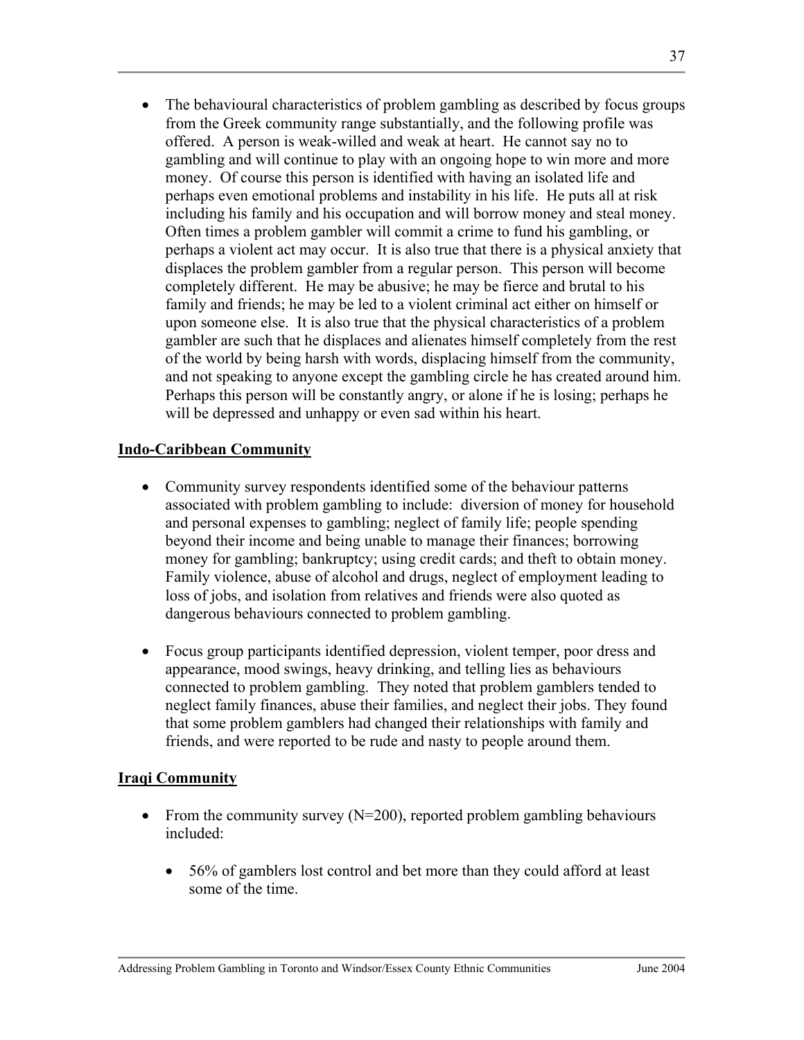- The behavioural characteristics of problem gambling as described by focus groups from the Greek community range substantially, and the following profile was offered. A person is weak-willed and weak at heart. He cannot say no to gambling and will continue to play with an ongoing hope to win more and more money. Of course this person is identified with having an isolated life and perhaps even emotional problems and instability in his life. He puts all at risk including his family and his occupation and will borrow money and steal money. Often times a problem gambler will commit a crime to fund his gambling, or perhaps a violent act may occur. It is also true that there is a physical anxiety that displaces the problem gambler from a regular person. This person will become completely different. He may be abusive; he may be fierce and brutal to his family and friends; he may be led to a violent criminal act either on himself or upon someone else. It is also true that the physical characteristics of a problem gambler are such that he displaces and alienates himself completely from the rest of the world by being harsh with words, displacing himself from the community, and not speaking to anyone except the gambling circle he has created around him. Perhaps this person will be constantly angry, or alone if he is losing; perhaps he will be depressed and unhappy or even sad within his heart.

**<u>Indo-Caribbean Community</u>**

- Community survey respondents identified some of the behaviour patterns associated with problem gambling to include: diversion of money for household and personal expenses to gambling; neglect of family life; people spending beyond their income and being unable to manage their finances; borrowing money for gambling; bankruptcy; using credit cards; and theft to obtain money. Family violence, abuse of alcohol and drugs, neglect of employment leading to loss of jobs, and isolation from relatives and friends were also quoted as dangerous behaviours connected to problem gambling.

- Focus group participants identified depression, violent temper, poor dress and appearance, mood swings, heavy drinking, and telling lies as behaviours connected to problem gambling. They noted that problem gamblers tended to neglect family finances, abuse their families, and neglect their jobs. They found that some problem gamblers had changed their relationships with family and friends, and were reported to be rude and nasty to people around them.

**<u>Iraqi Community</u>**

- From the community survey (N=200), reported problem gambling behaviours included:

  - 56% of gamblers lost control and bet more than they could afford at least some of the time.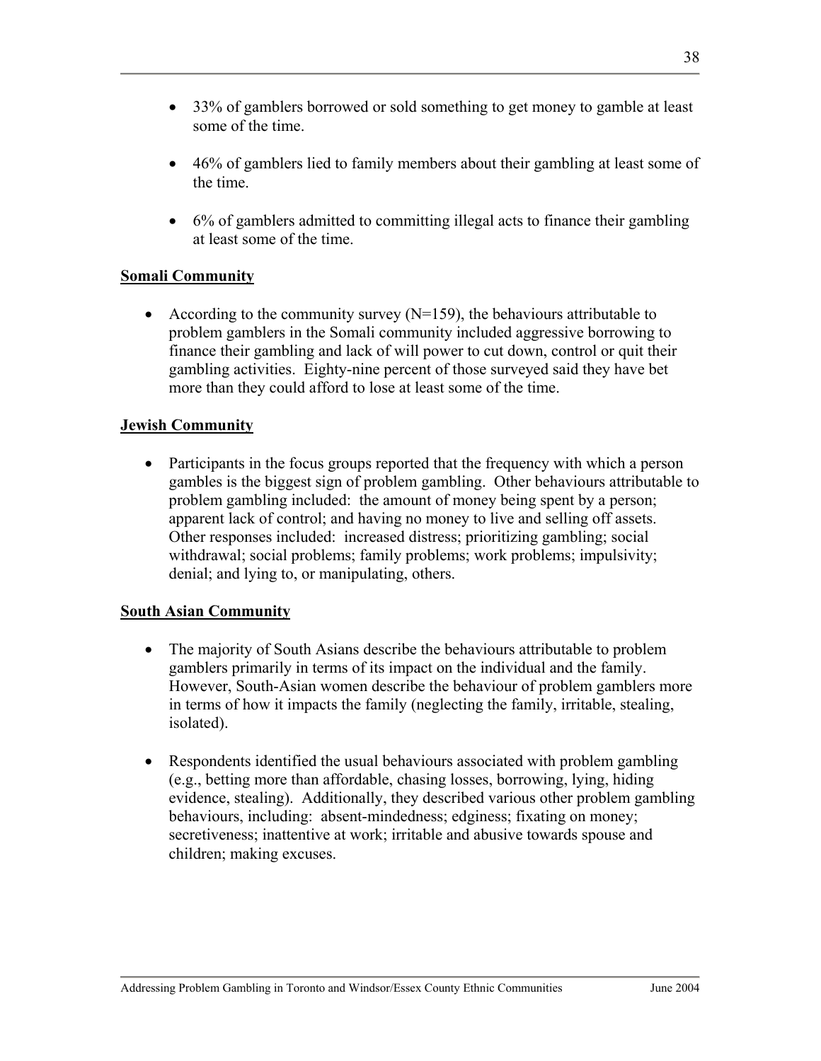- 33% of gamblers borrowed or sold something to get money to gamble at least some of the time.

- 46% of gamblers lied to family members about their gambling at least some of the time.

- 6% of gamblers admitted to committing illegal acts to finance their gambling at least some of the time.

**Somali Community**

- According to the community survey (N=159), the behaviours attributable to problem gamblers in the Somali community included aggressive borrowing to finance their gambling and lack of will power to cut down, control or quit their gambling activities. Eighty-nine percent of those surveyed said they have bet more than they could afford to lose at least some of the time.

**Jewish Community**

- Participants in the focus groups reported that the frequency with which a person gambles is the biggest sign of problem gambling. Other behaviours attributable to problem gambling included: the amount of money being spent by a person; apparent lack of control; and having no money to live and selling off assets. Other responses included: increased distress; prioritizing gambling; social withdrawal; social problems; family problems; work problems; impulsivity; denial; and lying to, or manipulating, others.

**South Asian Community**

- The majority of South Asians describe the behaviours attributable to problem gamblers primarily in terms of its impact on the individual and the family. However, South-Asian women describe the behaviour of problem gamblers more in terms of how it impacts the family (neglecting the family, irritable, stealing, isolated).

- Respondents identified the usual behaviours associated with problem gambling (e.g., betting more than affordable, chasing losses, borrowing, lying, hiding evidence, stealing). Additionally, they described various other problem gambling behaviours, including: absent-mindedness; edginess; fixating on money; secretiveness; inattentive at work; irritable and abusive towards spouse and children; making excuses.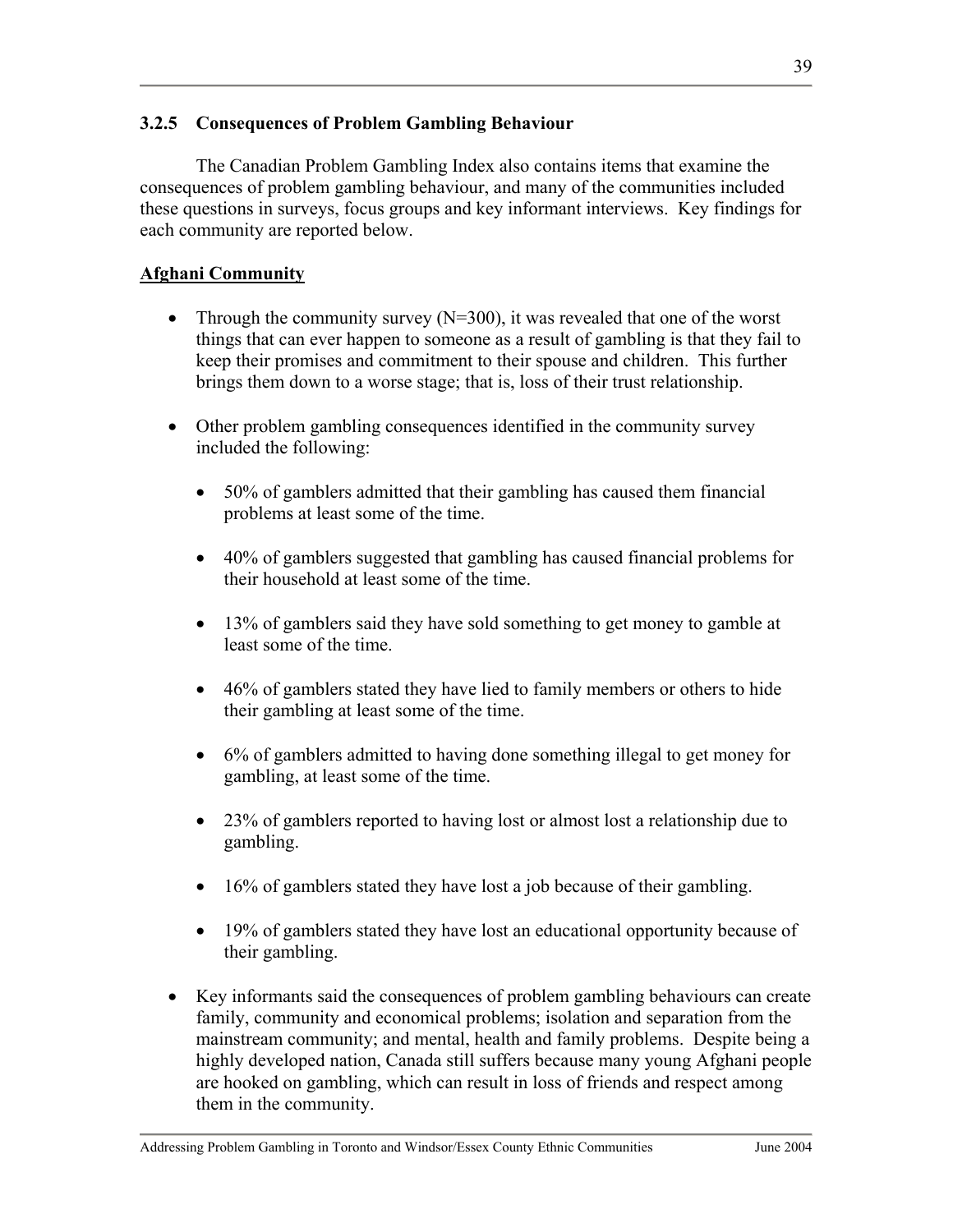### 3.2.5 Consequences of Problem Gambling Behaviour

The Canadian Problem Gambling Index also contains items that examine the consequences of problem gambling behaviour, and many of the communities included these questions in surveys, focus groups and key informant interviews. Key findings for each community are reported below.

**Afghani Community**

- Through the community survey (N=300), it was revealed that one of the worst things that can ever happen to someone as a result of gambling is that they fail to keep their promises and commitment to their spouse and children. This further brings them down to a worse stage; that is, loss of their trust relationship.
- Other problem gambling consequences identified in the community survey included the following:
  - 50% of gamblers admitted that their gambling has caused them financial problems at least some of the time.
  - 40% of gamblers suggested that gambling has caused financial problems for their household at least some of the time.
  - 13% of gamblers said they have sold something to get money to gamble at least some of the time.
  - 46% of gamblers stated they have lied to family members or others to hide their gambling at least some of the time.
  - 6% of gamblers admitted to having done something illegal to get money for gambling, at least some of the time.
  - 23% of gamblers reported to having lost or almost lost a relationship due to gambling.
  - 16% of gamblers stated they have lost a job because of their gambling.
  - 19% of gamblers stated they have lost an educational opportunity because of their gambling.
- Key informants said the consequences of problem gambling behaviours can create family, community and economical problems; isolation and separation from the mainstream community; and mental, health and family problems. Despite being a highly developed nation, Canada still suffers because many young Afghani people are hooked on gambling, which can result in loss of friends and respect among them in the community.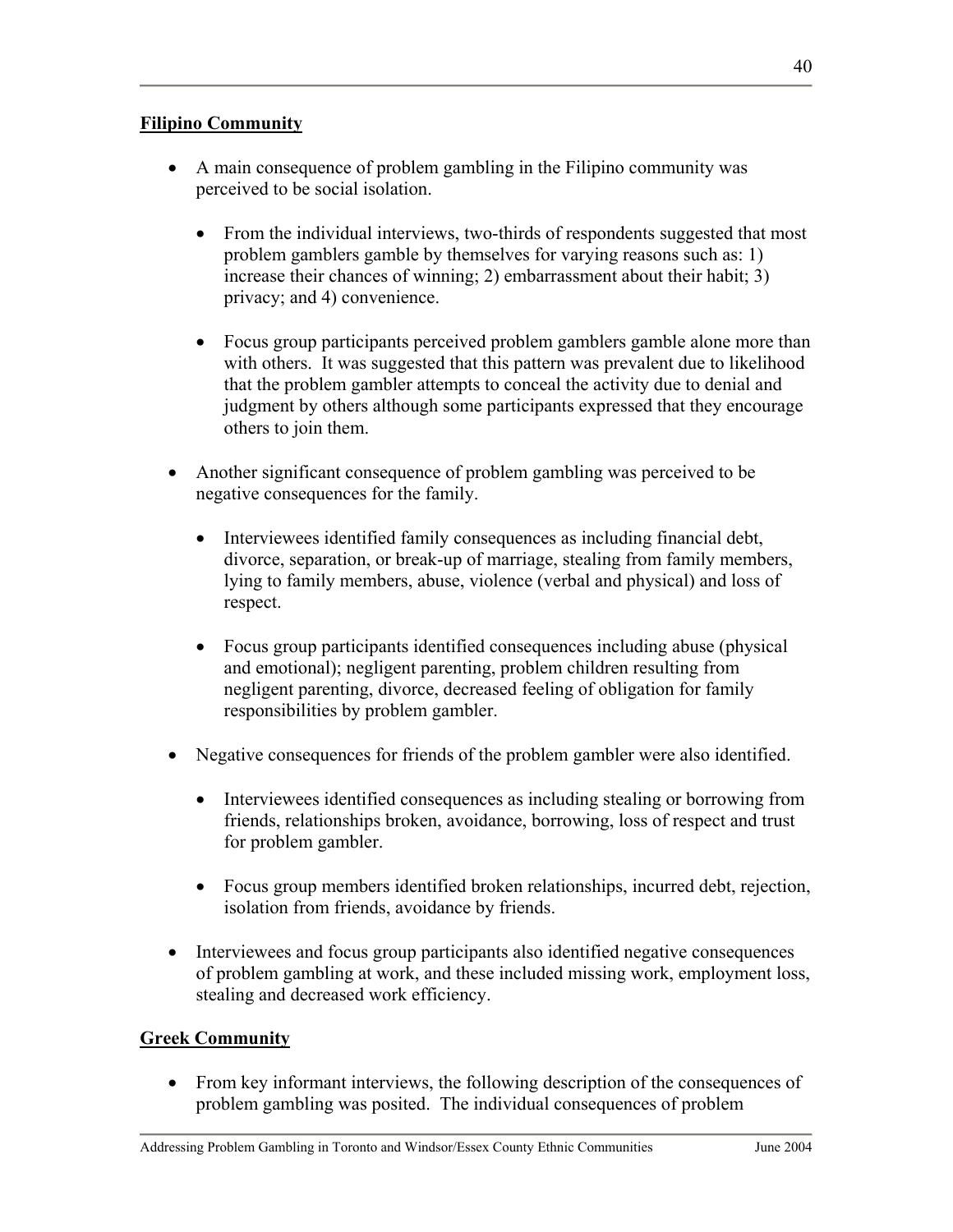**Filipino Community**

- A main consequence of problem gambling in the Filipino community was perceived to be social isolation.

  - From the individual interviews, two-thirds of respondents suggested that most problem gamblers gamble by themselves for varying reasons such as: 1) increase their chances of winning; 2) embarrassment about their habit; 3) privacy; and 4) convenience.

  - Focus group participants perceived problem gamblers gamble alone more than with others. It was suggested that this pattern was prevalent due to likelihood that the problem gambler attempts to conceal the activity due to denial and judgment by others although some participants expressed that they encourage others to join them.

- Another significant consequence of problem gambling was perceived to be negative consequences for the family.

  - Interviewees identified family consequences as including financial debt, divorce, separation, or break-up of marriage, stealing from family members, lying to family members, abuse, violence (verbal and physical) and loss of respect.

  - Focus group participants identified consequences including abuse (physical and emotional); negligent parenting, problem children resulting from negligent parenting, divorce, decreased feeling of obligation for family responsibilities by problem gambler.

- Negative consequences for friends of the problem gambler were also identified.

  - Interviewees identified consequences as including stealing or borrowing from friends, relationships broken, avoidance, borrowing, loss of respect and trust for problem gambler.

  - Focus group members identified broken relationships, incurred debt, rejection, isolation from friends, avoidance by friends.

- Interviewees and focus group participants also identified negative consequences of problem gambling at work, and these included missing work, employment loss, stealing and decreased work efficiency.

**Greek Community**

- From key informant interviews, the following description of the consequences of problem gambling was posited. The individual consequences of problem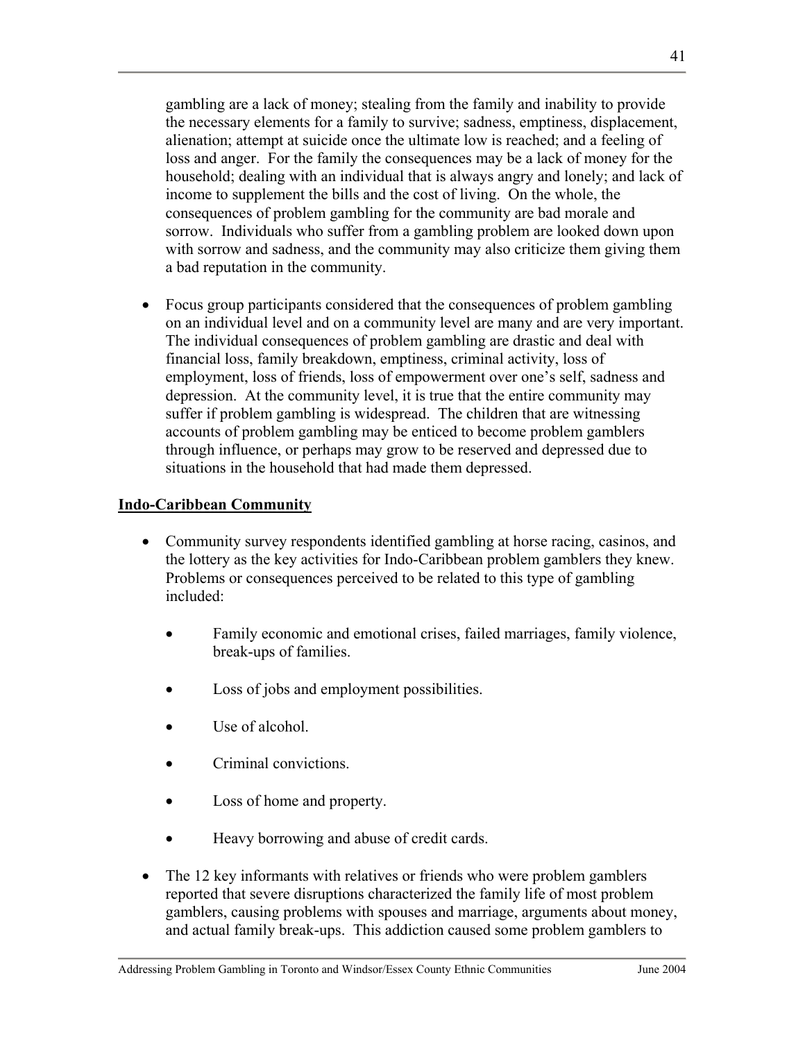gambling are a lack of money; stealing from the family and inability to provide the necessary elements for a family to survive; sadness, emptiness, displacement, alienation; attempt at suicide once the ultimate low is reached; and a feeling of loss and anger. For the family the consequences may be a lack of money for the household; dealing with an individual that is always angry and lonely; and lack of income to supplement the bills and the cost of living. On the whole, the consequences of problem gambling for the community are bad morale and sorrow. Individuals who suffer from a gambling problem are looked down upon with sorrow and sadness, and the community may also criticize them giving them a bad reputation in the community.

- Focus group participants considered that the consequences of problem gambling on an individual level and on a community level are many and are very important. The individual consequences of problem gambling are drastic and deal with financial loss, family breakdown, emptiness, criminal activity, loss of employment, loss of friends, loss of empowerment over one's self, sadness and depression. At the community level, it is true that the entire community may suffer if problem gambling is widespread. The children that are witnessing accounts of problem gambling may be enticed to become problem gamblers through influence, or perhaps may grow to be reserved and depressed due to situations in the household that had made them depressed.

**Indo-Caribbean Community**

- Community survey respondents identified gambling at horse racing, casinos, and the lottery as the key activities for Indo-Caribbean problem gamblers they knew. Problems or consequences perceived to be related to this type of gambling included:
    - Family economic and emotional crises, failed marriages, family violence, break-ups of families.
    - Loss of jobs and employment possibilities.
    - Use of alcohol.
    - Criminal convictions.
    - Loss of home and property.
    - Heavy borrowing and abuse of credit cards.
- The 12 key informants with relatives or friends who were problem gamblers reported that severe disruptions characterized the family life of most problem gamblers, causing problems with spouses and marriage, arguments about money, and actual family break-ups. This addiction caused some problem gamblers to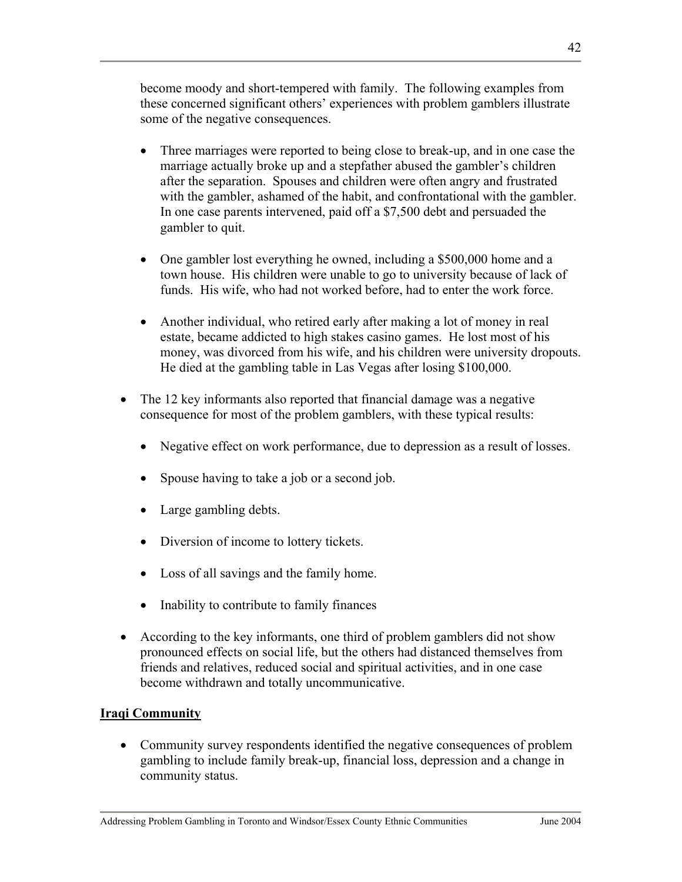become moody and short-tempered with family. The following examples from these concerned significant others' experiences with problem gamblers illustrate some of the negative consequences.

- Three marriages were reported to being close to break-up, and in one case the marriage actually broke up and a stepfather abused the gambler's children after the separation. Spouses and children were often angry and frustrated with the gambler, ashamed of the habit, and confrontational with the gambler. In one case parents intervened, paid off a $7,500 debt and persuaded the gambler to quit.

- One gambler lost everything he owned, including a $500,000 home and a town house. His children were unable to go to university because of lack of funds. His wife, who had not worked before, had to enter the work force.

- Another individual, who retired early after making a lot of money in real estate, became addicted to high stakes casino games. He lost most of his money, was divorced from his wife, and his children were university dropouts. He died at the gambling table in Las Vegas after losing $100,000.

- The 12 key informants also reported that financial damage was a negative consequence for most of the problem gamblers, with these typical results:
  - Negative effect on work performance, due to depression as a result of losses.
  - Spouse having to take a job or a second job.
  - Large gambling debts.
  - Diversion of income to lottery tickets.
  - Loss of all savings and the family home.
  - Inability to contribute to family finances

- According to the key informants, one third of problem gamblers did not show pronounced effects on social life, but the others had distanced themselves from friends and relatives, reduced social and spiritual activities, and in one case become withdrawn and totally uncommunicative.

**Iraqi Community**

- Community survey respondents identified the negative consequences of problem gambling to include family break-up, financial loss, depression and a change in community status.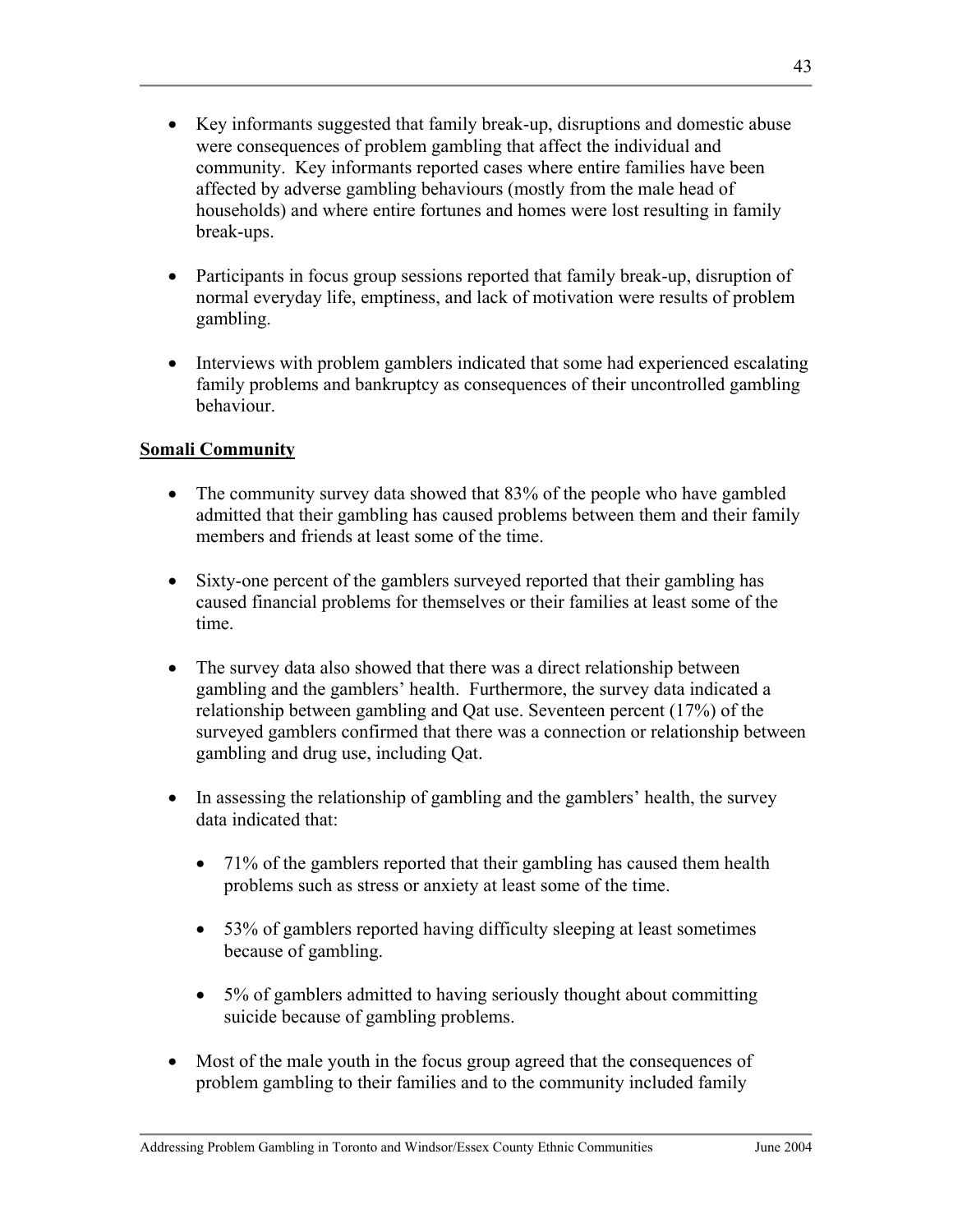- Key informants suggested that family break-up, disruptions and domestic abuse were consequences of problem gambling that affect the individual and community. Key informants reported cases where entire families have been affected by adverse gambling behaviours (mostly from the male head of households) and where entire fortunes and homes were lost resulting in family break-ups.

- Participants in focus group sessions reported that family break-up, disruption of normal everyday life, emptiness, and lack of motivation were results of problem gambling.

- Interviews with problem gamblers indicated that some had experienced escalating family problems and bankruptcy as consequences of their uncontrolled gambling behaviour.

**Somali Community**

- The community survey data showed that 83% of the people who have gambled admitted that their gambling has caused problems between them and their family members and friends at least some of the time.

- Sixty-one percent of the gamblers surveyed reported that their gambling has caused financial problems for themselves or their families at least some of the time.

- The survey data also showed that there was a direct relationship between gambling and the gamblers' health. Furthermore, the survey data indicated a relationship between gambling and Qat use. Seventeen percent (17%) of the surveyed gamblers confirmed that there was a connection or relationship between gambling and drug use, including Qat.

- In assessing the relationship of gambling and the gamblers' health, the survey data indicated that:

  - 71% of the gamblers reported that their gambling has caused them health problems such as stress or anxiety at least some of the time.

  - 53% of gamblers reported having difficulty sleeping at least sometimes because of gambling.

  - 5% of gamblers admitted to having seriously thought about committing suicide because of gambling problems.

- Most of the male youth in the focus group agreed that the consequences of problem gambling to their families and to the community included family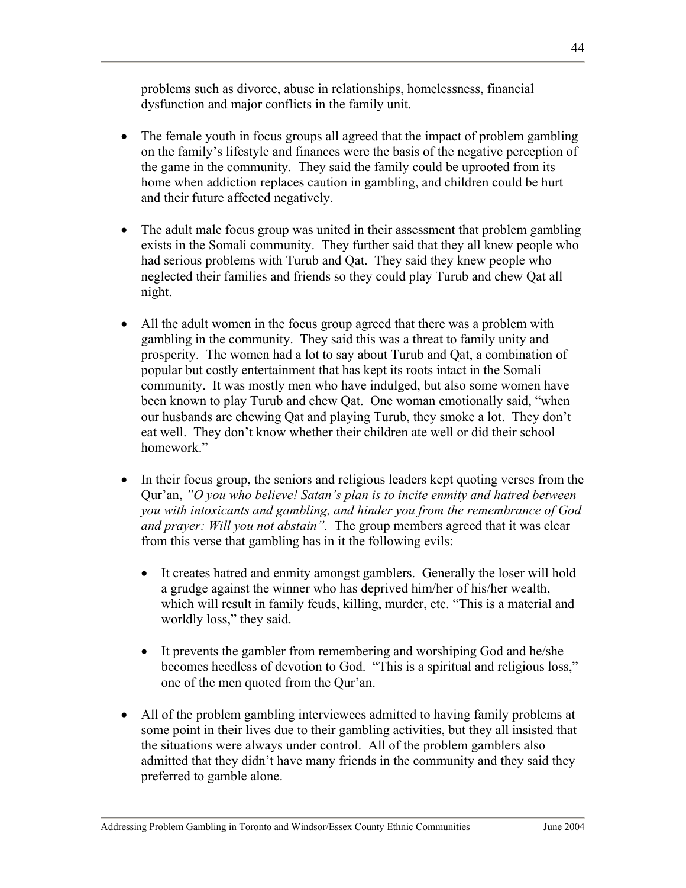problems such as divorce, abuse in relationships, homelessness, financial dysfunction and major conflicts in the family unit.

- The female youth in focus groups all agreed that the impact of problem gambling on the family's lifestyle and finances were the basis of the negative perception of the game in the community. They said the family could be uprooted from its home when addiction replaces caution in gambling, and children could be hurt and their future affected negatively.

- The adult male focus group was united in their assessment that problem gambling exists in the Somali community. They further said that they all knew people who had serious problems with Turub and Qat. They said they knew people who neglected their families and friends so they could play Turub and chew Qat all night.

- All the adult women in the focus group agreed that there was a problem with gambling in the community. They said this was a threat to family unity and prosperity. The women had a lot to say about Turub and Qat, a combination of popular but costly entertainment that has kept its roots intact in the Somali community. It was mostly men who have indulged, but also some women have been known to play Turub and chew Qat. One woman emotionally said, "when our husbands are chewing Qat and playing Turub, they smoke a lot. They don't eat well. They don't know whether their children ate well or did their school homework."

- In their focus group, the seniors and religious leaders kept quoting verses from the Qur'an, *"O you who believe! Satan's plan is to incite enmity and hatred between you with intoxicants and gambling, and hinder you from the remembrance of God and prayer: Will you not abstain".* The group members agreed that it was clear from this verse that gambling has in it the following evils:

  - It creates hatred and enmity amongst gamblers. Generally the loser will hold a grudge against the winner who has deprived him/her of his/her wealth, which will result in family feuds, killing, murder, etc. "This is a material and worldly loss," they said.

  - It prevents the gambler from remembering and worshiping God and he/she becomes heedless of devotion to God. "This is a spiritual and religious loss," one of the men quoted from the Qur'an.

- All of the problem gambling interviewees admitted to having family problems at some point in their lives due to their gambling activities, but they all insisted that the situations were always under control. All of the problem gamblers also admitted that they didn't have many friends in the community and they said they preferred to gamble alone.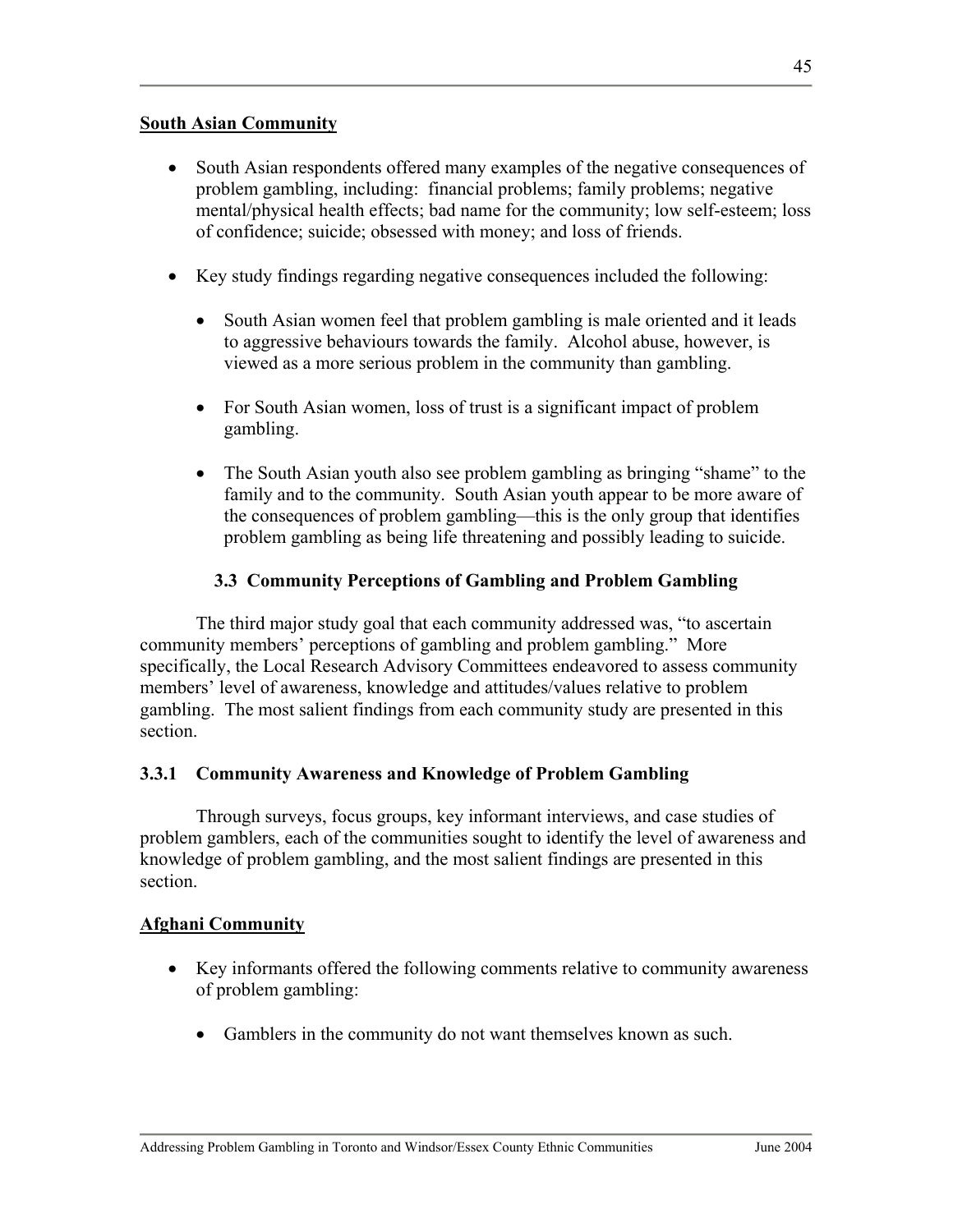**South Asian Community**

- South Asian respondents offered many examples of the negative consequences of problem gambling, including: financial problems; family problems; negative mental/physical health effects; bad name for the community; low self-esteem; loss of confidence; suicide; obsessed with money; and loss of friends.

- Key study findings regarding negative consequences included the following:

  - South Asian women feel that problem gambling is male oriented and it leads to aggressive behaviours towards the family. Alcohol abuse, however, is viewed as a more serious problem in the community than gambling.

  - For South Asian women, loss of trust is a significant impact of problem gambling.

  - The South Asian youth also see problem gambling as bringing "shame" to the family and to the community. South Asian youth appear to be more aware of the consequences of problem gambling—this is the only group that identifies problem gambling as being life threatening and possibly leading to suicide.

## 3.3 Community Perceptions of Gambling and Problem Gambling

The third major study goal that each community addressed was, "to ascertain community members' perceptions of gambling and problem gambling." More specifically, the Local Research Advisory Committees endeavored to assess community members' level of awareness, knowledge and attitudes/values relative to problem gambling. The most salient findings from each community study are presented in this section.

### 3.3.1 Community Awareness and Knowledge of Problem Gambling

Through surveys, focus groups, key informant interviews, and case studies of problem gamblers, each of the communities sought to identify the level of awareness and knowledge of problem gambling, and the most salient findings are presented in this section.

**Afghani Community**

- Key informants offered the following comments relative to community awareness of problem gambling:

  - Gamblers in the community do not want themselves known as such.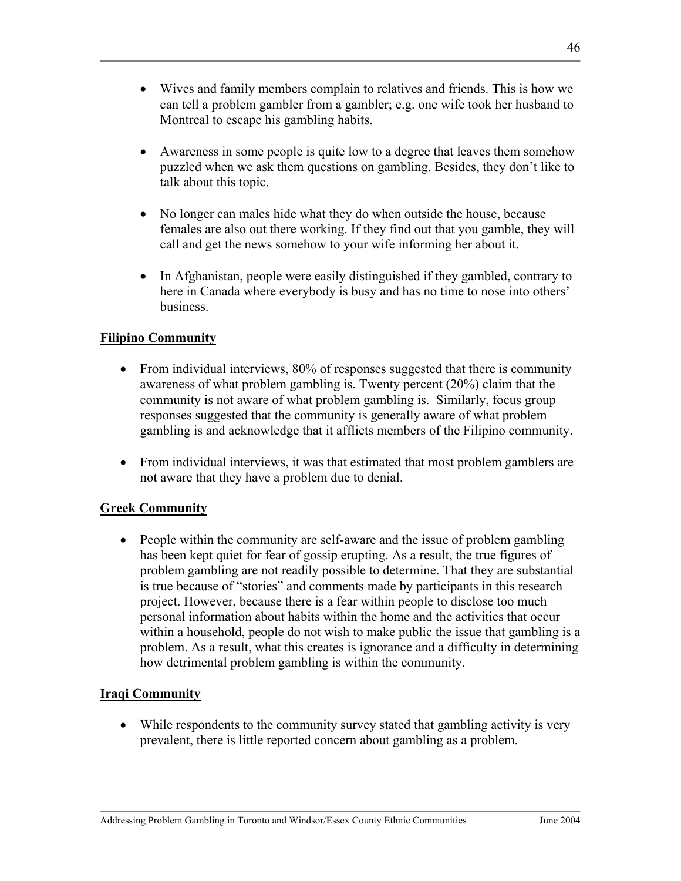- Wives and family members complain to relatives and friends. This is how we can tell a problem gambler from a gambler; e.g. one wife took her husband to Montreal to escape his gambling habits.

- Awareness in some people is quite low to a degree that leaves them somehow puzzled when we ask them questions on gambling. Besides, they don't like to talk about this topic.

- No longer can males hide what they do when outside the house, because females are also out there working. If they find out that you gamble, they will call and get the news somehow to your wife informing her about it.

- In Afghanistan, people were easily distinguished if they gambled, contrary to here in Canada where everybody is busy and has no time to nose into others' business.

**Filipino Community**

- From individual interviews, 80% of responses suggested that there is community awareness of what problem gambling is. Twenty percent (20%) claim that the community is not aware of what problem gambling is. Similarly, focus group responses suggested that the community is generally aware of what problem gambling is and acknowledge that it afflicts members of the Filipino community.

- From individual interviews, it was that estimated that most problem gamblers are not aware that they have a problem due to denial.

**Greek Community**

- People within the community are self-aware and the issue of problem gambling has been kept quiet for fear of gossip erupting. As a result, the true figures of problem gambling are not readily possible to determine. That they are substantial is true because of "stories" and comments made by participants in this research project. However, because there is a fear within people to disclose too much personal information about habits within the home and the activities that occur within a household, people do not wish to make public the issue that gambling is a problem. As a result, what this creates is ignorance and a difficulty in determining how detrimental problem gambling is within the community.

**Iraqi Community**

- While respondents to the community survey stated that gambling activity is very prevalent, there is little reported concern about gambling as a problem.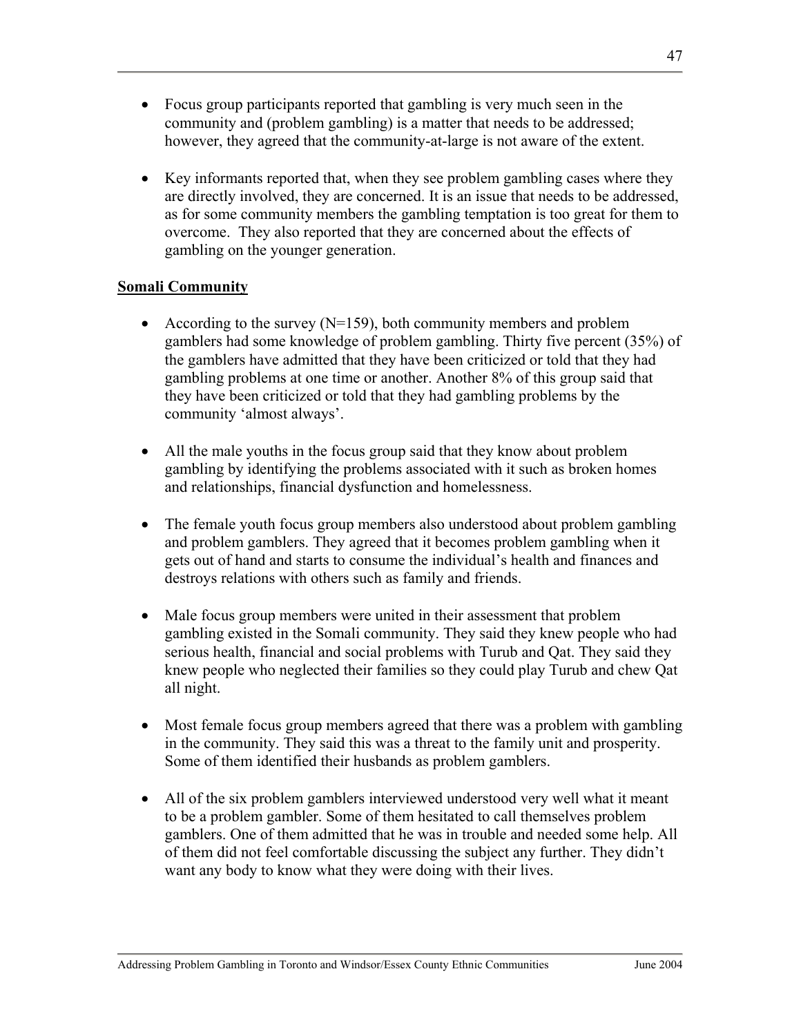- Focus group participants reported that gambling is very much seen in the community and (problem gambling) is a matter that needs to be addressed; however, they agreed that the community-at-large is not aware of the extent.

- Key informants reported that, when they see problem gambling cases where they are directly involved, they are concerned. It is an issue that needs to be addressed, as for some community members the gambling temptation is too great for them to overcome. They also reported that they are concerned about the effects of gambling on the younger generation.

**Somali Community**

- According to the survey (N=159), both community members and problem gamblers had some knowledge of problem gambling. Thirty five percent (35%) of the gamblers have admitted that they have been criticized or told that they had gambling problems at one time or another. Another 8% of this group said that they have been criticized or told that they had gambling problems by the community 'almost always'.

- All the male youths in the focus group said that they know about problem gambling by identifying the problems associated with it such as broken homes and relationships, financial dysfunction and homelessness.

- The female youth focus group members also understood about problem gambling and problem gamblers. They agreed that it becomes problem gambling when it gets out of hand and starts to consume the individual's health and finances and destroys relations with others such as family and friends.

- Male focus group members were united in their assessment that problem gambling existed in the Somali community. They said they knew people who had serious health, financial and social problems with Turub and Qat. They said they knew people who neglected their families so they could play Turub and chew Qat all night.

- Most female focus group members agreed that there was a problem with gambling in the community. They said this was a threat to the family unit and prosperity. Some of them identified their husbands as problem gamblers.

- All of the six problem gamblers interviewed understood very well what it meant to be a problem gambler. Some of them hesitated to call themselves problem gamblers. One of them admitted that he was in trouble and needed some help. All of them did not feel comfortable discussing the subject any further. They didn't want any body to know what they were doing with their lives.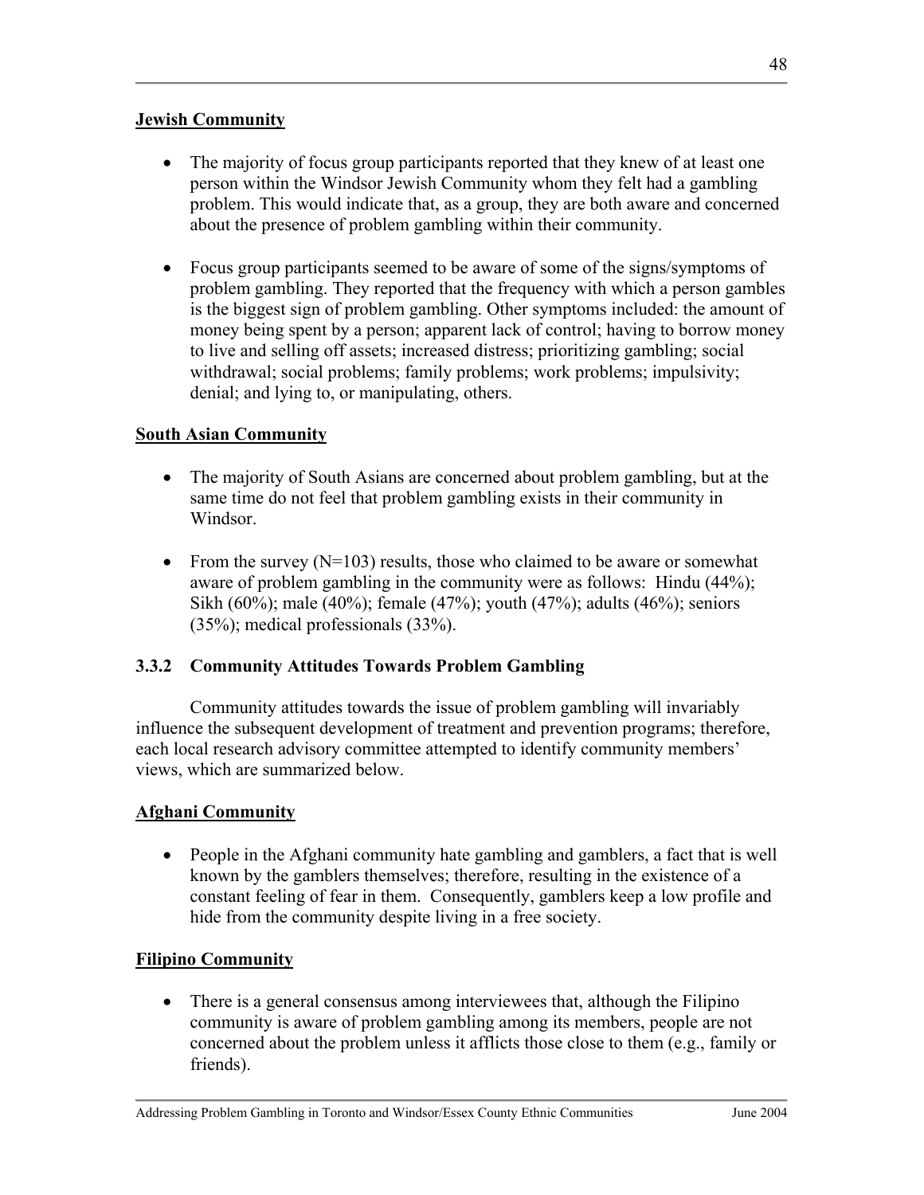**Jewish Community**

- The majority of focus group participants reported that they knew of at least one person within the Windsor Jewish Community whom they felt had a gambling problem. This would indicate that, as a group, they are both aware and concerned about the presence of problem gambling within their community.

- Focus group participants seemed to be aware of some of the signs/symptoms of problem gambling. They reported that the frequency with which a person gambles is the biggest sign of problem gambling. Other symptoms included: the amount of money being spent by a person; apparent lack of control; having to borrow money to live and selling off assets; increased distress; prioritizing gambling; social withdrawal; social problems; family problems; work problems; impulsivity; denial; and lying to, or manipulating, others.

**South Asian Community**

- The majority of South Asians are concerned about problem gambling, but at the same time do not feel that problem gambling exists in their community in Windsor.

- From the survey (N=103) results, those who claimed to be aware or somewhat aware of problem gambling in the community were as follows: Hindu (44%); Sikh (60%); male (40%); female (47%); youth (47%); adults (46%); seniors (35%); medical professionals (33%).

### 3.3.2 Community Attitudes Towards Problem Gambling

Community attitudes towards the issue of problem gambling will invariably influence the subsequent development of treatment and prevention programs; therefore, each local research advisory committee attempted to identify community members' views, which are summarized below.

**Afghani Community**

- People in the Afghani community hate gambling and gamblers, a fact that is well known by the gamblers themselves; therefore, resulting in the existence of a constant feeling of fear in them. Consequently, gamblers keep a low profile and hide from the community despite living in a free society.

**Filipino Community**

- There is a general consensus among interviewees that, although the Filipino community is aware of problem gambling among its members, people are not concerned about the problem unless it afflicts those close to them (e.g., family or friends).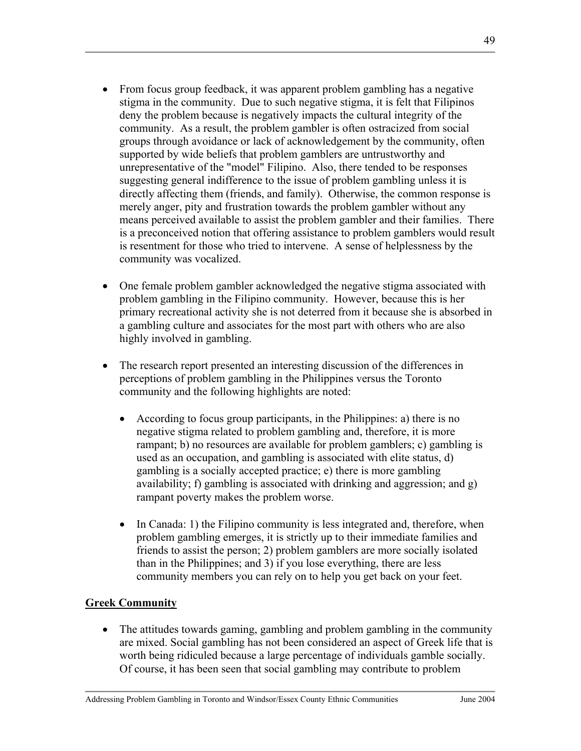- From focus group feedback, it was apparent problem gambling has a negative stigma in the community. Due to such negative stigma, it is felt that Filipinos deny the problem because is negatively impacts the cultural integrity of the community. As a result, the problem gambler is often ostracized from social groups through avoidance or lack of acknowledgement by the community, often supported by wide beliefs that problem gamblers are untrustworthy and unrepresentative of the "model" Filipino. Also, there tended to be responses suggesting general indifference to the issue of problem gambling unless it is directly affecting them (friends, and family). Otherwise, the common response is merely anger, pity and frustration towards the problem gambler without any means perceived available to assist the problem gambler and their families. There is a preconceived notion that offering assistance to problem gamblers would result is resentment for those who tried to intervene. A sense of helplessness by the community was vocalized.

- One female problem gambler acknowledged the negative stigma associated with problem gambling in the Filipino community. However, because this is her primary recreational activity she is not deterred from it because she is absorbed in a gambling culture and associates for the most part with others who are also highly involved in gambling.

- The research report presented an interesting discussion of the differences in perceptions of problem gambling in the Philippines versus the Toronto community and the following highlights are noted:

    - According to focus group participants, in the Philippines: a) there is no negative stigma related to problem gambling and, therefore, it is more rampant; b) no resources are available for problem gamblers; c) gambling is used as an occupation, and gambling is associated with elite status, d) gambling is a socially accepted practice; e) there is more gambling availability; f) gambling is associated with drinking and aggression; and g) rampant poverty makes the problem worse.

    - In Canada: 1) the Filipino community is less integrated and, therefore, when problem gambling emerges, it is strictly up to their immediate families and friends to assist the person; 2) problem gamblers are more socially isolated than in the Philippines; and 3) if you lose everything, there are less community members you can rely on to help you get back on your feet.

**Greek Community**

- The attitudes towards gaming, gambling and problem gambling in the community are mixed. Social gambling has not been considered an aspect of Greek life that is worth being ridiculed because a large percentage of individuals gamble socially. Of course, it has been seen that social gambling may contribute to problem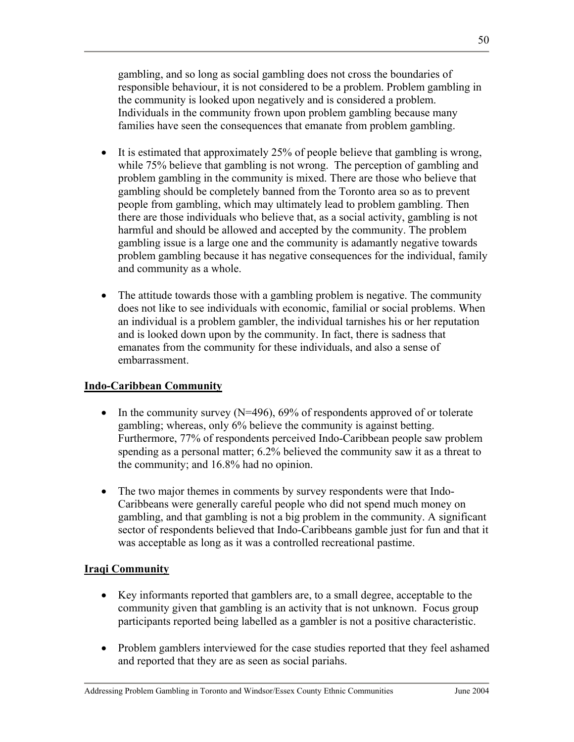gambling, and so long as social gambling does not cross the boundaries of responsible behaviour, it is not considered to be a problem. Problem gambling in the community is looked upon negatively and is considered a problem. Individuals in the community frown upon problem gambling because many families have seen the consequences that emanate from problem gambling.

- It is estimated that approximately 25% of people believe that gambling is wrong, while 75% believe that gambling is not wrong. The perception of gambling and problem gambling in the community is mixed. There are those who believe that gambling should be completely banned from the Toronto area so as to prevent people from gambling, which may ultimately lead to problem gambling. Then there are those individuals who believe that, as a social activity, gambling is not harmful and should be allowed and accepted by the community. The problem gambling issue is a large one and the community is adamantly negative towards problem gambling because it has negative consequences for the individual, family and community as a whole.

- The attitude towards those with a gambling problem is negative. The community does not like to see individuals with economic, familial or social problems. When an individual is a problem gambler, the individual tarnishes his or her reputation and is looked down upon by the community. In fact, there is sadness that emanates from the community for these individuals, and also a sense of embarrassment.

**Indo-Caribbean Community**

- In the community survey (N=496), 69% of respondents approved of or tolerate gambling; whereas, only 6% believe the community is against betting. Furthermore, 77% of respondents perceived Indo-Caribbean people saw problem spending as a personal matter; 6.2% believed the community saw it as a threat to the community; and 16.8% had no opinion.

- The two major themes in comments by survey respondents were that Indo-Caribbeans were generally careful people who did not spend much money on gambling, and that gambling is not a big problem in the community. A significant sector of respondents believed that Indo-Caribbeans gamble just for fun and that it was acceptable as long as it was a controlled recreational pastime.

**Iraqi Community**

- Key informants reported that gamblers are, to a small degree, acceptable to the community given that gambling is an activity that is not unknown. Focus group participants reported being labelled as a gambler is not a positive characteristic.

- Problem gamblers interviewed for the case studies reported that they feel ashamed and reported that they are as seen as social pariahs.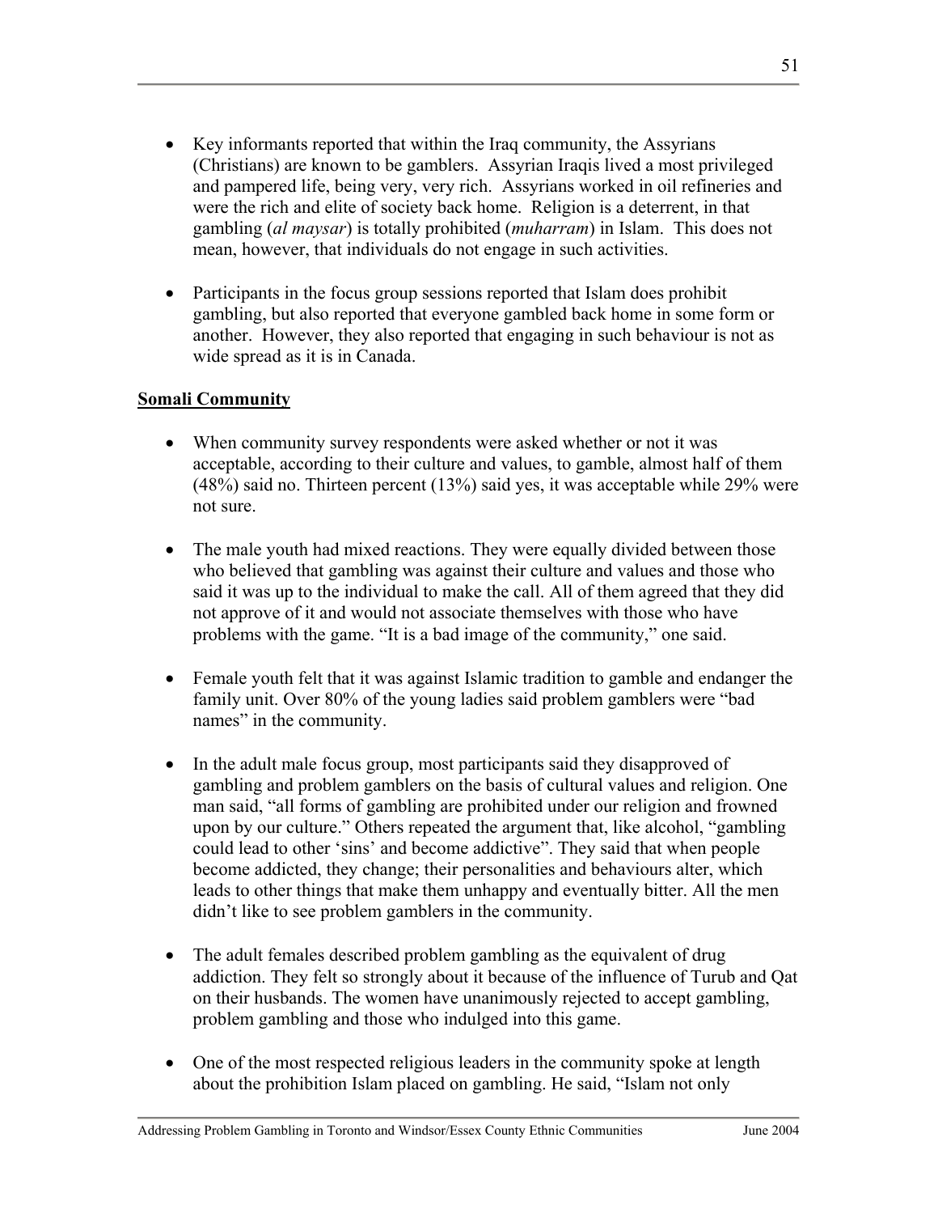- Key informants reported that within the Iraq community, the Assyrians (Christians) are known to be gamblers. Assyrian Iraqis lived a most privileged and pampered life, being very, very rich. Assyrians worked in oil refineries and were the rich and elite of society back home. Religion is a deterrent, in that gambling (*al maysar*) is totally prohibited (*muharram*) in Islam. This does not mean, however, that individuals do not engage in such activities.

- Participants in the focus group sessions reported that Islam does prohibit gambling, but also reported that everyone gambled back home in some form or another. However, they also reported that engaging in such behaviour is not as wide spread as it is in Canada.

**<u>Somali Community</u>**

- When community survey respondents were asked whether or not it was acceptable, according to their culture and values, to gamble, almost half of them (48%) said no. Thirteen percent (13%) said yes, it was acceptable while 29% were not sure.

- The male youth had mixed reactions. They were equally divided between those who believed that gambling was against their culture and values and those who said it was up to the individual to make the call. All of them agreed that they did not approve of it and would not associate themselves with those who have problems with the game. "It is a bad image of the community," one said.

- Female youth felt that it was against Islamic tradition to gamble and endanger the family unit. Over 80% of the young ladies said problem gamblers were "bad names" in the community.

- In the adult male focus group, most participants said they disapproved of gambling and problem gamblers on the basis of cultural values and religion. One man said, "all forms of gambling are prohibited under our religion and frowned upon by our culture." Others repeated the argument that, like alcohol, "gambling could lead to other 'sins' and become addictive". They said that when people become addicted, they change; their personalities and behaviours alter, which leads to other things that make them unhappy and eventually bitter. All the men didn't like to see problem gamblers in the community.

- The adult females described problem gambling as the equivalent of drug addiction. They felt so strongly about it because of the influence of Turub and Qat on their husbands. The women have unanimously rejected to accept gambling, problem gambling and those who indulged into this game.

- One of the most respected religious leaders in the community spoke at length about the prohibition Islam placed on gambling. He said, "Islam not only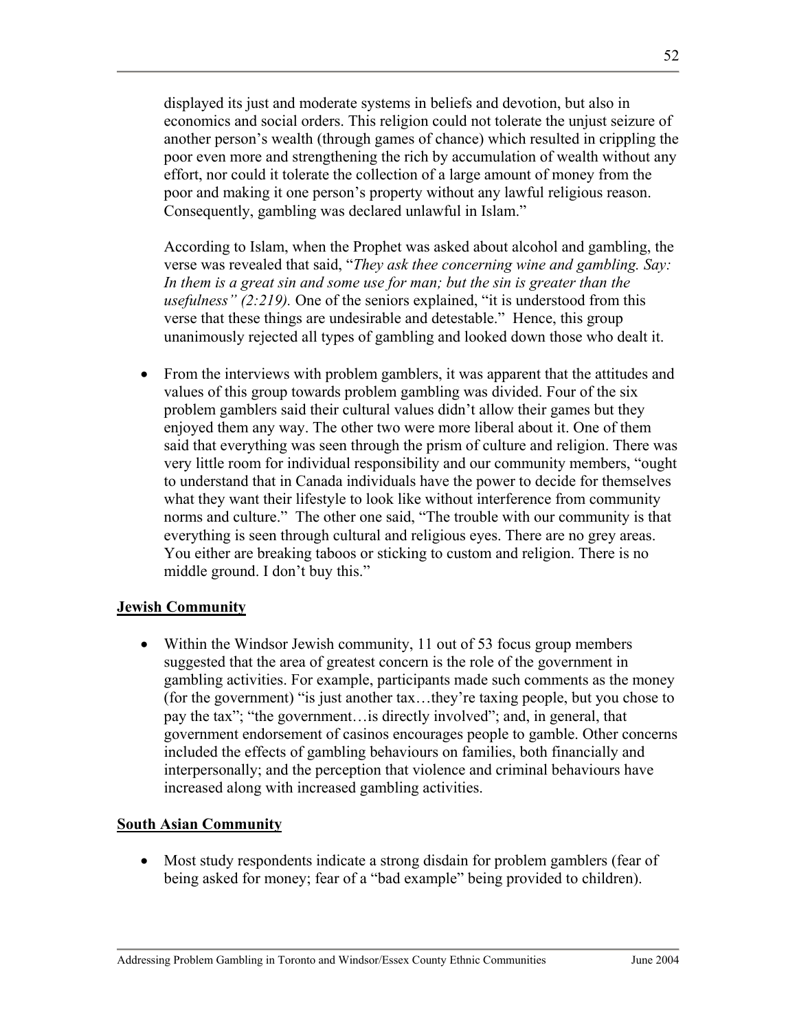displayed its just and moderate systems in beliefs and devotion, but also in economics and social orders. This religion could not tolerate the unjust seizure of another person's wealth (through games of chance) which resulted in crippling the poor even more and strengthening the rich by accumulation of wealth without any effort, nor could it tolerate the collection of a large amount of money from the poor and making it one person's property without any lawful religious reason. Consequently, gambling was declared unlawful in Islam."

According to Islam, when the Prophet was asked about alcohol and gambling, the verse was revealed that said, "*They ask thee concerning wine and gambling. Say: In them is a great sin and some use for man; but the sin is greater than the usefulness" (2:219).* One of the seniors explained, "it is understood from this verse that these things are undesirable and detestable." Hence, this group unanimously rejected all types of gambling and looked down those who dealt it.

- From the interviews with problem gamblers, it was apparent that the attitudes and values of this group towards problem gambling was divided. Four of the six problem gamblers said their cultural values didn't allow their games but they enjoyed them any way. The other two were more liberal about it. One of them said that everything was seen through the prism of culture and religion. There was very little room for individual responsibility and our community members, "ought to understand that in Canada individuals have the power to decide for themselves what they want their lifestyle to look like without interference from community norms and culture." The other one said, "The trouble with our community is that everything is seen through cultural and religious eyes. There are no grey areas. You either are breaking taboos or sticking to custom and religion. There is no middle ground. I don't buy this."

**Jewish Community**

- Within the Windsor Jewish community, 11 out of 53 focus group members suggested that the area of greatest concern is the role of the government in gambling activities. For example, participants made such comments as the money (for the government) "is just another tax…they're taxing people, but you chose to pay the tax"; "the government…is directly involved"; and, in general, that government endorsement of casinos encourages people to gamble. Other concerns included the effects of gambling behaviours on families, both financially and interpersonally; and the perception that violence and criminal behaviours have increased along with increased gambling activities.

**South Asian Community**

- Most study respondents indicate a strong disdain for problem gamblers (fear of being asked for money; fear of a "bad example" being provided to children).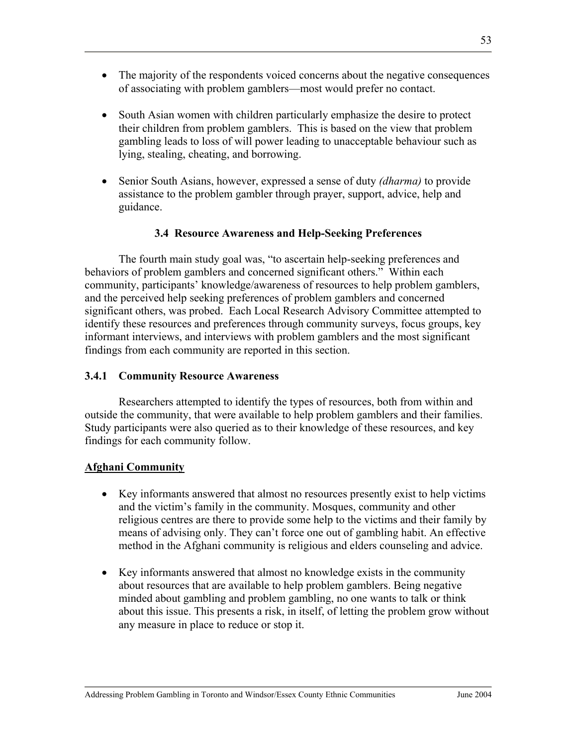- The majority of the respondents voiced concerns about the negative consequences of associating with problem gamblers—most would prefer no contact.

- South Asian women with children particularly emphasize the desire to protect their children from problem gamblers. This is based on the view that problem gambling leads to loss of will power leading to unacceptable behaviour such as lying, stealing, cheating, and borrowing.

- Senior South Asians, however, expressed a sense of duty *(dharma)* to provide assistance to the problem gambler through prayer, support, advice, help and guidance.

## 3.4 Resource Awareness and Help-Seeking Preferences

The fourth main study goal was, "to ascertain help-seeking preferences and behaviors of problem gamblers and concerned significant others." Within each community, participants' knowledge/awareness of resources to help problem gamblers, and the perceived help seeking preferences of problem gamblers and concerned significant others, was probed. Each Local Research Advisory Committee attempted to identify these resources and preferences through community surveys, focus groups, key informant interviews, and interviews with problem gamblers and the most significant findings from each community are reported in this section.

### 3.4.1 Community Resource Awareness

Researchers attempted to identify the types of resources, both from within and outside the community, that were available to help problem gamblers and their families. Study participants were also queried as to their knowledge of these resources, and key findings for each community follow.

**Afghani Community**

- Key informants answered that almost no resources presently exist to help victims and the victim's family in the community. Mosques, community and other religious centres are there to provide some help to the victims and their family by means of advising only. They can't force one out of gambling habit. An effective method in the Afghani community is religious and elders counseling and advice.

- Key informants answered that almost no knowledge exists in the community about resources that are available to help problem gamblers. Being negative minded about gambling and problem gambling, no one wants to talk or think about this issue. This presents a risk, in itself, of letting the problem grow without any measure in place to reduce or stop it.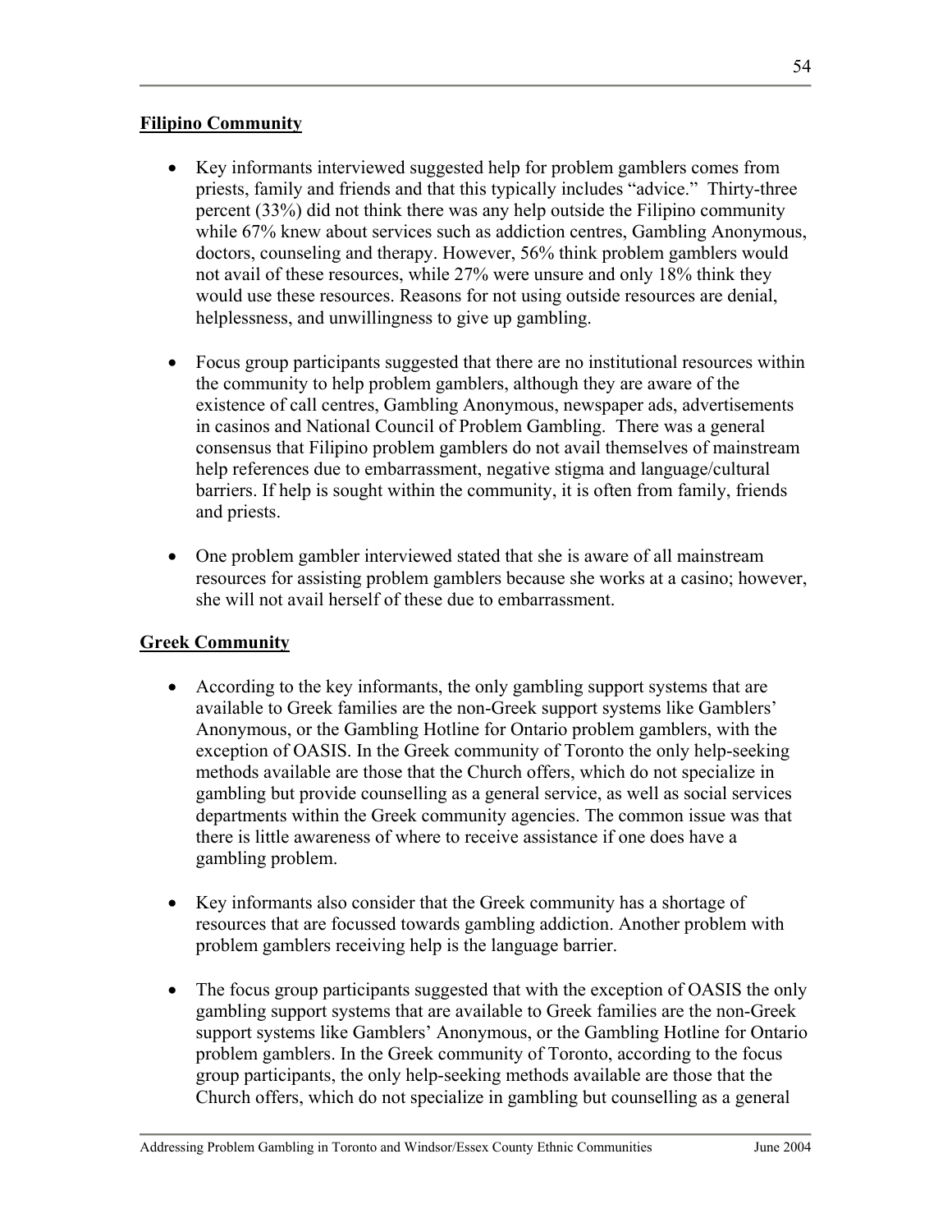**Filipino Community**

- Key informants interviewed suggested help for problem gamblers comes from priests, family and friends and that this typically includes "advice." Thirty-three percent (33%) did not think there was any help outside the Filipino community while 67% knew about services such as addiction centres, Gambling Anonymous, doctors, counseling and therapy. However, 56% think problem gamblers would not avail of these resources, while 27% were unsure and only 18% think they would use these resources. Reasons for not using outside resources are denial, helplessness, and unwillingness to give up gambling.

- Focus group participants suggested that there are no institutional resources within the community to help problem gamblers, although they are aware of the existence of call centres, Gambling Anonymous, newspaper ads, advertisements in casinos and National Council of Problem Gambling. There was a general consensus that Filipino problem gamblers do not avail themselves of mainstream help references due to embarrassment, negative stigma and language/cultural barriers. If help is sought within the community, it is often from family, friends and priests.

- One problem gambler interviewed stated that she is aware of all mainstream resources for assisting problem gamblers because she works at a casino; however, she will not avail herself of these due to embarrassment.

**Greek Community**

- According to the key informants, the only gambling support systems that are available to Greek families are the non-Greek support systems like Gamblers' Anonymous, or the Gambling Hotline for Ontario problem gamblers, with the exception of OASIS. In the Greek community of Toronto the only help-seeking methods available are those that the Church offers, which do not specialize in gambling but provide counselling as a general service, as well as social services departments within the Greek community agencies. The common issue was that there is little awareness of where to receive assistance if one does have a gambling problem.

- Key informants also consider that the Greek community has a shortage of resources that are focussed towards gambling addiction. Another problem with problem gamblers receiving help is the language barrier.

- The focus group participants suggested that with the exception of OASIS the only gambling support systems that are available to Greek families are the non-Greek support systems like Gamblers' Anonymous, or the Gambling Hotline for Ontario problem gamblers. In the Greek community of Toronto, according to the focus group participants, the only help-seeking methods available are those that the Church offers, which do not specialize in gambling but counselling as a general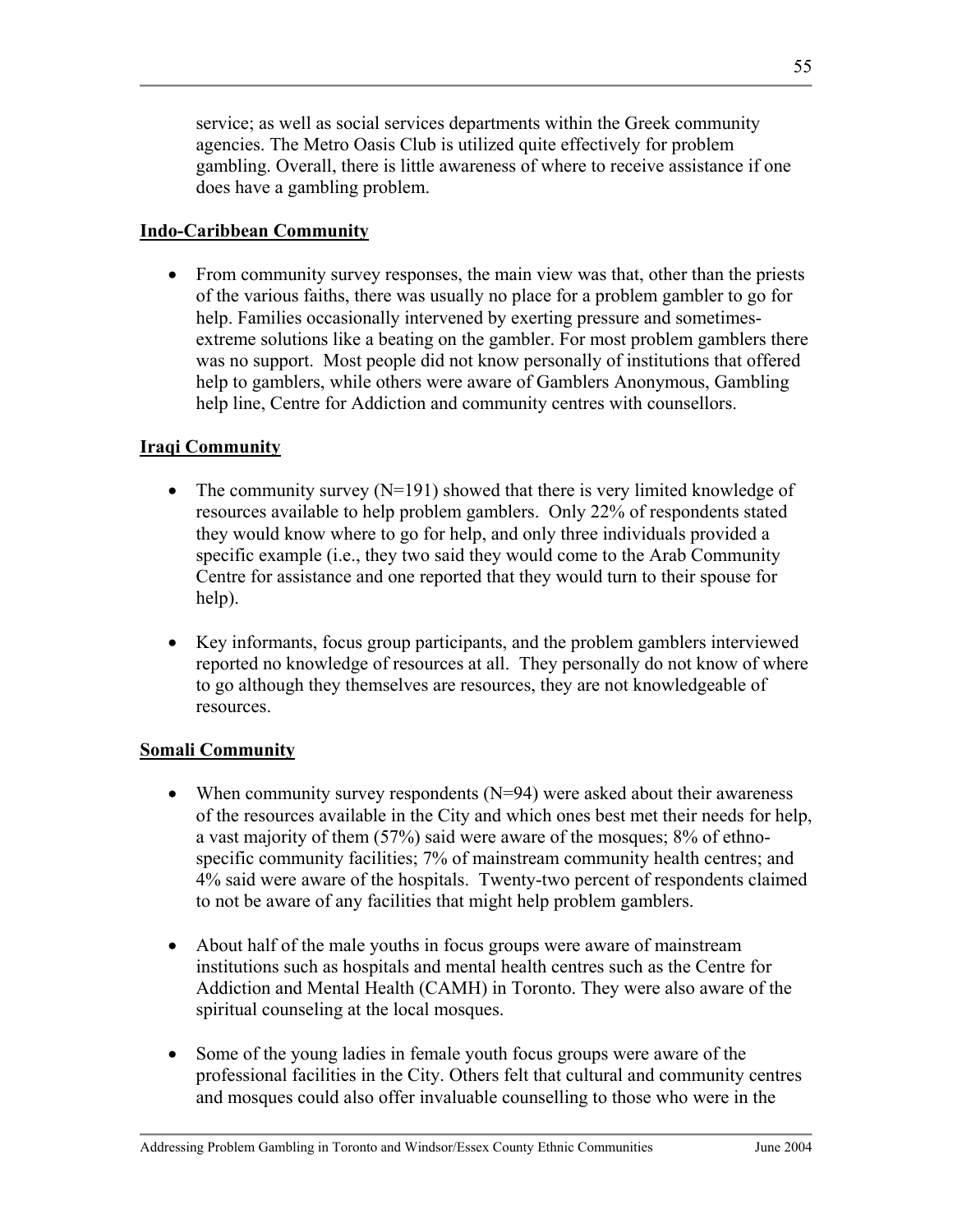service; as well as social services departments within the Greek community agencies. The Metro Oasis Club is utilized quite effectively for problem gambling. Overall, there is little awareness of where to receive assistance if one does have a gambling problem.

**Indo-Caribbean Community**

- From community survey responses, the main view was that, other than the priests of the various faiths, there was usually no place for a problem gambler to go for help. Families occasionally intervened by exerting pressure and sometimes-extreme solutions like a beating on the gambler. For most problem gamblers there was no support. Most people did not know personally of institutions that offered help to gamblers, while others were aware of Gamblers Anonymous, Gambling help line, Centre for Addiction and community centres with counsellors.

**Iraqi Community**

- The community survey (N=191) showed that there is very limited knowledge of resources available to help problem gamblers. Only 22% of respondents stated they would know where to go for help, and only three individuals provided a specific example (i.e., they two said they would come to the Arab Community Centre for assistance and one reported that they would turn to their spouse for help).

- Key informants, focus group participants, and the problem gamblers interviewed reported no knowledge of resources at all. They personally do not know of where to go although they themselves are resources, they are not knowledgeable of resources.

**Somali Community**

- When community survey respondents (N=94) were asked about their awareness of the resources available in the City and which ones best met their needs for help, a vast majority of them (57%) said were aware of the mosques; 8% of ethno-specific community facilities; 7% of mainstream community health centres; and 4% said were aware of the hospitals. Twenty-two percent of respondents claimed to not be aware of any facilities that might help problem gamblers.

- About half of the male youths in focus groups were aware of mainstream institutions such as hospitals and mental health centres such as the Centre for Addiction and Mental Health (CAMH) in Toronto. They were also aware of the spiritual counseling at the local mosques.

- Some of the young ladies in female youth focus groups were aware of the professional facilities in the City. Others felt that cultural and community centres and mosques could also offer invaluable counselling to those who were in the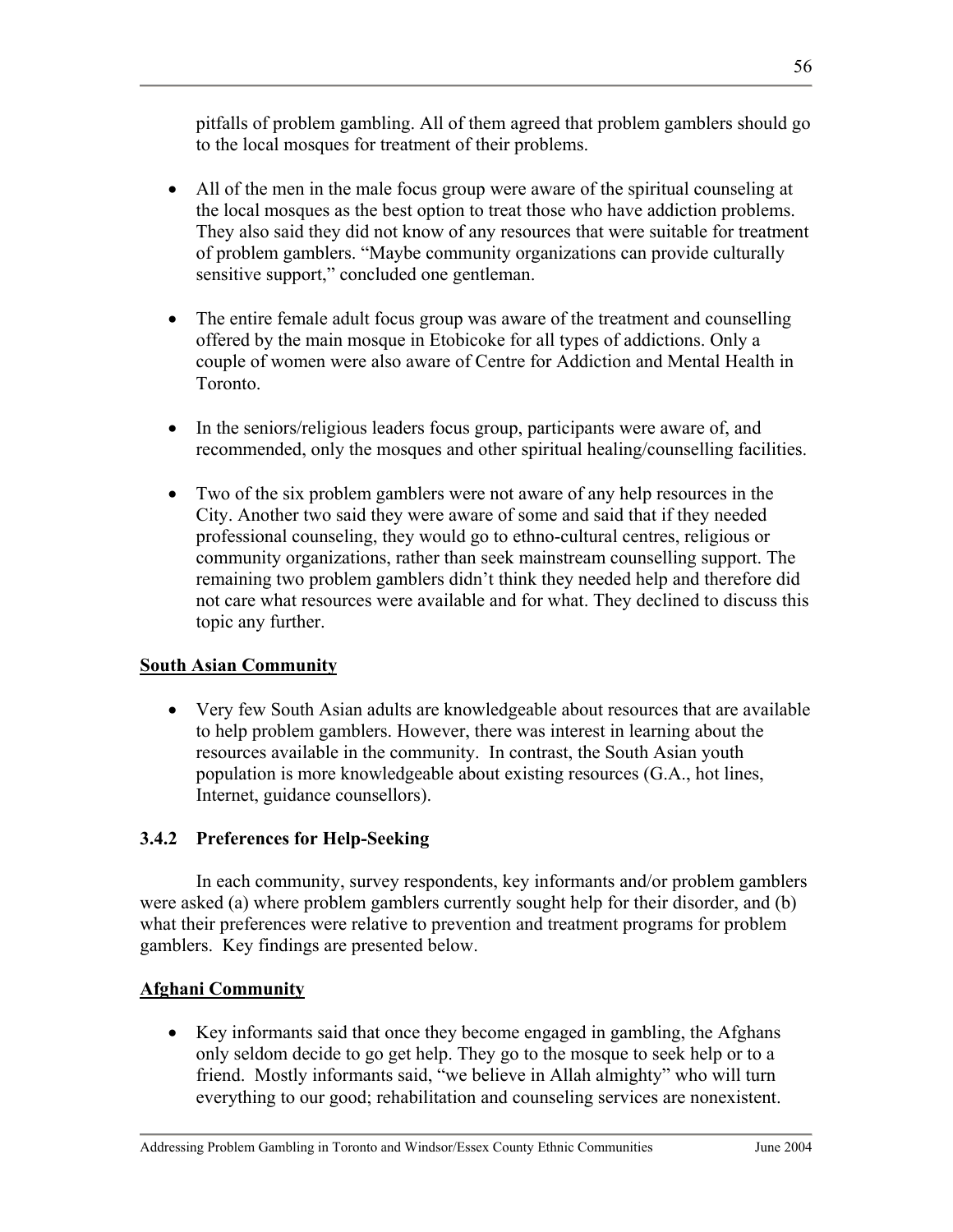pitfalls of problem gambling. All of them agreed that problem gamblers should go to the local mosques for treatment of their problems.

- All of the men in the male focus group were aware of the spiritual counseling at the local mosques as the best option to treat those who have addiction problems. They also said they did not know of any resources that were suitable for treatment of problem gamblers. "Maybe community organizations can provide culturally sensitive support," concluded one gentleman.

- The entire female adult focus group was aware of the treatment and counselling offered by the main mosque in Etobicoke for all types of addictions. Only a couple of women were also aware of Centre for Addiction and Mental Health in Toronto.

- In the seniors/religious leaders focus group, participants were aware of, and recommended, only the mosques and other spiritual healing/counselling facilities.

- Two of the six problem gamblers were not aware of any help resources in the City. Another two said they were aware of some and said that if they needed professional counseling, they would go to ethno-cultural centres, religious or community organizations, rather than seek mainstream counselling support. The remaining two problem gamblers didn't think they needed help and therefore did not care what resources were available and for what. They declined to discuss this topic any further.

**South Asian Community**

- Very few South Asian adults are knowledgeable about resources that are available to help problem gamblers. However, there was interest in learning about the resources available in the community. In contrast, the South Asian youth population is more knowledgeable about existing resources (G.A., hot lines, Internet, guidance counsellors).

### 3.4.2 Preferences for Help-Seeking

In each community, survey respondents, key informants and/or problem gamblers were asked (a) where problem gamblers currently sought help for their disorder, and (b) what their preferences were relative to prevention and treatment programs for problem gamblers. Key findings are presented below.

**Afghani Community**

- Key informants said that once they become engaged in gambling, the Afghans only seldom decide to go get help. They go to the mosque to seek help or to a friend. Mostly informants said, "we believe in Allah almighty" who will turn everything to our good; rehabilitation and counseling services are nonexistent.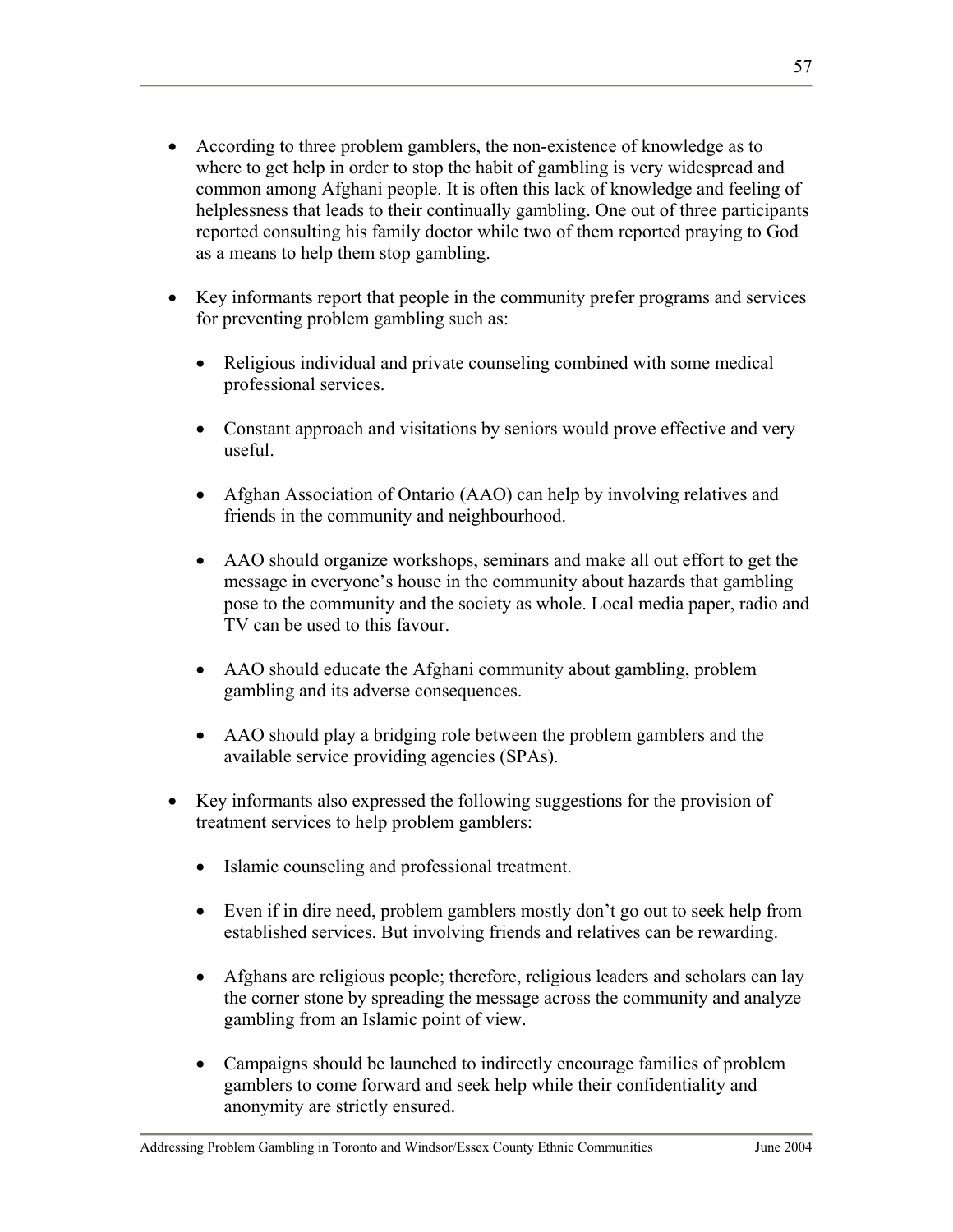- According to three problem gamblers, the non-existence of knowledge as to where to get help in order to stop the habit of gambling is very widespread and common among Afghani people. It is often this lack of knowledge and feeling of helplessness that leads to their continually gambling. One out of three participants reported consulting his family doctor while two of them reported praying to God as a means to help them stop gambling.

- Key informants report that people in the community prefer programs and services for preventing problem gambling such as:

  - Religious individual and private counseling combined with some medical professional services.

  - Constant approach and visitations by seniors would prove effective and very useful.

  - Afghan Association of Ontario (AAO) can help by involving relatives and friends in the community and neighbourhood.

  - AAO should organize workshops, seminars and make all out effort to get the message in everyone's house in the community about hazards that gambling pose to the community and the society as whole. Local media paper, radio and TV can be used to this favour.

  - AAO should educate the Afghani community about gambling, problem gambling and its adverse consequences.

  - AAO should play a bridging role between the problem gamblers and the available service providing agencies (SPAs).

- Key informants also expressed the following suggestions for the provision of treatment services to help problem gamblers:

  - Islamic counseling and professional treatment.

  - Even if in dire need, problem gamblers mostly don't go out to seek help from established services. But involving friends and relatives can be rewarding.

  - Afghans are religious people; therefore, religious leaders and scholars can lay the corner stone by spreading the message across the community and analyze gambling from an Islamic point of view.

  - Campaigns should be launched to indirectly encourage families of problem gamblers to come forward and seek help while their confidentiality and anonymity are strictly ensured.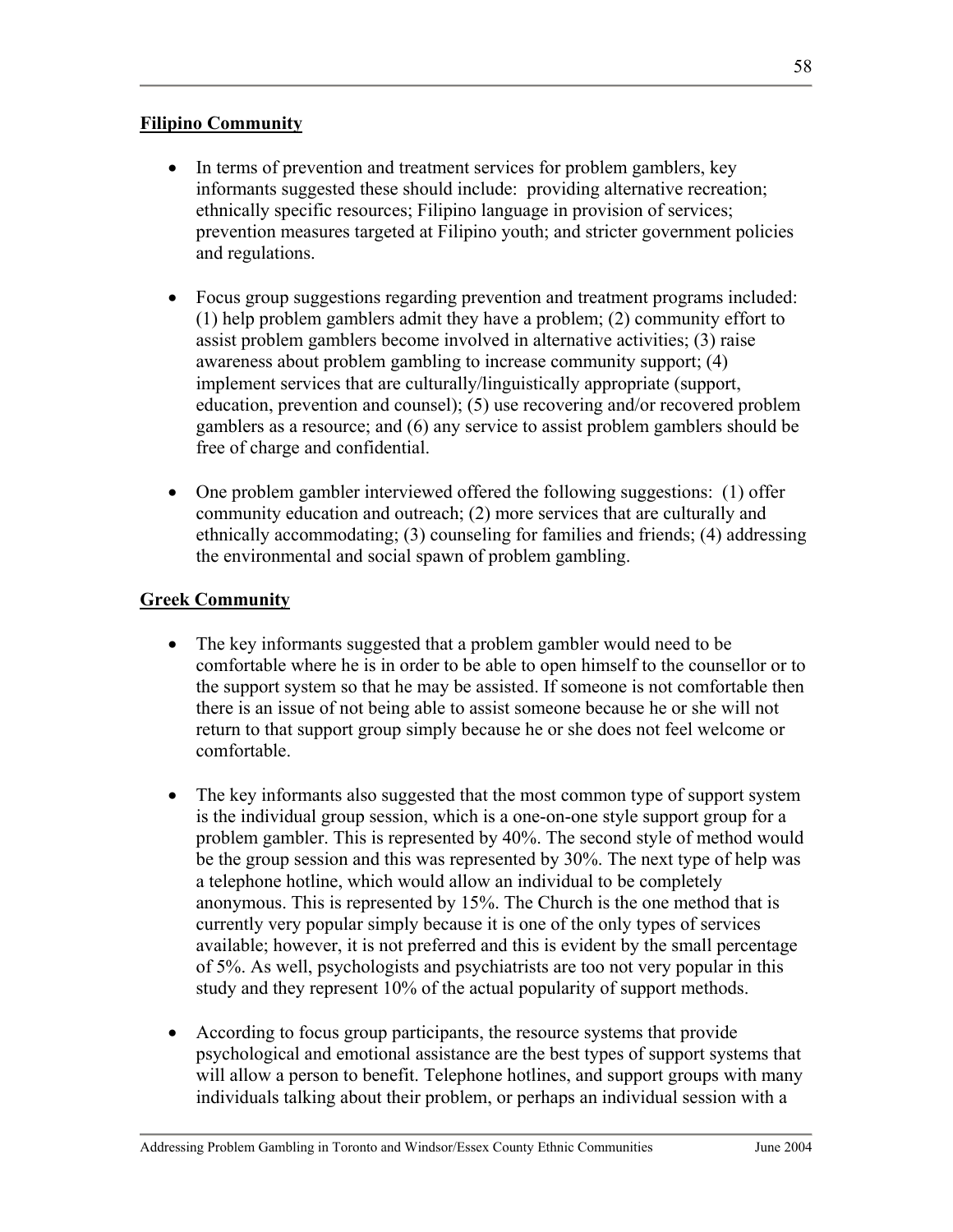**Filipino Community**

- In terms of prevention and treatment services for problem gamblers, key informants suggested these should include: providing alternative recreation; ethnically specific resources; Filipino language in provision of services; prevention measures targeted at Filipino youth; and stricter government policies and regulations.

- Focus group suggestions regarding prevention and treatment programs included: (1) help problem gamblers admit they have a problem; (2) community effort to assist problem gamblers become involved in alternative activities; (3) raise awareness about problem gambling to increase community support; (4) implement services that are culturally/linguistically appropriate (support, education, prevention and counsel); (5) use recovering and/or recovered problem gamblers as a resource; and (6) any service to assist problem gamblers should be free of charge and confidential.

- One problem gambler interviewed offered the following suggestions: (1) offer community education and outreach; (2) more services that are culturally and ethnically accommodating; (3) counseling for families and friends; (4) addressing the environmental and social spawn of problem gambling.

**Greek Community**

- The key informants suggested that a problem gambler would need to be comfortable where he is in order to be able to open himself to the counsellor or to the support system so that he may be assisted. If someone is not comfortable then there is an issue of not being able to assist someone because he or she will not return to that support group simply because he or she does not feel welcome or comfortable.

- The key informants also suggested that the most common type of support system is the individual group session, which is a one-on-one style support group for a problem gambler. This is represented by 40%. The second style of method would be the group session and this was represented by 30%. The next type of help was a telephone hotline, which would allow an individual to be completely anonymous. This is represented by 15%. The Church is the one method that is currently very popular simply because it is one of the only types of services available; however, it is not preferred and this is evident by the small percentage of 5%. As well, psychologists and psychiatrists are too not very popular in this study and they represent 10% of the actual popularity of support methods.

- According to focus group participants, the resource systems that provide psychological and emotional assistance are the best types of support systems that will allow a person to benefit. Telephone hotlines, and support groups with many individuals talking about their problem, or perhaps an individual session with a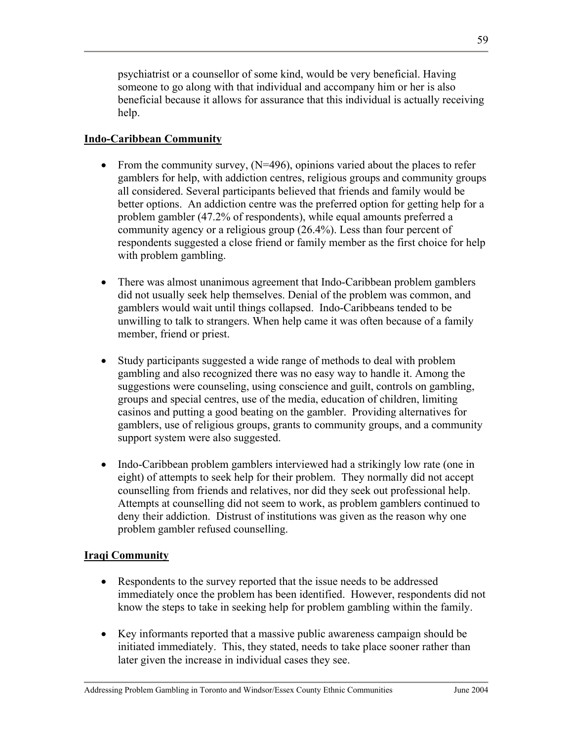psychiatrist or a counsellor of some kind, would be very beneficial. Having someone to go along with that individual and accompany him or her is also beneficial because it allows for assurance that this individual is actually receiving help.

**Indo-Caribbean Community**

- From the community survey, (N=496), opinions varied about the places to refer gamblers for help, with addiction centres, religious groups and community groups all considered. Several participants believed that friends and family would be better options. An addiction centre was the preferred option for getting help for a problem gambler (47.2% of respondents), while equal amounts preferred a community agency or a religious group (26.4%). Less than four percent of respondents suggested a close friend or family member as the first choice for help with problem gambling.

- There was almost unanimous agreement that Indo-Caribbean problem gamblers did not usually seek help themselves. Denial of the problem was common, and gamblers would wait until things collapsed. Indo-Caribbeans tended to be unwilling to talk to strangers. When help came it was often because of a family member, friend or priest.

- Study participants suggested a wide range of methods to deal with problem gambling and also recognized there was no easy way to handle it. Among the suggestions were counseling, using conscience and guilt, controls on gambling, groups and special centres, use of the media, education of children, limiting casinos and putting a good beating on the gambler. Providing alternatives for gamblers, use of religious groups, grants to community groups, and a community support system were also suggested.

- Indo-Caribbean problem gamblers interviewed had a strikingly low rate (one in eight) of attempts to seek help for their problem. They normally did not accept counselling from friends and relatives, nor did they seek out professional help. Attempts at counselling did not seem to work, as problem gamblers continued to deny their addiction. Distrust of institutions was given as the reason why one problem gambler refused counselling.

**Iraqi Community**

- Respondents to the survey reported that the issue needs to be addressed immediately once the problem has been identified. However, respondents did not know the steps to take in seeking help for problem gambling within the family.

- Key informants reported that a massive public awareness campaign should be initiated immediately. This, they stated, needs to take place sooner rather than later given the increase in individual cases they see.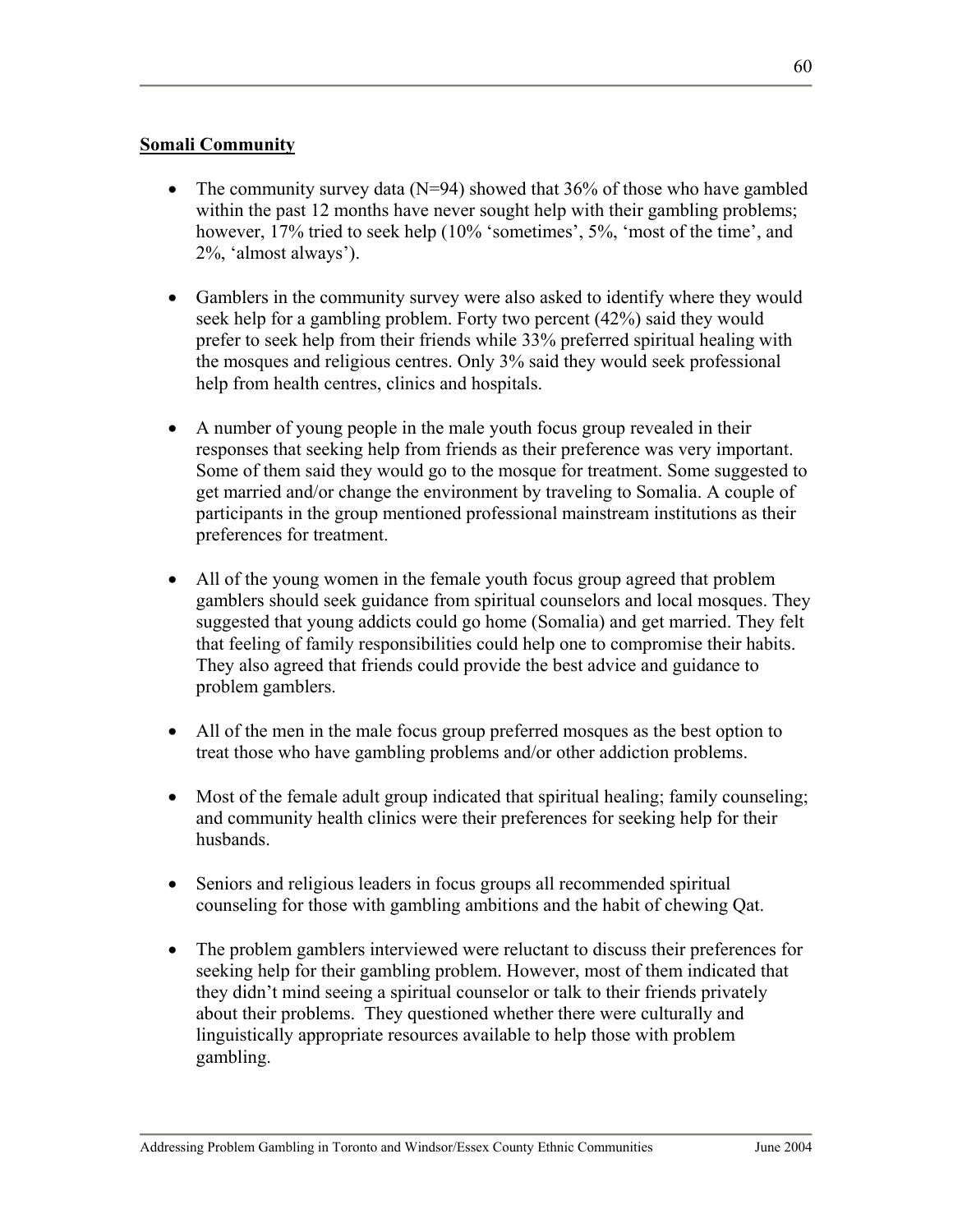## Somali Community

- The community survey data (N=94) showed that 36% of those who have gambled within the past 12 months have never sought help with their gambling problems; however, 17% tried to seek help (10% 'sometimes', 5%, 'most of the time', and 2%, 'almost always').

- Gamblers in the community survey were also asked to identify where they would seek help for a gambling problem. Forty two percent (42%) said they would prefer to seek help from their friends while 33% preferred spiritual healing with the mosques and religious centres. Only 3% said they would seek professional help from health centres, clinics and hospitals.

- A number of young people in the male youth focus group revealed in their responses that seeking help from friends as their preference was very important. Some of them said they would go to the mosque for treatment. Some suggested to get married and/or change the environment by traveling to Somalia. A couple of participants in the group mentioned professional mainstream institutions as their preferences for treatment.

- All of the young women in the female youth focus group agreed that problem gamblers should seek guidance from spiritual counselors and local mosques. They suggested that young addicts could go home (Somalia) and get married. They felt that feeling of family responsibilities could help one to compromise their habits. They also agreed that friends could provide the best advice and guidance to problem gamblers.

- All of the men in the male focus group preferred mosques as the best option to treat those who have gambling problems and/or other addiction problems.

- Most of the female adult group indicated that spiritual healing; family counseling; and community health clinics were their preferences for seeking help for their husbands.

- Seniors and religious leaders in focus groups all recommended spiritual counseling for those with gambling ambitions and the habit of chewing Qat.

- The problem gamblers interviewed were reluctant to discuss their preferences for seeking help for their gambling problem. However, most of them indicated that they didn't mind seeing a spiritual counselor or talk to their friends privately about their problems. They questioned whether there were culturally and linguistically appropriate resources available to help those with problem gambling.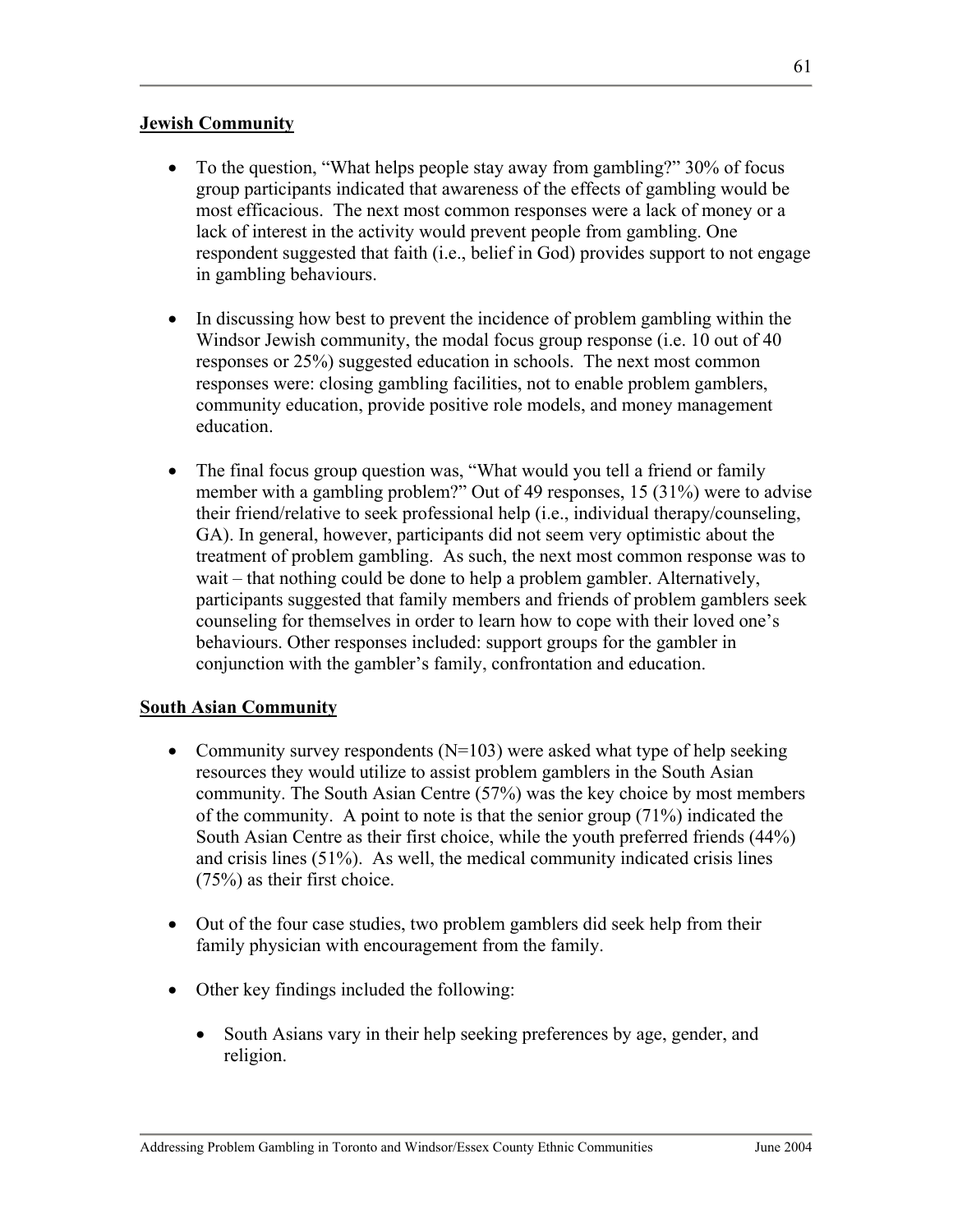**Jewish Community**

- To the question, "What helps people stay away from gambling?" 30% of focus group participants indicated that awareness of the effects of gambling would be most efficacious. The next most common responses were a lack of money or a lack of interest in the activity would prevent people from gambling. One respondent suggested that faith (i.e., belief in God) provides support to not engage in gambling behaviours.

- In discussing how best to prevent the incidence of problem gambling within the Windsor Jewish community, the modal focus group response (i.e. 10 out of 40 responses or 25%) suggested education in schools. The next most common responses were: closing gambling facilities, not to enable problem gamblers, community education, provide positive role models, and money management education.

- The final focus group question was, "What would you tell a friend or family member with a gambling problem?" Out of 49 responses, 15 (31%) were to advise their friend/relative to seek professional help (i.e., individual therapy/counseling, GA). In general, however, participants did not seem very optimistic about the treatment of problem gambling. As such, the next most common response was to wait – that nothing could be done to help a problem gambler. Alternatively, participants suggested that family members and friends of problem gamblers seek counseling for themselves in order to learn how to cope with their loved one's behaviours. Other responses included: support groups for the gambler in conjunction with the gambler's family, confrontation and education.

**South Asian Community**

- Community survey respondents (N=103) were asked what type of help seeking resources they would utilize to assist problem gamblers in the South Asian community. The South Asian Centre (57%) was the key choice by most members of the community. A point to note is that the senior group (71%) indicated the South Asian Centre as their first choice, while the youth preferred friends (44%) and crisis lines (51%). As well, the medical community indicated crisis lines (75%) as their first choice.

- Out of the four case studies, two problem gamblers did seek help from their family physician with encouragement from the family.

- Other key findings included the following:

  - South Asians vary in their help seeking preferences by age, gender, and religion.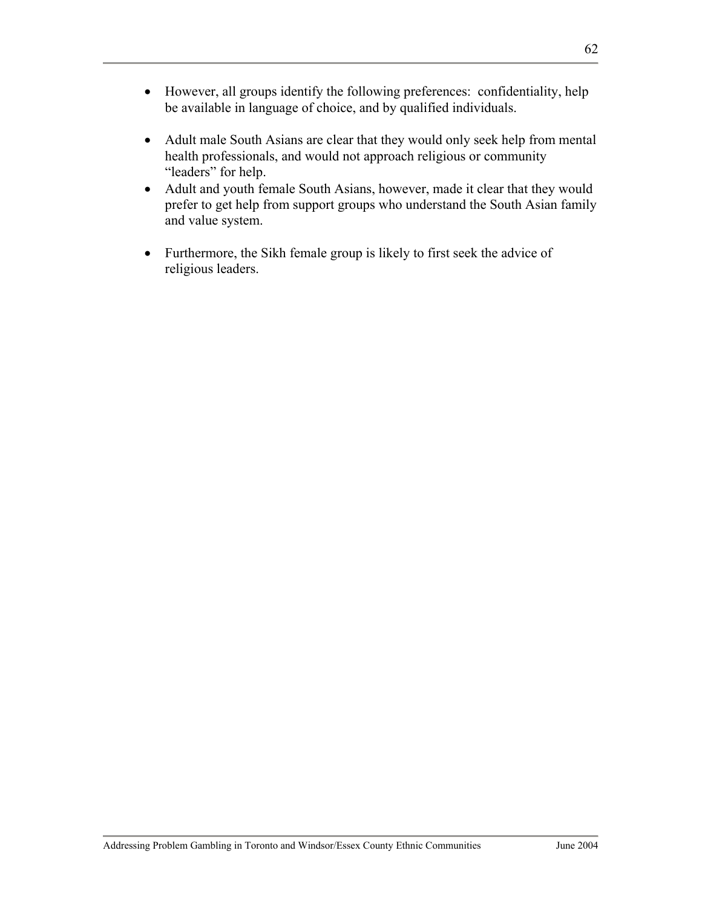- However, all groups identify the following preferences: confidentiality, help be available in language of choice, and by qualified individuals.

- Adult male South Asians are clear that they would only seek help from mental health professionals, and would not approach religious or community "leaders" for help.
- Adult and youth female South Asians, however, made it clear that they would prefer to get help from support groups who understand the South Asian family and value system.

- Furthermore, the Sikh female group is likely to first seek the advice of religious leaders.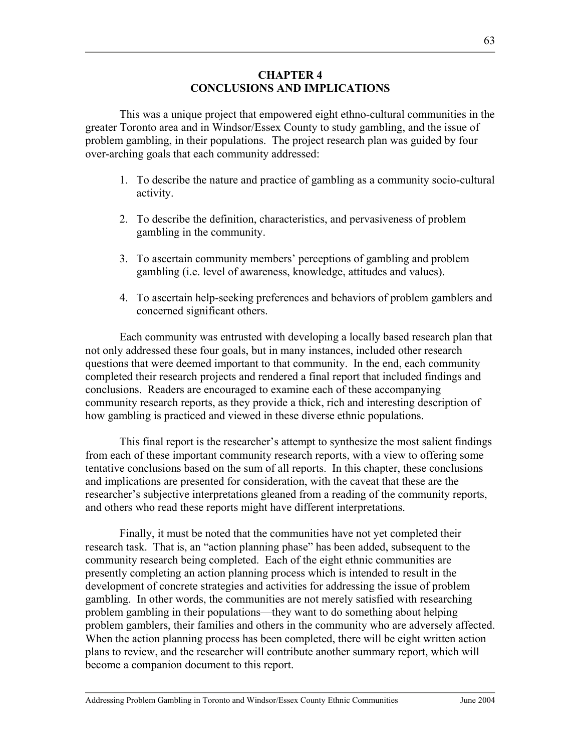# CHAPTER 4
# CONCLUSIONS AND IMPLICATIONS

This was a unique project that empowered eight ethno-cultural communities in the greater Toronto area and in Windsor/Essex County to study gambling, and the issue of problem gambling, in their populations. The project research plan was guided by four over-arching goals that each community addressed:

1. To describe the nature and practice of gambling as a community socio-cultural activity.

2. To describe the definition, characteristics, and pervasiveness of problem gambling in the community.

3. To ascertain community members' perceptions of gambling and problem gambling (i.e. level of awareness, knowledge, attitudes and values).

4. To ascertain help-seeking preferences and behaviors of problem gamblers and concerned significant others.

Each community was entrusted with developing a locally based research plan that not only addressed these four goals, but in many instances, included other research questions that were deemed important to that community. In the end, each community completed their research projects and rendered a final report that included findings and conclusions. Readers are encouraged to examine each of these accompanying community research reports, as they provide a thick, rich and interesting description of how gambling is practiced and viewed in these diverse ethnic populations.

This final report is the researcher's attempt to synthesize the most salient findings from each of these important community research reports, with a view to offering some tentative conclusions based on the sum of all reports. In this chapter, these conclusions and implications are presented for consideration, with the caveat that these are the researcher's subjective interpretations gleaned from a reading of the community reports, and others who read these reports might have different interpretations.

Finally, it must be noted that the communities have not yet completed their research task. That is, an "action planning phase" has been added, subsequent to the community research being completed. Each of the eight ethnic communities are presently completing an action planning process which is intended to result in the development of concrete strategies and activities for addressing the issue of problem gambling. In other words, the communities are not merely satisfied with researching problem gambling in their populations—they want to do something about helping problem gamblers, their families and others in the community who are adversely affected. When the action planning process has been completed, there will be eight written action plans to review, and the researcher will contribute another summary report, which will become a companion document to this report.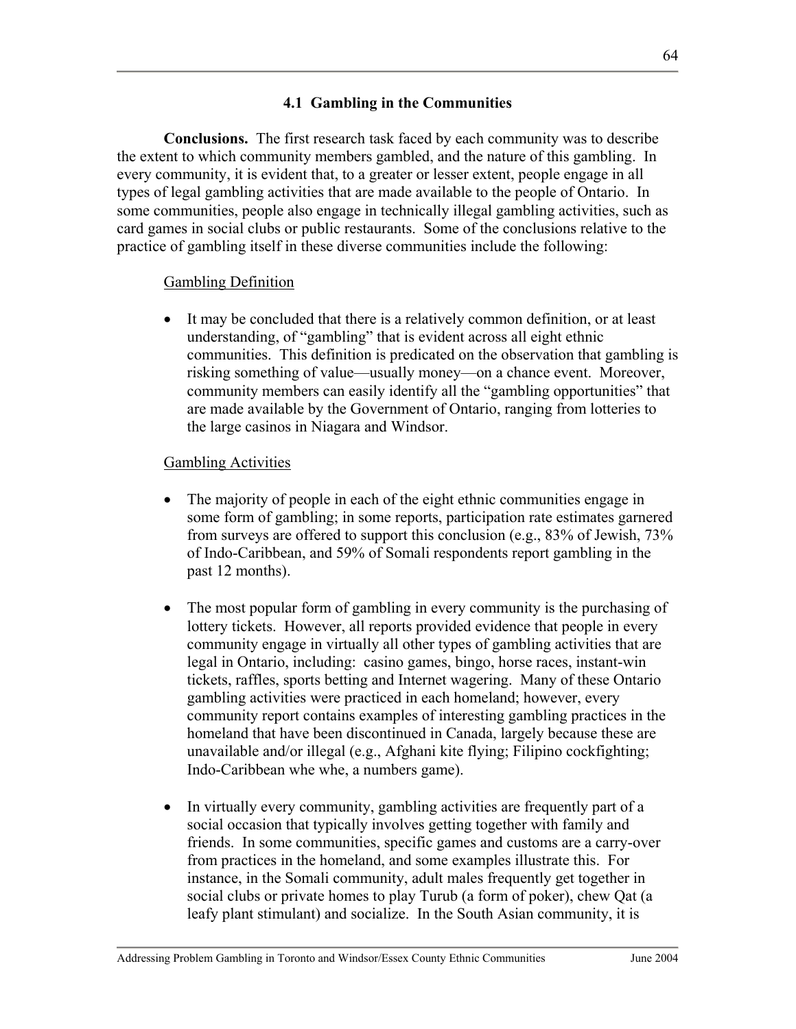### 4.1 Gambling in the Communities

**Conclusions.** The first research task faced by each community was to describe the extent to which community members gambled, and the nature of this gambling. In every community, it is evident that, to a greater or lesser extent, people engage in all types of legal gambling activities that are made available to the people of Ontario. In some communities, people also engage in technically illegal gambling activities, such as card games in social clubs or public restaurants. Some of the conclusions relative to the practice of gambling itself in these diverse communities include the following:

Gambling Definition

- It may be concluded that there is a relatively common definition, or at least understanding, of "gambling" that is evident across all eight ethnic communities. This definition is predicated on the observation that gambling is risking something of value—usually money—on a chance event. Moreover, community members can easily identify all the "gambling opportunities" that are made available by the Government of Ontario, ranging from lotteries to the large casinos in Niagara and Windsor.

Gambling Activities

- The majority of people in each of the eight ethnic communities engage in some form of gambling; in some reports, participation rate estimates garnered from surveys are offered to support this conclusion (e.g., 83% of Jewish, 73% of Indo-Caribbean, and 59% of Somali respondents report gambling in the past 12 months).

- The most popular form of gambling in every community is the purchasing of lottery tickets. However, all reports provided evidence that people in every community engage in virtually all other types of gambling activities that are legal in Ontario, including: casino games, bingo, horse races, instant-win tickets, raffles, sports betting and Internet wagering. Many of these Ontario gambling activities were practiced in each homeland; however, every community report contains examples of interesting gambling practices in the homeland that have been discontinued in Canada, largely because these are unavailable and/or illegal (e.g., Afghani kite flying; Filipino cockfighting; Indo-Caribbean whe whe, a numbers game).

- In virtually every community, gambling activities are frequently part of a social occasion that typically involves getting together with family and friends. In some communities, specific games and customs are a carry-over from practices in the homeland, and some examples illustrate this. For instance, in the Somali community, adult males frequently get together in social clubs or private homes to play Turub (a form of poker), chew Qat (a leafy plant stimulant) and socialize. In the South Asian community, it is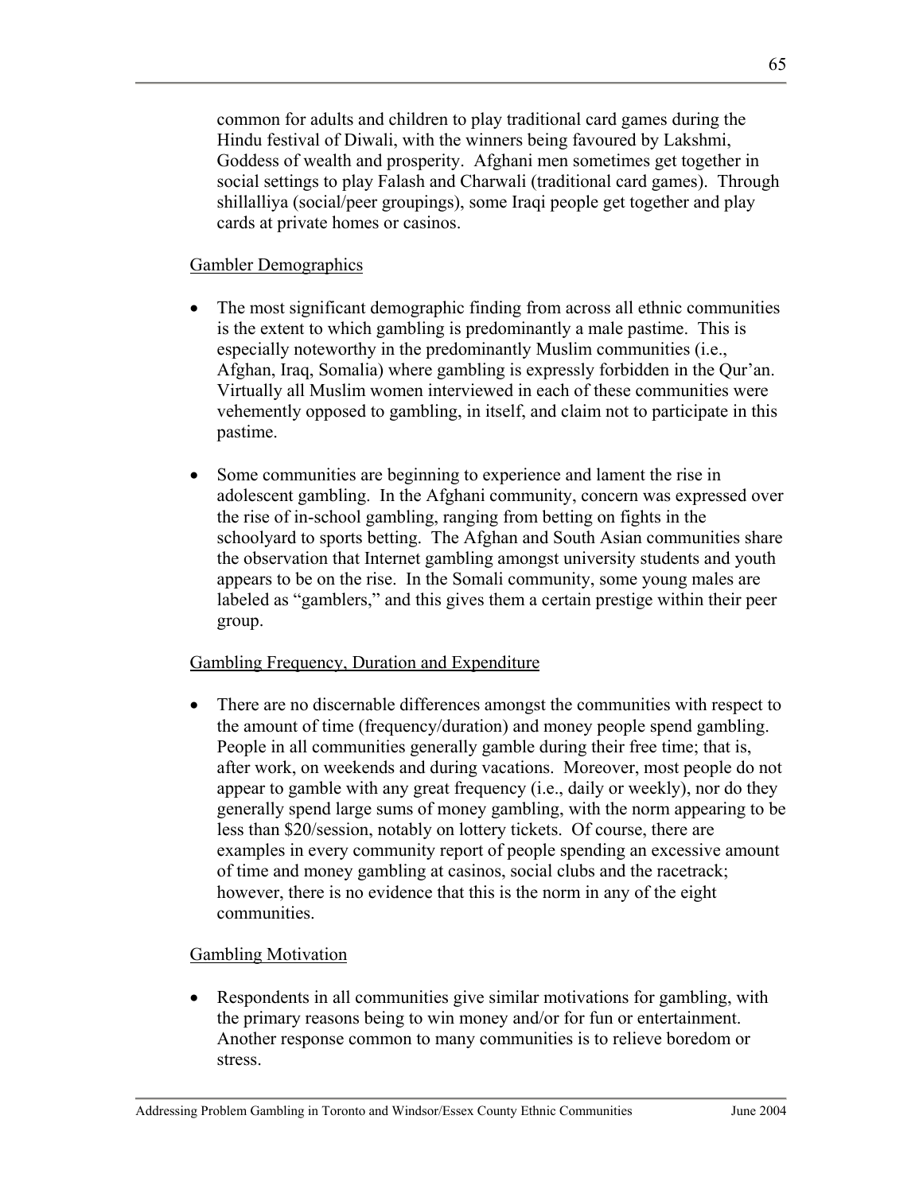common for adults and children to play traditional card games during the Hindu festival of Diwali, with the winners being favoured by Lakshmi, Goddess of wealth and prosperity. Afghani men sometimes get together in social settings to play Falash and Charwali (traditional card games). Through shillalliya (social/peer groupings), some Iraqi people get together and play cards at private homes or casinos.

Gambler Demographics

- The most significant demographic finding from across all ethnic communities is the extent to which gambling is predominantly a male pastime. This is especially noteworthy in the predominantly Muslim communities (i.e., Afghan, Iraq, Somalia) where gambling is expressly forbidden in the Qur'an. Virtually all Muslim women interviewed in each of these communities were vehemently opposed to gambling, in itself, and claim not to participate in this pastime.

- Some communities are beginning to experience and lament the rise in adolescent gambling. In the Afghani community, concern was expressed over the rise of in-school gambling, ranging from betting on fights in the schoolyard to sports betting. The Afghan and South Asian communities share the observation that Internet gambling amongst university students and youth appears to be on the rise. In the Somali community, some young males are labeled as "gamblers," and this gives them a certain prestige within their peer group.

Gambling Frequency, Duration and Expenditure

- There are no discernable differences amongst the communities with respect to the amount of time (frequency/duration) and money people spend gambling. People in all communities generally gamble during their free time; that is, after work, on weekends and during vacations. Moreover, most people do not appear to gamble with any great frequency (i.e., daily or weekly), nor do they generally spend large sums of money gambling, with the norm appearing to be less than $20/session, notably on lottery tickets. Of course, there are examples in every community report of people spending an excessive amount of time and money gambling at casinos, social clubs and the racetrack; however, there is no evidence that this is the norm in any of the eight communities.

Gambling Motivation

- Respondents in all communities give similar motivations for gambling, with the primary reasons being to win money and/or for fun or entertainment. Another response common to many communities is to relieve boredom or stress.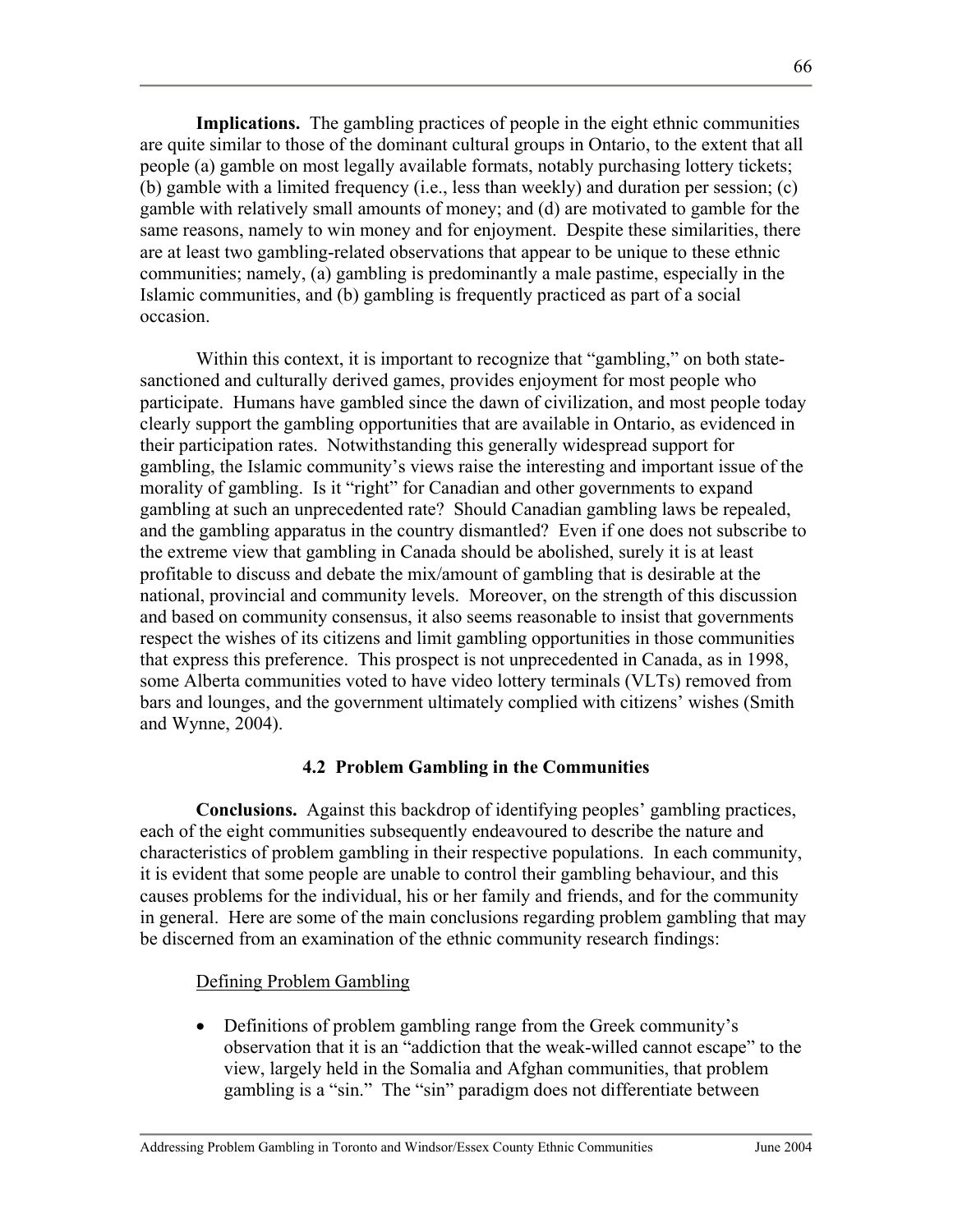**Implications.** The gambling practices of people in the eight ethnic communities are quite similar to those of the dominant cultural groups in Ontario, to the extent that all people (a) gamble on most legally available formats, notably purchasing lottery tickets; (b) gamble with a limited frequency (i.e., less than weekly) and duration per session; (c) gamble with relatively small amounts of money; and (d) are motivated to gamble for the same reasons, namely to win money and for enjoyment. Despite these similarities, there are at least two gambling-related observations that appear to be unique to these ethnic communities; namely, (a) gambling is predominantly a male pastime, especially in the Islamic communities, and (b) gambling is frequently practiced as part of a social occasion.

Within this context, it is important to recognize that "gambling," on both state-sanctioned and culturally derived games, provides enjoyment for most people who participate. Humans have gambled since the dawn of civilization, and most people today clearly support the gambling opportunities that are available in Ontario, as evidenced in their participation rates. Notwithstanding this generally widespread support for gambling, the Islamic community's views raise the interesting and important issue of the morality of gambling. Is it "right" for Canadian and other governments to expand gambling at such an unprecedented rate? Should Canadian gambling laws be repealed, and the gambling apparatus in the country dismantled? Even if one does not subscribe to the extreme view that gambling in Canada should be abolished, surely it is at least profitable to discuss and debate the mix/amount of gambling that is desirable at the national, provincial and community levels. Moreover, on the strength of this discussion and based on community consensus, it also seems reasonable to insist that governments respect the wishes of its citizens and limit gambling opportunities in those communities that express this preference. This prospect is not unprecedented in Canada, as in 1998, some Alberta communities voted to have video lottery terminals (VLTs) removed from bars and lounges, and the government ultimately complied with citizens' wishes (Smith and Wynne, 2004).

### 4.2 Problem Gambling in the Communities

**Conclusions.** Against this backdrop of identifying peoples' gambling practices, each of the eight communities subsequently endeavoured to describe the nature and characteristics of problem gambling in their respective populations. In each community, it is evident that some people are unable to control their gambling behaviour, and this causes problems for the individual, his or her family and friends, and for the community in general. Here are some of the main conclusions regarding problem gambling that may be discerned from an examination of the ethnic community research findings:

<u>Defining Problem Gambling</u>

- Definitions of problem gambling range from the Greek community's observation that it is an "addiction that the weak-willed cannot escape" to the view, largely held in the Somalia and Afghan communities, that problem gambling is a "sin." The "sin" paradigm does not differentiate between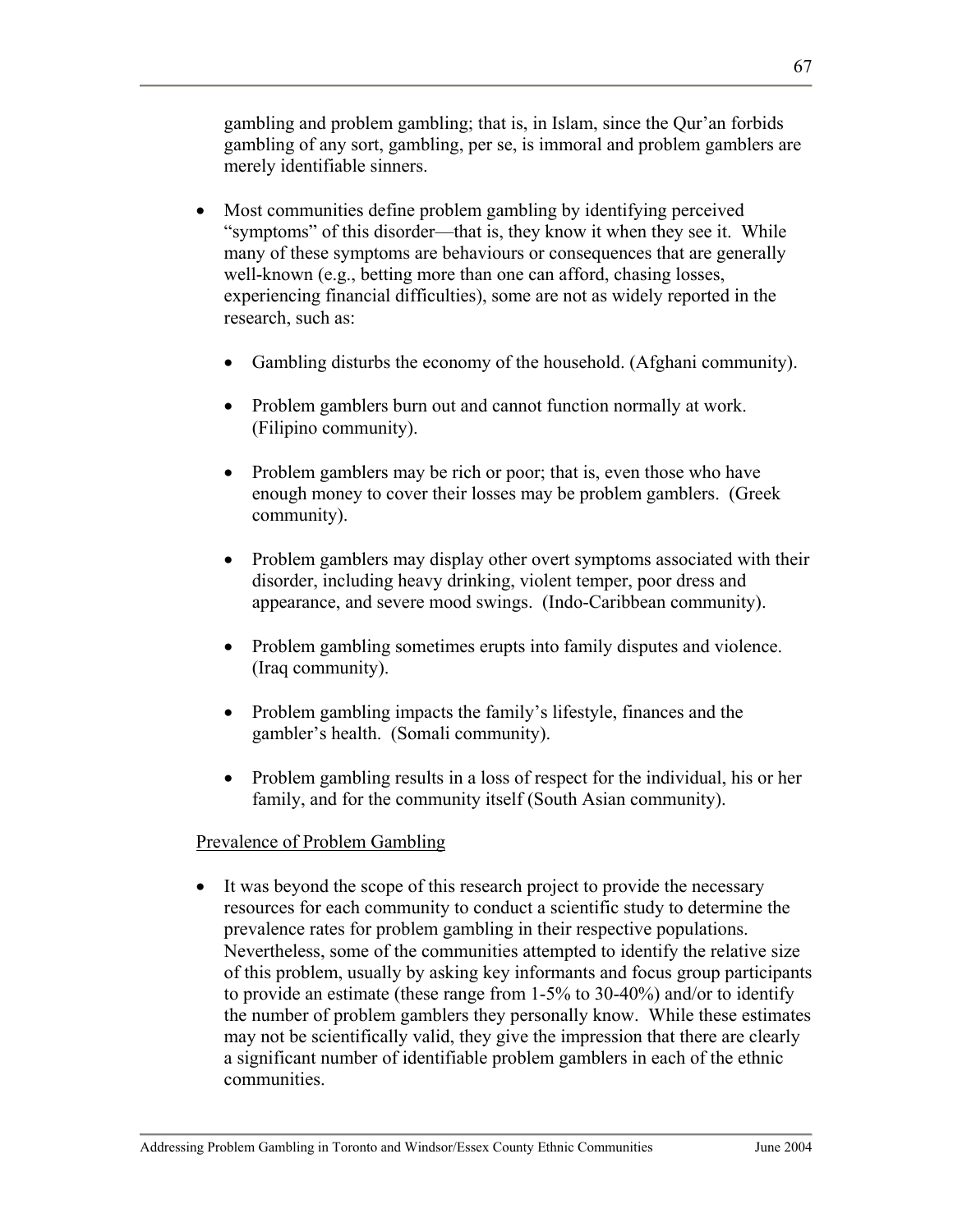gambling and problem gambling; that is, in Islam, since the Qur'an forbids gambling of any sort, gambling, per se, is immoral and problem gamblers are merely identifiable sinners.

- Most communities define problem gambling by identifying perceived "symptoms" of this disorder—that is, they know it when they see it. While many of these symptoms are behaviours or consequences that are generally well-known (e.g., betting more than one can afford, chasing losses, experiencing financial difficulties), some are not as widely reported in the research, such as:

  - Gambling disturbs the economy of the household. (Afghani community).
  - Problem gamblers burn out and cannot function normally at work. (Filipino community).
  - Problem gamblers may be rich or poor; that is, even those who have enough money to cover their losses may be problem gamblers. (Greek community).
  - Problem gamblers may display other overt symptoms associated with their disorder, including heavy drinking, violent temper, poor dress and appearance, and severe mood swings. (Indo-Caribbean community).
  - Problem gambling sometimes erupts into family disputes and violence. (Iraq community).
  - Problem gambling impacts the family's lifestyle, finances and the gambler's health. (Somali community).
  - Problem gambling results in a loss of respect for the individual, his or her family, and for the community itself (South Asian community).

<u>Prevalence of Problem Gambling</u>

- It was beyond the scope of this research project to provide the necessary resources for each community to conduct a scientific study to determine the prevalence rates for problem gambling in their respective populations. Nevertheless, some of the communities attempted to identify the relative size of this problem, usually by asking key informants and focus group participants to provide an estimate (these range from 1-5% to 30-40%) and/or to identify the number of problem gamblers they personally know. While these estimates may not be scientifically valid, they give the impression that there are clearly a significant number of identifiable problem gamblers in each of the ethnic communities.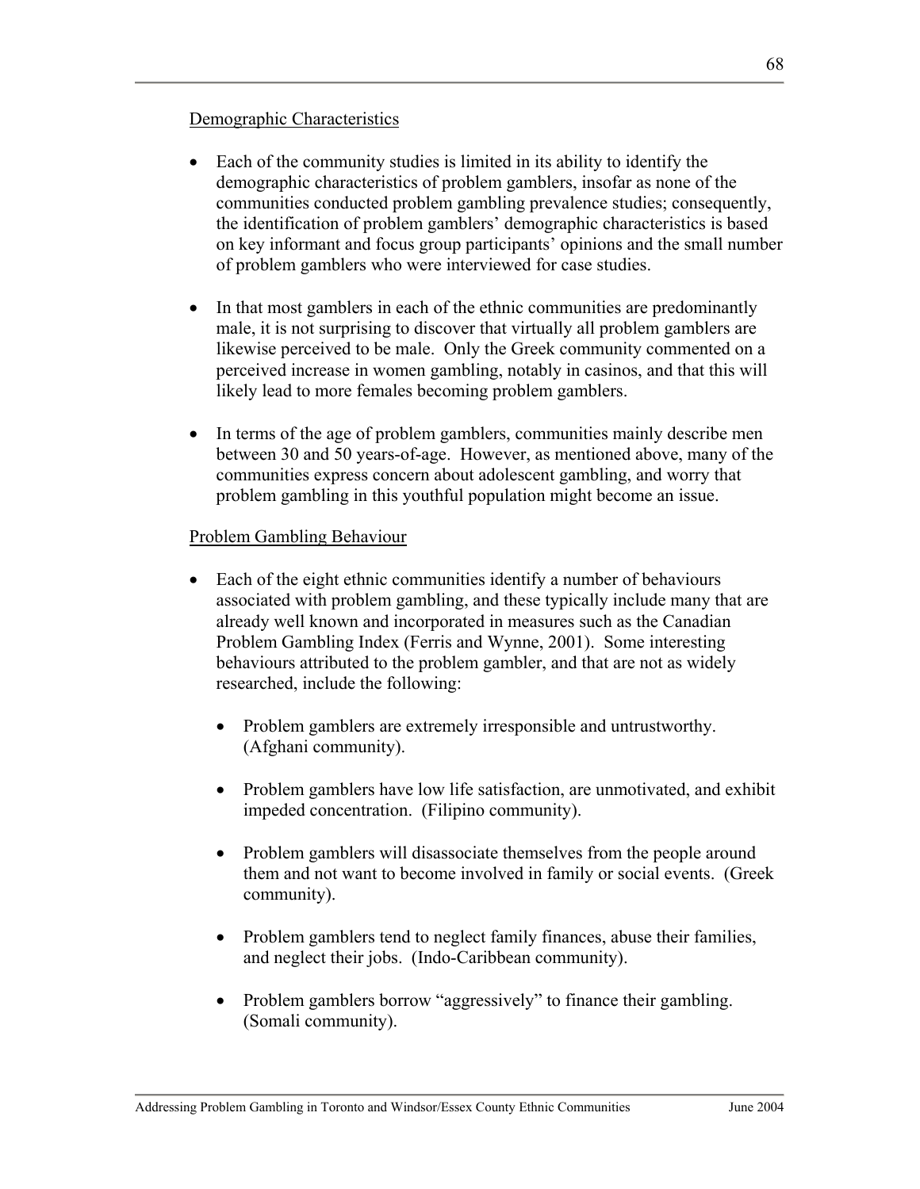Demographic Characteristics

- Each of the community studies is limited in its ability to identify the demographic characteristics of problem gamblers, insofar as none of the communities conducted problem gambling prevalence studies; consequently, the identification of problem gamblers' demographic characteristics is based on key informant and focus group participants' opinions and the small number of problem gamblers who were interviewed for case studies.

- In that most gamblers in each of the ethnic communities are predominantly male, it is not surprising to discover that virtually all problem gamblers are likewise perceived to be male. Only the Greek community commented on a perceived increase in women gambling, notably in casinos, and that this will likely lead to more females becoming problem gamblers.

- In terms of the age of problem gamblers, communities mainly describe men between 30 and 50 years-of-age. However, as mentioned above, many of the communities express concern about adolescent gambling, and worry that problem gambling in this youthful population might become an issue.

Problem Gambling Behaviour

- Each of the eight ethnic communities identify a number of behaviours associated with problem gambling, and these typically include many that are already well known and incorporated in measures such as the Canadian Problem Gambling Index (Ferris and Wynne, 2001). Some interesting behaviours attributed to the problem gambler, and that are not as widely researched, include the following:

  - Problem gamblers are extremely irresponsible and untrustworthy. (Afghani community).

  - Problem gamblers have low life satisfaction, are unmotivated, and exhibit impeded concentration. (Filipino community).

  - Problem gamblers will disassociate themselves from the people around them and not want to become involved in family or social events. (Greek community).

  - Problem gamblers tend to neglect family finances, abuse their families, and neglect their jobs. (Indo-Caribbean community).

  - Problem gamblers borrow "aggressively" to finance their gambling. (Somali community).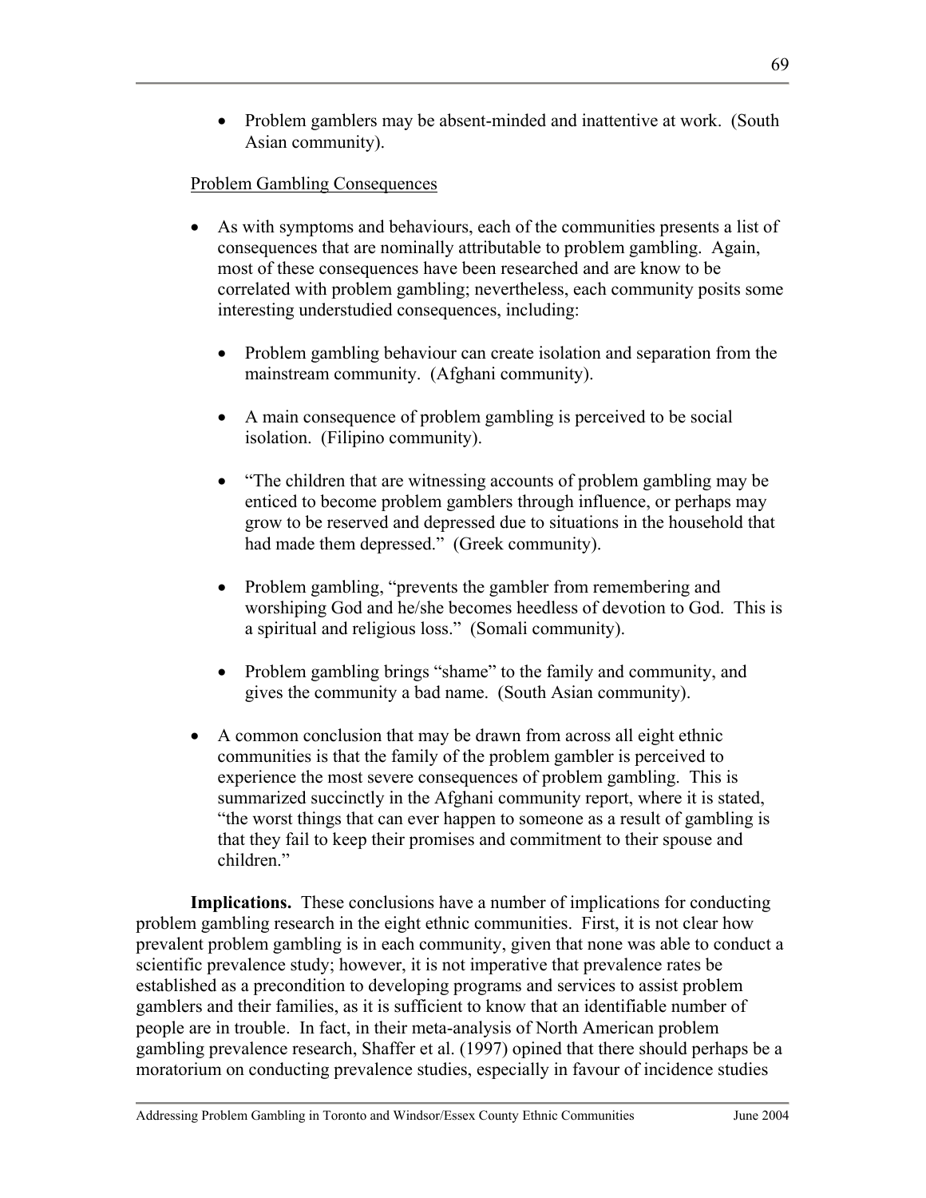- Problem gamblers may be absent-minded and inattentive at work. (South Asian community).

<u>Problem Gambling Consequences</u>

- As with symptoms and behaviours, each of the communities presents a list of consequences that are nominally attributable to problem gambling. Again, most of these consequences have been researched and are know to be correlated with problem gambling; nevertheless, each community posits some interesting understudied consequences, including:

  - Problem gambling behaviour can create isolation and separation from the mainstream community. (Afghani community).

  - A main consequence of problem gambling is perceived to be social isolation. (Filipino community).

  - "The children that are witnessing accounts of problem gambling may be enticed to become problem gamblers through influence, or perhaps may grow to be reserved and depressed due to situations in the household that had made them depressed." (Greek community).

  - Problem gambling, "prevents the gambler from remembering and worshiping God and he/she becomes heedless of devotion to God. This is a spiritual and religious loss." (Somali community).

  - Problem gambling brings "shame" to the family and community, and gives the community a bad name. (South Asian community).

- A common conclusion that may be drawn from across all eight ethnic communities is that the family of the problem gambler is perceived to experience the most severe consequences of problem gambling. This is summarized succinctly in the Afghani community report, where it is stated, "the worst things that can ever happen to someone as a result of gambling is that they fail to keep their promises and commitment to their spouse and children."

**Implications.** These conclusions have a number of implications for conducting problem gambling research in the eight ethnic communities. First, it is not clear how prevalent problem gambling is in each community, given that none was able to conduct a scientific prevalence study; however, it is not imperative that prevalence rates be established as a precondition to developing programs and services to assist problem gamblers and their families, as it is sufficient to know that an identifiable number of people are in trouble. In fact, in their meta-analysis of North American problem gambling prevalence research, Shaffer et al. (1997) opined that there should perhaps be a moratorium on conducting prevalence studies, especially in favour of incidence studies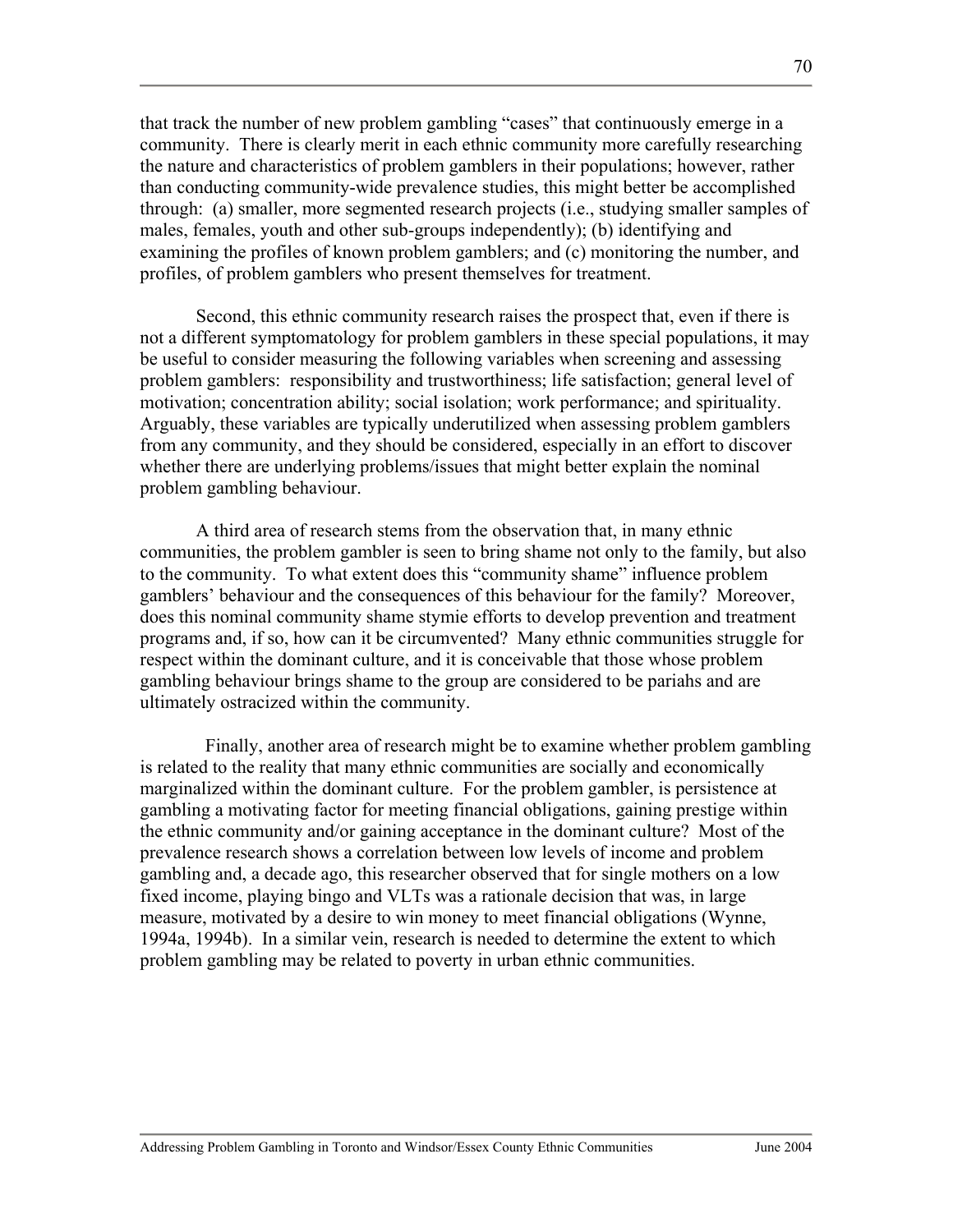that track the number of new problem gambling "cases" that continuously emerge in a community. There is clearly merit in each ethnic community more carefully researching the nature and characteristics of problem gamblers in their populations; however, rather than conducting community-wide prevalence studies, this might better be accomplished through: (a) smaller, more segmented research projects (i.e., studying smaller samples of males, females, youth and other sub-groups independently); (b) identifying and examining the profiles of known problem gamblers; and (c) monitoring the number, and profiles, of problem gamblers who present themselves for treatment.

Second, this ethnic community research raises the prospect that, even if there is not a different symptomatology for problem gamblers in these special populations, it may be useful to consider measuring the following variables when screening and assessing problem gamblers: responsibility and trustworthiness; life satisfaction; general level of motivation; concentration ability; social isolation; work performance; and spirituality. Arguably, these variables are typically underutilized when assessing problem gamblers from any community, and they should be considered, especially in an effort to discover whether there are underlying problems/issues that might better explain the nominal problem gambling behaviour.

A third area of research stems from the observation that, in many ethnic communities, the problem gambler is seen to bring shame not only to the family, but also to the community. To what extent does this "community shame" influence problem gamblers' behaviour and the consequences of this behaviour for the family? Moreover, does this nominal community shame stymie efforts to develop prevention and treatment programs and, if so, how can it be circumvented? Many ethnic communities struggle for respect within the dominant culture, and it is conceivable that those whose problem gambling behaviour brings shame to the group are considered to be pariahs and are ultimately ostracized within the community.

Finally, another area of research might be to examine whether problem gambling is related to the reality that many ethnic communities are socially and economically marginalized within the dominant culture. For the problem gambler, is persistence at gambling a motivating factor for meeting financial obligations, gaining prestige within the ethnic community and/or gaining acceptance in the dominant culture? Most of the prevalence research shows a correlation between low levels of income and problem gambling and, a decade ago, this researcher observed that for single mothers on a low fixed income, playing bingo and VLTs was a rationale decision that was, in large measure, motivated by a desire to win money to meet financial obligations (Wynne, 1994a, 1994b). In a similar vein, research is needed to determine the extent to which problem gambling may be related to poverty in urban ethnic communities.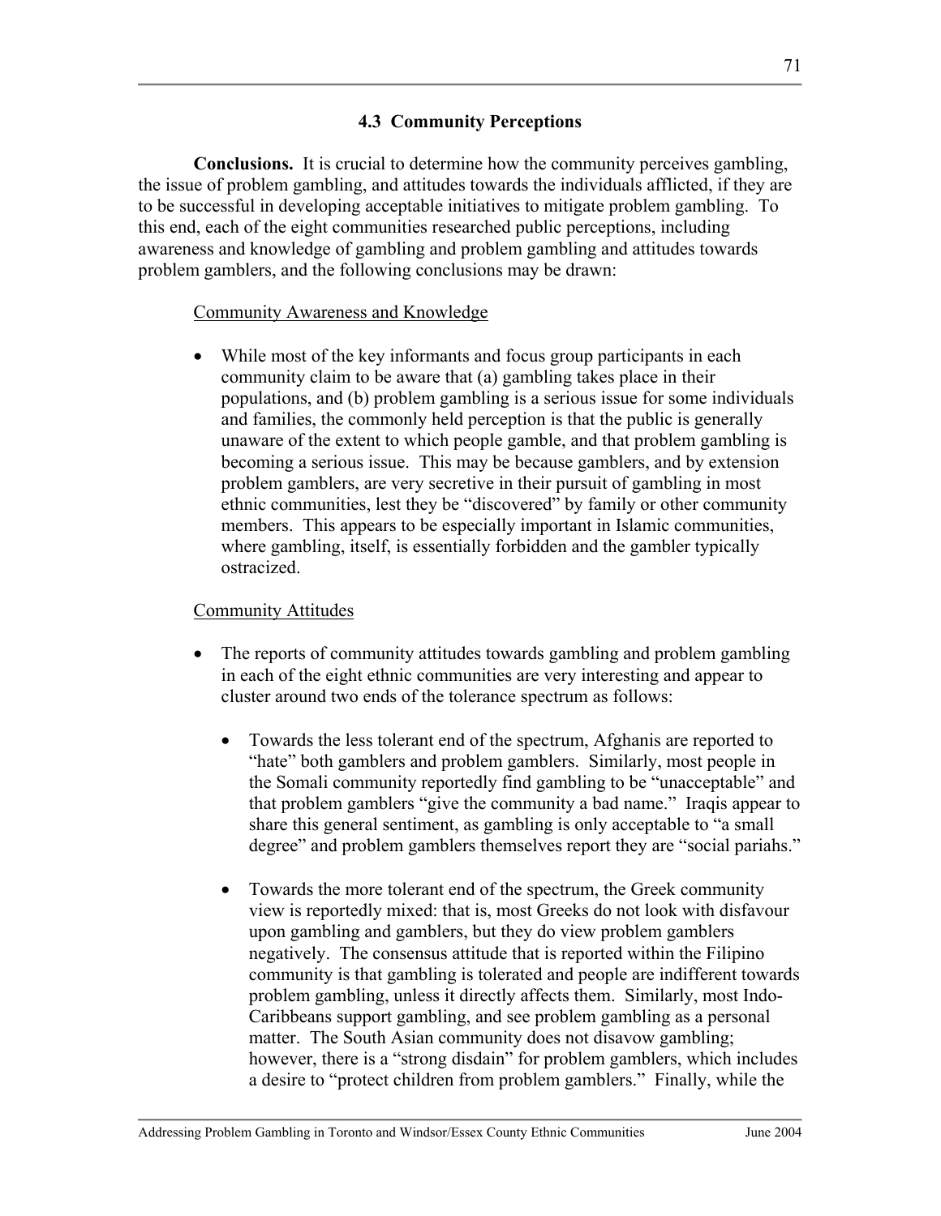### 4.3 Community Perceptions

**Conclusions.** It is crucial to determine how the community perceives gambling, the issue of problem gambling, and attitudes towards the individuals afflicted, if they are to be successful in developing acceptable initiatives to mitigate problem gambling. To this end, each of the eight communities researched public perceptions, including awareness and knowledge of gambling and problem gambling and attitudes towards problem gamblers, and the following conclusions may be drawn:

<u>Community Awareness and Knowledge</u>

- While most of the key informants and focus group participants in each community claim to be aware that (a) gambling takes place in their populations, and (b) problem gambling is a serious issue for some individuals and families, the commonly held perception is that the public is generally unaware of the extent to which people gamble, and that problem gambling is becoming a serious issue. This may be because gamblers, and by extension problem gamblers, are very secretive in their pursuit of gambling in most ethnic communities, lest they be "discovered" by family or other community members. This appears to be especially important in Islamic communities, where gambling, itself, is essentially forbidden and the gambler typically ostracized.

<u>Community Attitudes</u>

- The reports of community attitudes towards gambling and problem gambling in each of the eight ethnic communities are very interesting and appear to cluster around two ends of the tolerance spectrum as follows:
    - Towards the less tolerant end of the spectrum, Afghanis are reported to "hate" both gamblers and problem gamblers. Similarly, most people in the Somali community reportedly find gambling to be "unacceptable" and that problem gamblers "give the community a bad name." Iraqis appear to share this general sentiment, as gambling is only acceptable to "a small degree" and problem gamblers themselves report they are "social pariahs."
    - Towards the more tolerant end of the spectrum, the Greek community view is reportedly mixed: that is, most Greeks do not look with disfavour upon gambling and gamblers, but they do view problem gamblers negatively. The consensus attitude that is reported within the Filipino community is that gambling is tolerated and people are indifferent towards problem gambling, unless it directly affects them. Similarly, most Indo-Caribbeans support gambling, and see problem gambling as a personal matter. The South Asian community does not disavow gambling; however, there is a "strong disdain" for problem gamblers, which includes a desire to "protect children from problem gamblers." Finally, while the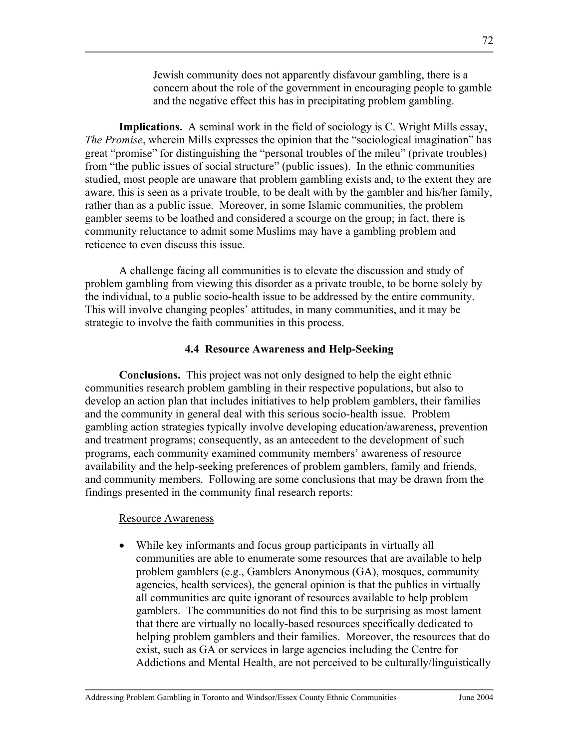Jewish community does not apparently disfavour gambling, there is a concern about the role of the government in encouraging people to gamble and the negative effect this has in precipitating problem gambling.

**Implications.** A seminal work in the field of sociology is C. Wright Mills essay, *The Promise*, wherein Mills expresses the opinion that the "sociological imagination" has great "promise" for distinguishing the "personal troubles of the mileu" (private troubles) from "the public issues of social structure" (public issues). In the ethnic communities studied, most people are unaware that problem gambling exists and, to the extent they are aware, this is seen as a private trouble, to be dealt with by the gambler and his/her family, rather than as a public issue. Moreover, in some Islamic communities, the problem gambler seems to be loathed and considered a scourge on the group; in fact, there is community reluctance to admit some Muslims may have a gambling problem and reticence to even discuss this issue.

A challenge facing all communities is to elevate the discussion and study of problem gambling from viewing this disorder as a private trouble, to be borne solely by the individual, to a public socio-health issue to be addressed by the entire community. This will involve changing peoples' attitudes, in many communities, and it may be strategic to involve the faith communities in this process.

### 4.4 Resource Awareness and Help-Seeking

**Conclusions.** This project was not only designed to help the eight ethnic communities research problem gambling in their respective populations, but also to develop an action plan that includes initiatives to help problem gamblers, their families and the community in general deal with this serious socio-health issue. Problem gambling action strategies typically involve developing education/awareness, prevention and treatment programs; consequently, as an antecedent to the development of such programs, each community examined community members' awareness of resource availability and the help-seeking preferences of problem gamblers, family and friends, and community members. Following are some conclusions that may be drawn from the findings presented in the community final research reports:

Resource Awareness

- While key informants and focus group participants in virtually all communities are able to enumerate some resources that are available to help problem gamblers (e.g., Gamblers Anonymous (GA), mosques, community agencies, health services), the general opinion is that the publics in virtually all communities are quite ignorant of resources available to help problem gamblers. The communities do not find this to be surprising as most lament that there are virtually no locally-based resources specifically dedicated to helping problem gamblers and their families. Moreover, the resources that do exist, such as GA or services in large agencies including the Centre for Addictions and Mental Health, are not perceived to be culturally/linguistically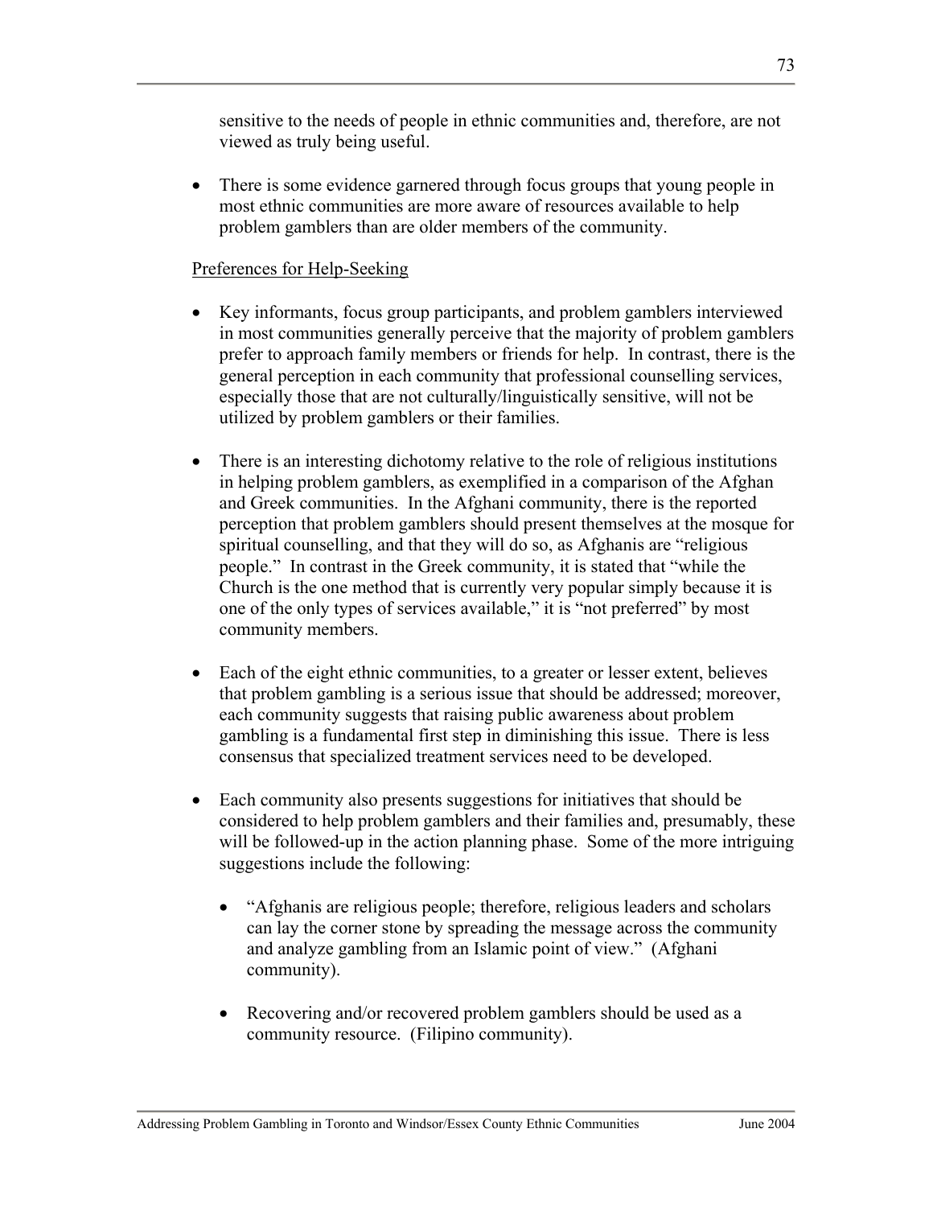sensitive to the needs of people in ethnic communities and, therefore, are not viewed as truly being useful.

- There is some evidence garnered through focus groups that young people in most ethnic communities are more aware of resources available to help problem gamblers than are older members of the community.

Preferences for Help-Seeking

- Key informants, focus group participants, and problem gamblers interviewed in most communities generally perceive that the majority of problem gamblers prefer to approach family members or friends for help. In contrast, there is the general perception in each community that professional counselling services, especially those that are not culturally/linguistically sensitive, will not be utilized by problem gamblers or their families.

- There is an interesting dichotomy relative to the role of religious institutions in helping problem gamblers, as exemplified in a comparison of the Afghan and Greek communities. In the Afghani community, there is the reported perception that problem gamblers should present themselves at the mosque for spiritual counselling, and that they will do so, as Afghanis are "religious people." In contrast in the Greek community, it is stated that "while the Church is the one method that is currently very popular simply because it is one of the only types of services available," it is "not preferred" by most community members.

- Each of the eight ethnic communities, to a greater or lesser extent, believes that problem gambling is a serious issue that should be addressed; moreover, each community suggests that raising public awareness about problem gambling is a fundamental first step in diminishing this issue. There is less consensus that specialized treatment services need to be developed.

- Each community also presents suggestions for initiatives that should be considered to help problem gamblers and their families and, presumably, these will be followed-up in the action planning phase. Some of the more intriguing suggestions include the following:

  - "Afghanis are religious people; therefore, religious leaders and scholars can lay the corner stone by spreading the message across the community and analyze gambling from an Islamic point of view." (Afghani community).

  - Recovering and/or recovered problem gamblers should be used as a community resource. (Filipino community).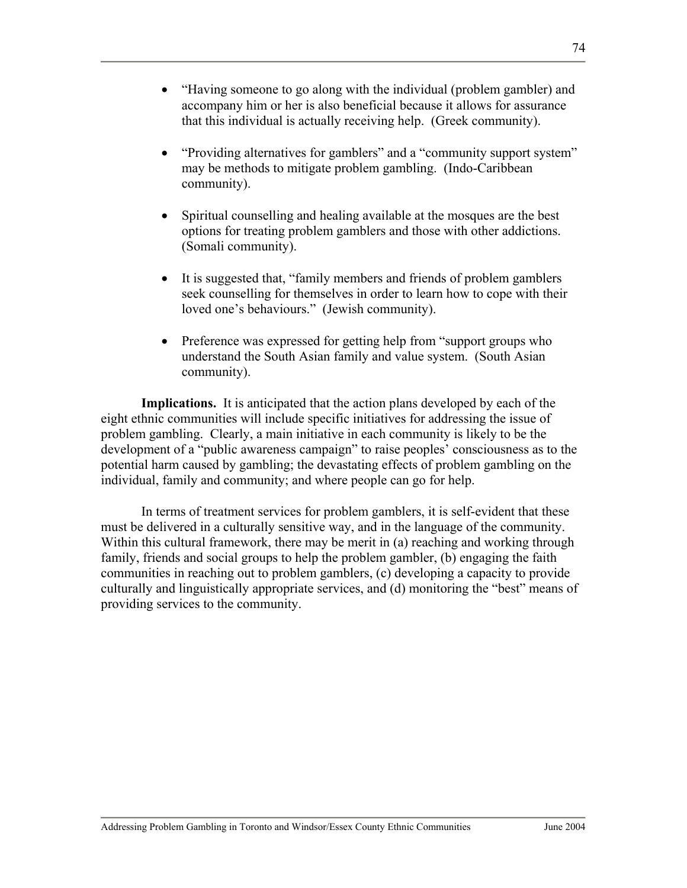- "Having someone to go along with the individual (problem gambler) and accompany him or her is also beneficial because it allows for assurance that this individual is actually receiving help. (Greek community).

- "Providing alternatives for gamblers" and a "community support system" may be methods to mitigate problem gambling. (Indo-Caribbean community).

- Spiritual counselling and healing available at the mosques are the best options for treating problem gamblers and those with other addictions. (Somali community).

- It is suggested that, "family members and friends of problem gamblers seek counselling for themselves in order to learn how to cope with their loved one's behaviours." (Jewish community).

- Preference was expressed for getting help from "support groups who understand the South Asian family and value system. (South Asian community).

**Implications.** It is anticipated that the action plans developed by each of the eight ethnic communities will include specific initiatives for addressing the issue of problem gambling. Clearly, a main initiative in each community is likely to be the development of a "public awareness campaign" to raise peoples' consciousness as to the potential harm caused by gambling; the devastating effects of problem gambling on the individual, family and community; and where people can go for help.

In terms of treatment services for problem gamblers, it is self-evident that these must be delivered in a culturally sensitive way, and in the language of the community. Within this cultural framework, there may be merit in (a) reaching and working through family, friends and social groups to help the problem gambler, (b) engaging the faith communities in reaching out to problem gamblers, (c) developing a capacity to provide culturally and linguistically appropriate services, and (d) monitoring the "best" means of providing services to the community.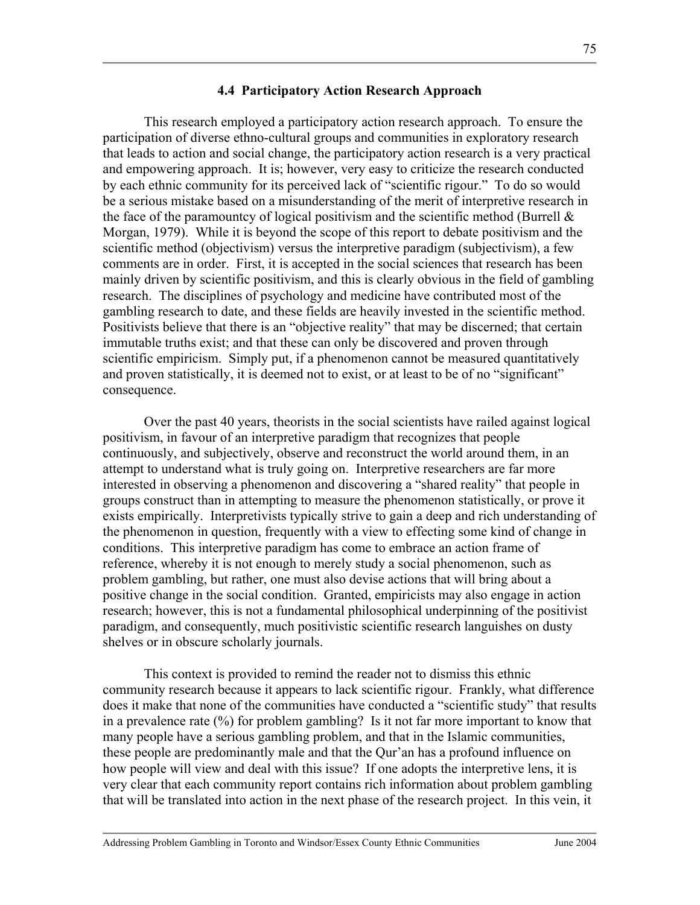### 4.4 Participatory Action Research Approach

This research employed a participatory action research approach. To ensure the participation of diverse ethno-cultural groups and communities in exploratory research that leads to action and social change, the participatory action research is a very practical and empowering approach. It is; however, very easy to criticize the research conducted by each ethnic community for its perceived lack of "scientific rigour." To do so would be a serious mistake based on a misunderstanding of the merit of interpretive research in the face of the paramountcy of logical positivism and the scientific method (Burrell & Morgan, 1979). While it is beyond the scope of this report to debate positivism and the scientific method (objectivism) versus the interpretive paradigm (subjectivism), a few comments are in order. First, it is accepted in the social sciences that research has been mainly driven by scientific positivism, and this is clearly obvious in the field of gambling research. The disciplines of psychology and medicine have contributed most of the gambling research to date, and these fields are heavily invested in the scientific method. Positivists believe that there is an "objective reality" that may be discerned; that certain immutable truths exist; and that these can only be discovered and proven through scientific empiricism. Simply put, if a phenomenon cannot be measured quantitatively and proven statistically, it is deemed not to exist, or at least to be of no "significant" consequence.

Over the past 40 years, theorists in the social scientists have railed against logical positivism, in favour of an interpretive paradigm that recognizes that people continuously, and subjectively, observe and reconstruct the world around them, in an attempt to understand what is truly going on. Interpretive researchers are far more interested in observing a phenomenon and discovering a "shared reality" that people in groups construct than in attempting to measure the phenomenon statistically, or prove it exists empirically. Interpretivists typically strive to gain a deep and rich understanding of the phenomenon in question, frequently with a view to effecting some kind of change in conditions. This interpretive paradigm has come to embrace an action frame of reference, whereby it is not enough to merely study a social phenomenon, such as problem gambling, but rather, one must also devise actions that will bring about a positive change in the social condition. Granted, empiricists may also engage in action research; however, this is not a fundamental philosophical underpinning of the positivist paradigm, and consequently, much positivistic scientific research languishes on dusty shelves or in obscure scholarly journals.

This context is provided to remind the reader not to dismiss this ethnic community research because it appears to lack scientific rigour. Frankly, what difference does it make that none of the communities have conducted a "scientific study" that results in a prevalence rate (%) for problem gambling? Is it not far more important to know that many people have a serious gambling problem, and that in the Islamic communities, these people are predominantly male and that the Qur'an has a profound influence on how people will view and deal with this issue? If one adopts the interpretive lens, it is very clear that each community report contains rich information about problem gambling that will be translated into action in the next phase of the research project. In this vein, it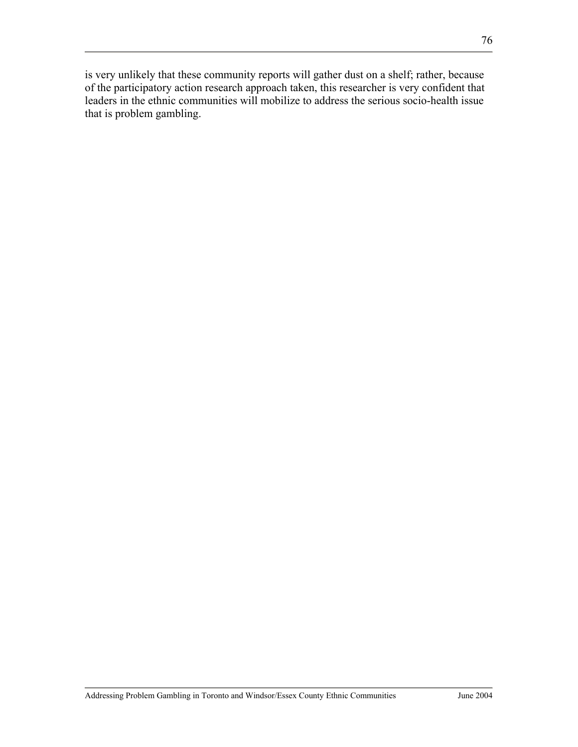is very unlikely that these community reports will gather dust on a shelf; rather, because of the participatory action research approach taken, this researcher is very confident that leaders in the ethnic communities will mobilize to address the serious socio-health issue that is problem gambling.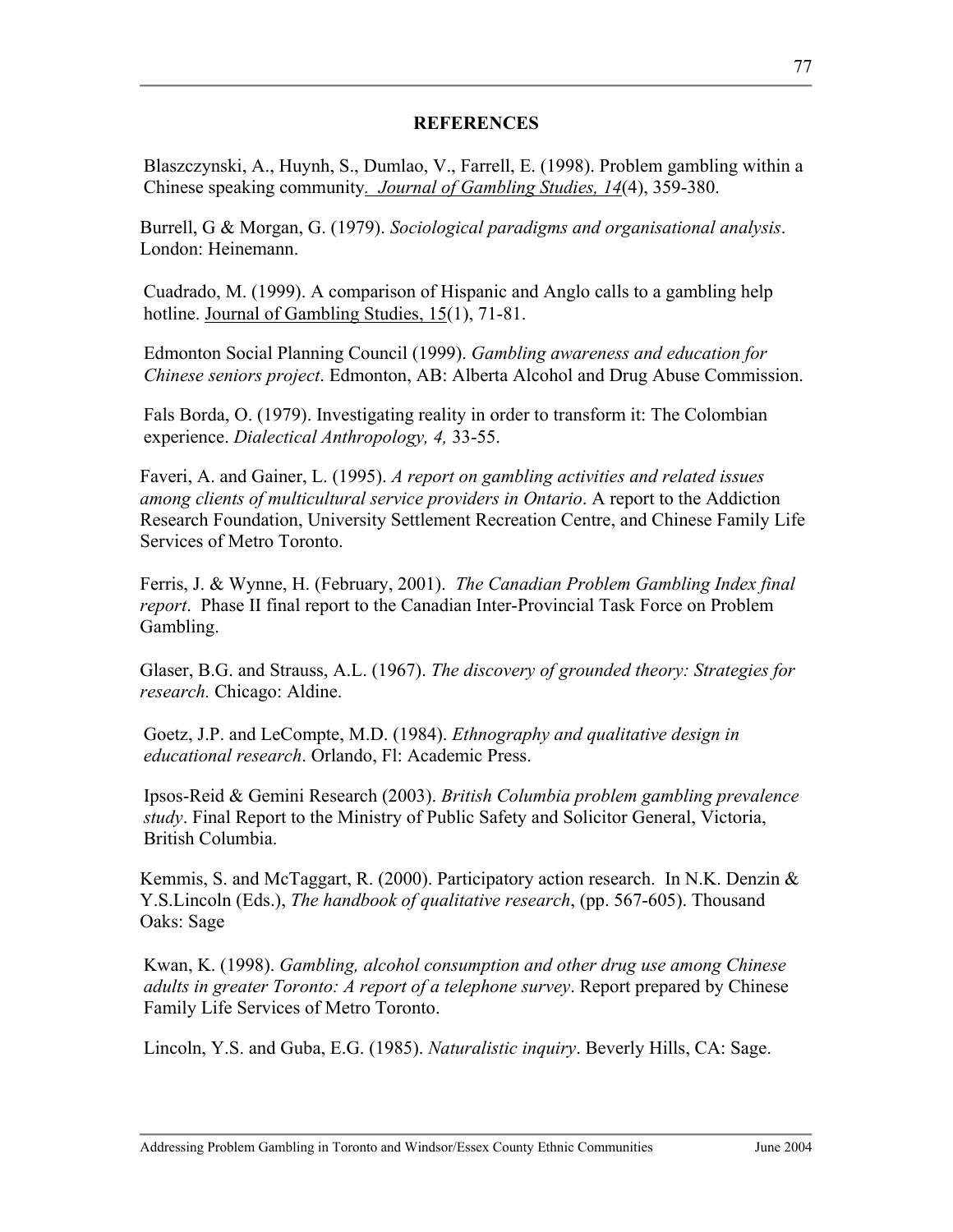## REFERENCES

Blaszczynski, A., Huynh, S., Dumlao, V., Farrell, E. (1998). Problem gambling within a Chinese speaking community. *Journal of Gambling Studies, 14*(4), 359-380.

Burrell, G & Morgan, G. (1979). *Sociological paradigms and organisational analysis*. London: Heinemann.

Cuadrado, M. (1999). A comparison of Hispanic and Anglo calls to a gambling help hotline. Journal of Gambling Studies, 15(1), 71-81.

Edmonton Social Planning Council (1999). *Gambling awareness and education for Chinese seniors project*. Edmonton, AB: Alberta Alcohol and Drug Abuse Commission.

Fals Borda, O. (1979). Investigating reality in order to transform it: The Colombian experience. *Dialectical Anthropology, 4,* 33-55.

Faveri, A. and Gainer, L. (1995). *A report on gambling activities and related issues among clients of multicultural service providers in Ontario*. A report to the Addiction Research Foundation, University Settlement Recreation Centre, and Chinese Family Life Services of Metro Toronto.

Ferris, J. & Wynne, H. (February, 2001). *The Canadian Problem Gambling Index final report*. Phase II final report to the Canadian Inter-Provincial Task Force on Problem Gambling.

Glaser, B.G. and Strauss, A.L. (1967). *The discovery of grounded theory: Strategies for research.* Chicago: Aldine.

Goetz, J.P. and LeCompte, M.D. (1984). *Ethnography and qualitative design in educational research*. Orlando, Fl: Academic Press.

Ipsos-Reid & Gemini Research (2003). *British Columbia problem gambling prevalence study*. Final Report to the Ministry of Public Safety and Solicitor General, Victoria, British Columbia.

Kemmis, S. and McTaggart, R. (2000). Participatory action research. In N.K. Denzin & Y.S.Lincoln (Eds.), *The handbook of qualitative research*, (pp. 567-605). Thousand Oaks: Sage

Kwan, K. (1998). *Gambling, alcohol consumption and other drug use among Chinese adults in greater Toronto: A report of a telephone survey*. Report prepared by Chinese Family Life Services of Metro Toronto.

Lincoln, Y.S. and Guba, E.G. (1985). *Naturalistic inquiry*. Beverly Hills, CA: Sage.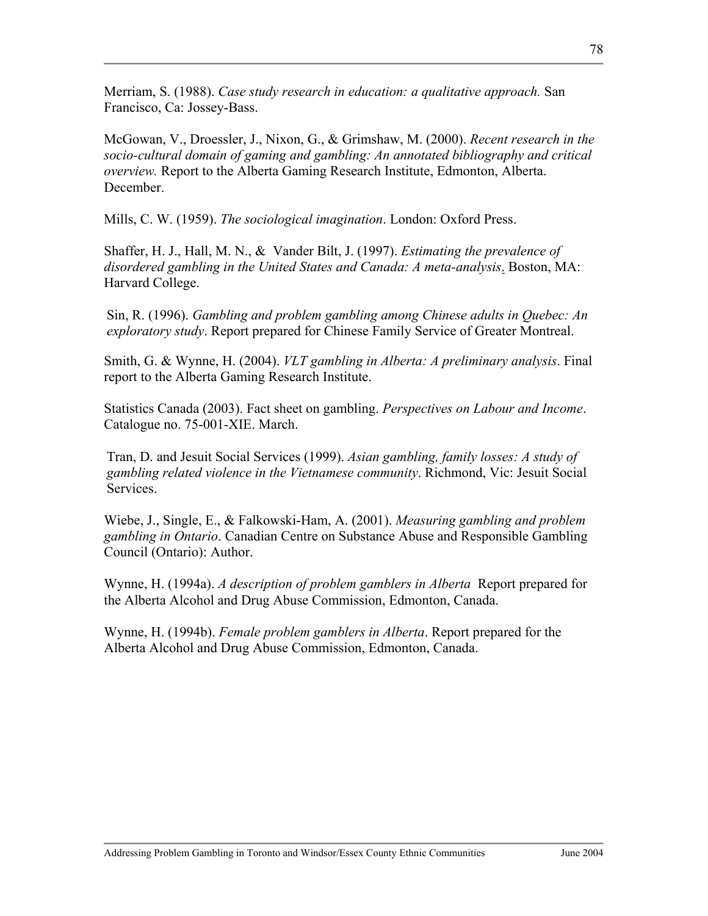Merriam, S. (1988). *Case study research in education: a qualitative approach.* San Francisco, Ca: Jossey-Bass.

McGowan, V., Droessler, J., Nixon, G., & Grimshaw, M. (2000). *Recent research in the socio-cultural domain of gaming and gambling: An annotated bibliography and critical overview.* Report to the Alberta Gaming Research Institute, Edmonton, Alberta. December.

Mills, C. W. (1959). *The sociological imagination*. London: Oxford Press.

Shaffer, H. J., Hall, M. N., & Vander Bilt, J. (1997). *Estimating the prevalence of disordered gambling in the United States and Canada: A meta-analysis*. Boston, MA: Harvard College.

Sin, R. (1996). *Gambling and problem gambling among Chinese adults in Quebec: An exploratory study*. Report prepared for Chinese Family Service of Greater Montreal.

Smith, G. & Wynne, H. (2004). *VLT gambling in Alberta: A preliminary analysis*. Final report to the Alberta Gaming Research Institute.

Statistics Canada (2003). Fact sheet on gambling. *Perspectives on Labour and Income*. Catalogue no. 75-001-XIE. March.

Tran, D. and Jesuit Social Services (1999). *Asian gambling, family losses: A study of gambling related violence in the Vietnamese community*. Richmond, Vic: Jesuit Social Services.

Wiebe, J., Single, E., & Falkowski-Ham, A. (2001). *Measuring gambling and problem gambling in Ontario*. Canadian Centre on Substance Abuse and Responsible Gambling Council (Ontario): Author.

Wynne, H. (1994a). *A description of problem gamblers in Alberta* Report prepared for the Alberta Alcohol and Drug Abuse Commission, Edmonton, Canada.

Wynne, H. (1994b). *Female problem gamblers in Alberta*. Report prepared for the Alberta Alcohol and Drug Abuse Commission, Edmonton, Canada.